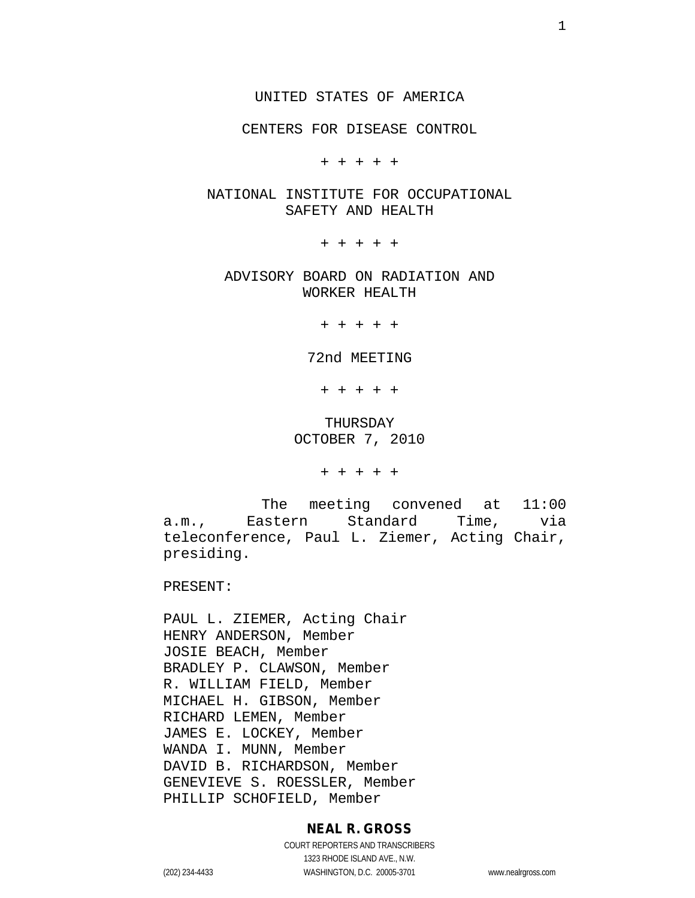UNITED STATES OF AMERICA

CENTERS FOR DISEASE CONTROL

+ + + + +

NATIONAL INSTITUTE FOR OCCUPATIONAL SAFETY AND HEALTH

+ + + + +

ADVISORY BOARD ON RADIATION AND WORKER HEALTH

+ + + + +

72nd MEETING

+ + + + +

THURSDAY
OCTOBER 7, 2010

+ + + + +

The meeting convened at 11:00 a.m., Eastern Standard Time, via teleconference, Paul L. Ziemer, Acting Chair, presiding.

PRESENT:

PAUL L. ZIEMER, Acting Chair
HENRY ANDERSON, Member
JOSIE BEACH, Member
BRADLEY P. CLAWSON, Member
R. WILLIAM FIELD, Member
MICHAEL H. GIBSON, Member
RICHARD LEMEN, Member
JAMES E. LOCKEY, Member
WANDA I. MUNN, Member
DAVID B. RICHARDSON, Member
GENEVIEVE S. ROESSLER, Member
PHILLIP SCHOFIELD, Member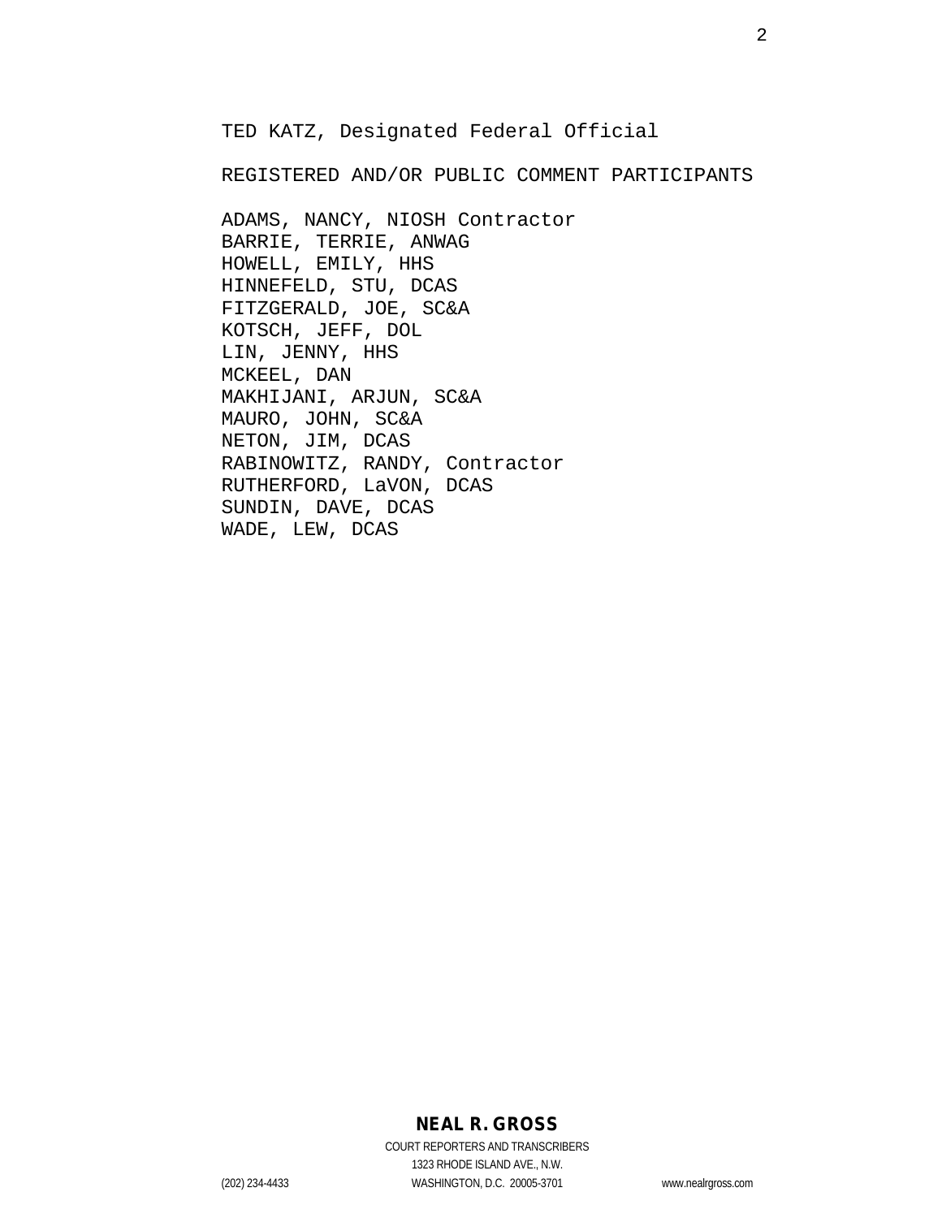TED KATZ, Designated Federal Official

REGISTERED AND/OR PUBLIC COMMENT PARTICIPANTS

ADAMS, NANCY, NIOSH Contractor
BARRIE, TERRIE, ANWAG
HOWELL, EMILY, HHS
HINNEFELD, STU, DCAS
FITZGERALD, JOE, SC&A
KOTSCH, JEFF, DOL
LIN, JENNY, HHS
MCKEEL, DAN
MAKHIJANI, ARJUN, SC&A
MAURO, JOHN, SC&A
NETON, JIM, DCAS
RABINOWITZ, RANDY, Contractor
RUTHERFORD, LaVON, DCAS
SUNDIN, DAVE, DCAS
WADE, LEW, DCAS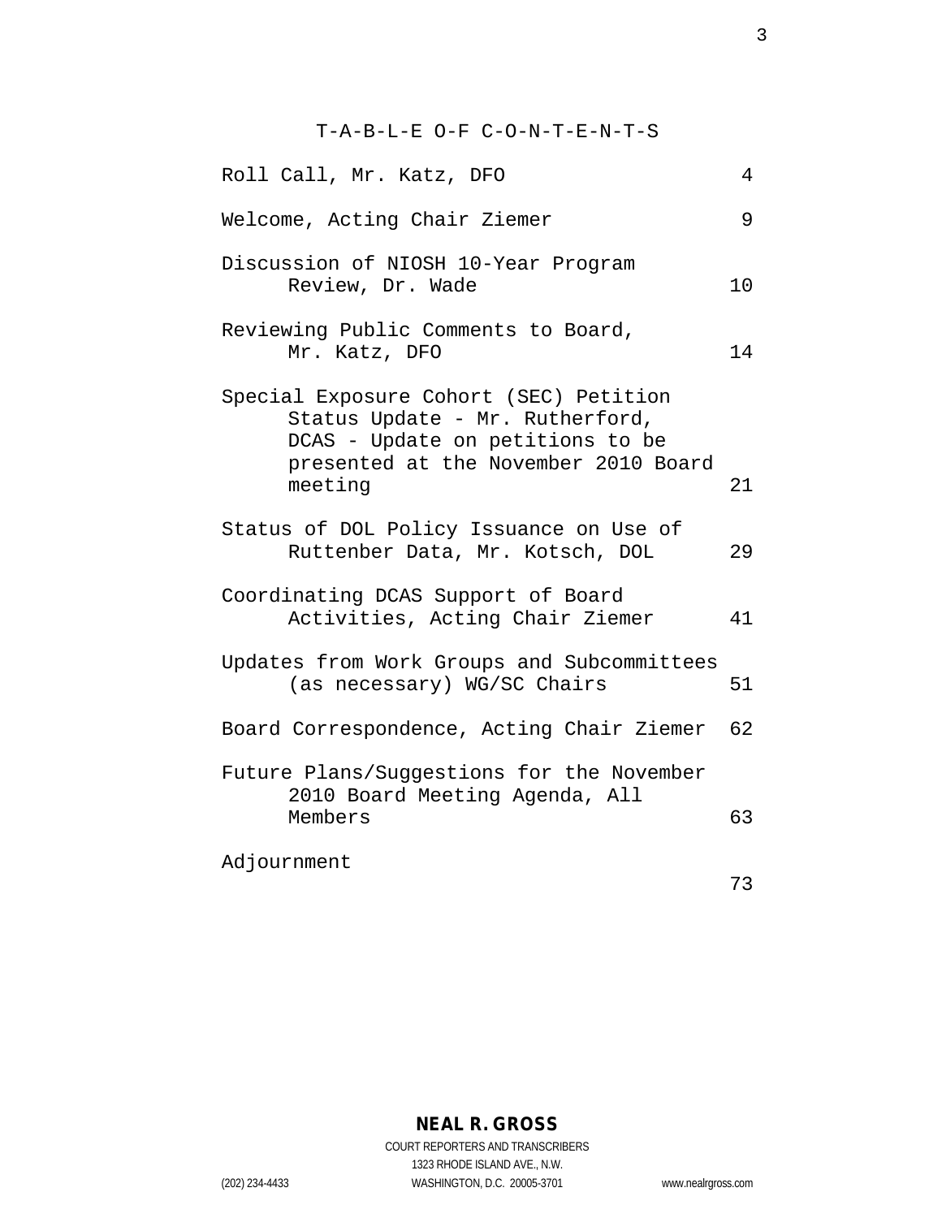T-A-B-L-E O-F C-O-N-T-E-N-T-S

| | |
|---|---|
| Roll Call, Mr. Katz, DFO | 4 |
| Welcome, Acting Chair Ziemer | 9 |
| Discussion of NIOSH 10-Year Program Review, Dr. Wade | 10 |
| Reviewing Public Comments to Board, Mr. Katz, DFO | 14 |
| Special Exposure Cohort (SEC) Petition Status Update - Mr. Rutherford, DCAS - Update on petitions to be presented at the November 2010 Board meeting | 21 |
| Status of DOL Policy Issuance on Use of Ruttenber Data, Mr. Kotsch, DOL | 29 |
| Coordinating DCAS Support of Board Activities, Acting Chair Ziemer | 41 |
| Updates from Work Groups and Subcommittees (as necessary) WG/SC Chairs | 51 |
| Board Correspondence, Acting Chair Ziemer | 62 |
| Future Plans/Suggestions for the November 2010 Board Meeting Agenda, All Members | 63 |
| Adjournment | 73 |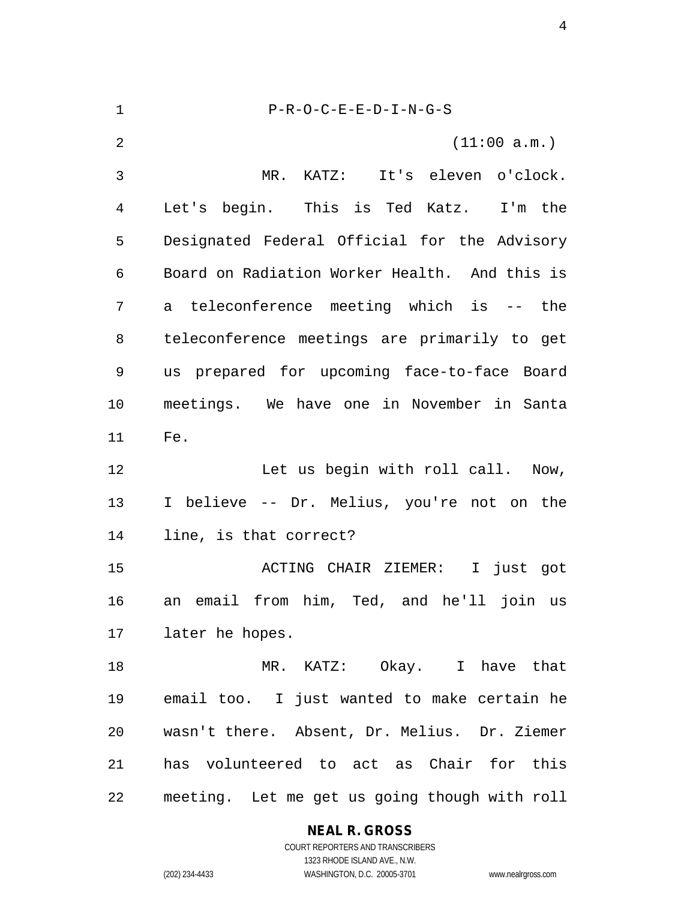P-R-O-C-E-E-D-I-N-G-S

(11:00 a.m.)

MR. KATZ: It's eleven o'clock. Let's begin. This is Ted Katz. I'm the Designated Federal Official for the Advisory Board on Radiation Worker Health. And this is a teleconference meeting which is -- the teleconference meetings are primarily to get us prepared for upcoming face-to-face Board meetings. We have one in November in Santa Fe.

Let us begin with roll call. Now, I believe -- Dr. Melius, you're not on the line, is that correct?

ACTING CHAIR ZIEMER: I just got an email from him, Ted, and he'll join us later he hopes.

MR. KATZ: Okay. I have that email too. I just wanted to make certain he wasn't there. Absent, Dr. Melius. Dr. Ziemer has volunteered to act as Chair for this meeting. Let me get us going though with roll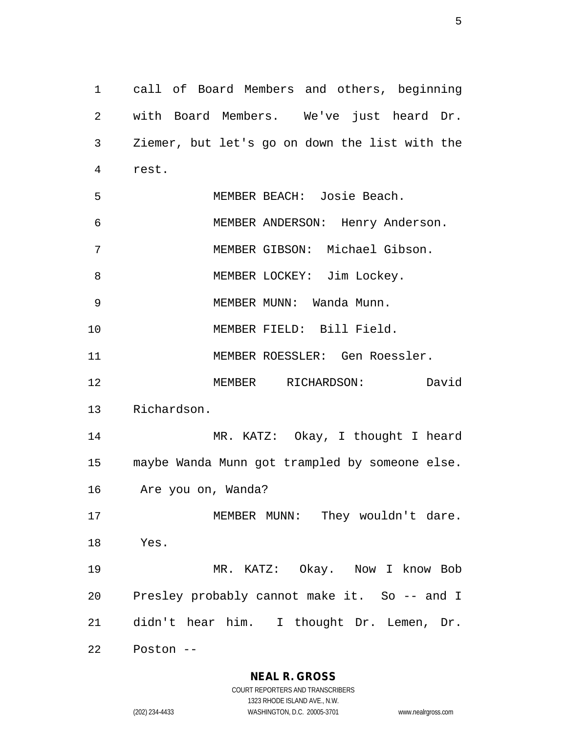call of Board Members and others, beginning with Board Members. We've just heard Dr. Ziemer, but let's go on down the list with the rest.

MEMBER BEACH: Josie Beach.

MEMBER ANDERSON: Henry Anderson.

MEMBER GIBSON: Michael Gibson.

MEMBER LOCKEY: Jim Lockey.

MEMBER MUNN: Wanda Munn.

MEMBER FIELD: Bill Field.

MEMBER ROESSLER: Gen Roessler.

MEMBER RICHARDSON: David Richardson.

MR. KATZ: Okay, I thought I heard maybe Wanda Munn got trampled by someone else. Are you on, Wanda?

MEMBER MUNN: They wouldn't dare. Yes.

MR. KATZ: Okay. Now I know Bob Presley probably cannot make it. So -- and I didn't hear him. I thought Dr. Lemen, Dr. Poston --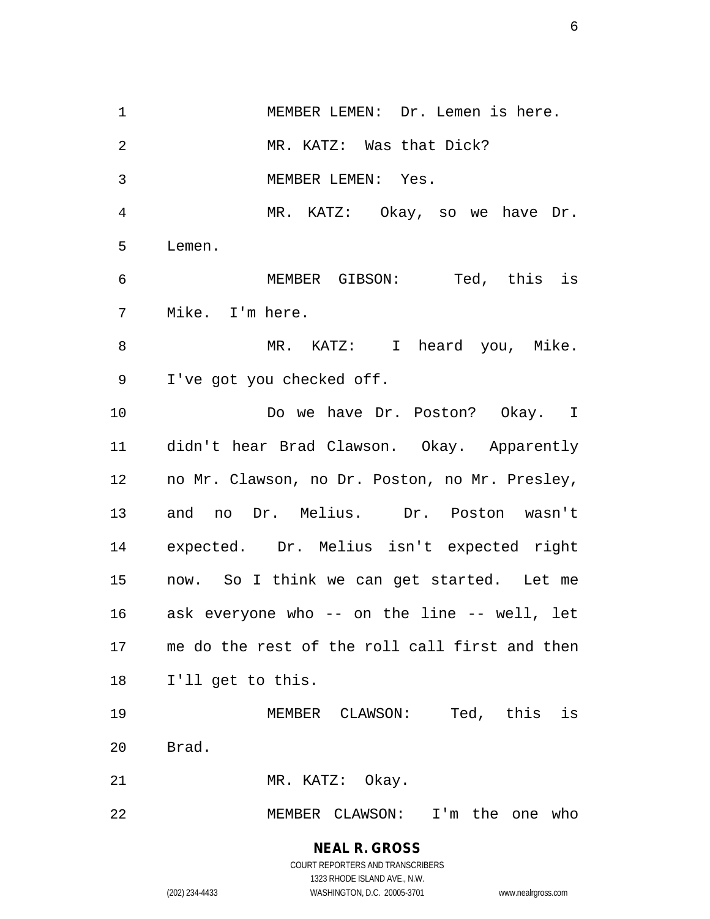MEMBER LEMEN: Dr. Lemen is here.

MR. KATZ: Was that Dick?

MEMBER LEMEN: Yes.

MR. KATZ: Okay, so we have Dr. Lemen.

MEMBER GIBSON: Ted, this is Mike. I'm here.

MR. KATZ: I heard you, Mike. I've got you checked off.

Do we have Dr. Poston? Okay. I didn't hear Brad Clawson. Okay. Apparently no Mr. Clawson, no Dr. Poston, no Mr. Presley, and no Dr. Melius. Dr. Poston wasn't expected. Dr. Melius isn't expected right now. So I think we can get started. Let me ask everyone who -- on the line -- well, let me do the rest of the roll call first and then I'll get to this.

MEMBER CLAWSON: Ted, this is Brad.

MR. KATZ: Okay.

MEMBER CLAWSON: I'm the one who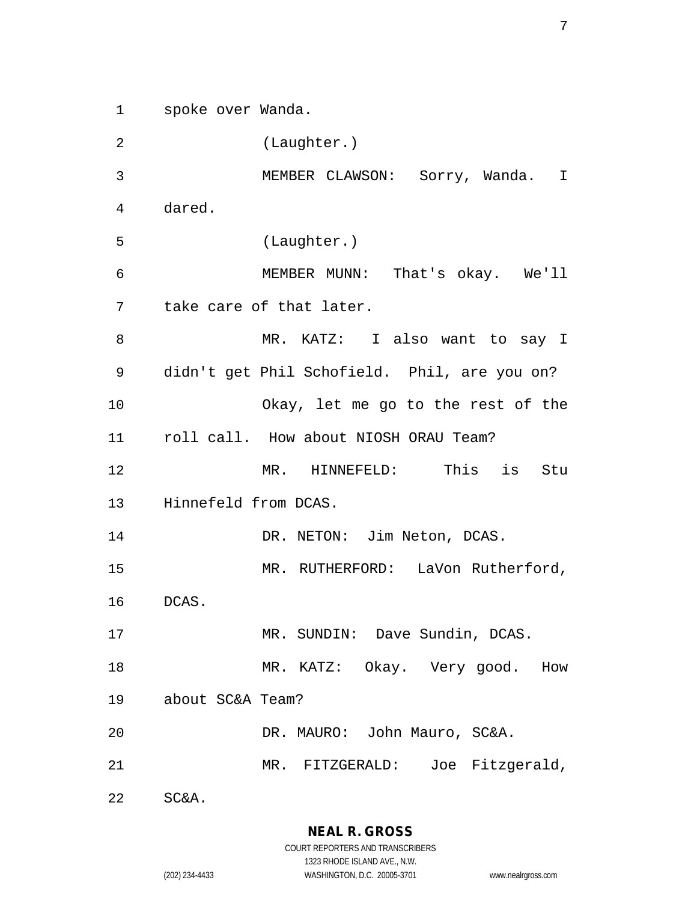spoke over Wanda.

(Laughter.)

MEMBER CLAWSON: Sorry, Wanda. I dared.

(Laughter.)

MEMBER MUNN: That's okay. We'll take care of that later.

MR. KATZ: I also want to say I didn't get Phil Schofield. Phil, are you on?

Okay, let me go to the rest of the roll call. How about NIOSH ORAU Team?

MR. HINNEFELD: This is Stu Hinnefeld from DCAS.

DR. NETON: Jim Neton, DCAS.

MR. RUTHERFORD: LaVon Rutherford, DCAS.

MR. SUNDIN: Dave Sundin, DCAS.

MR. KATZ: Okay. Very good. How about SC&A Team?

DR. MAURO: John Mauro, SC&A.

MR. FITZGERALD: Joe Fitzgerald, SC&A.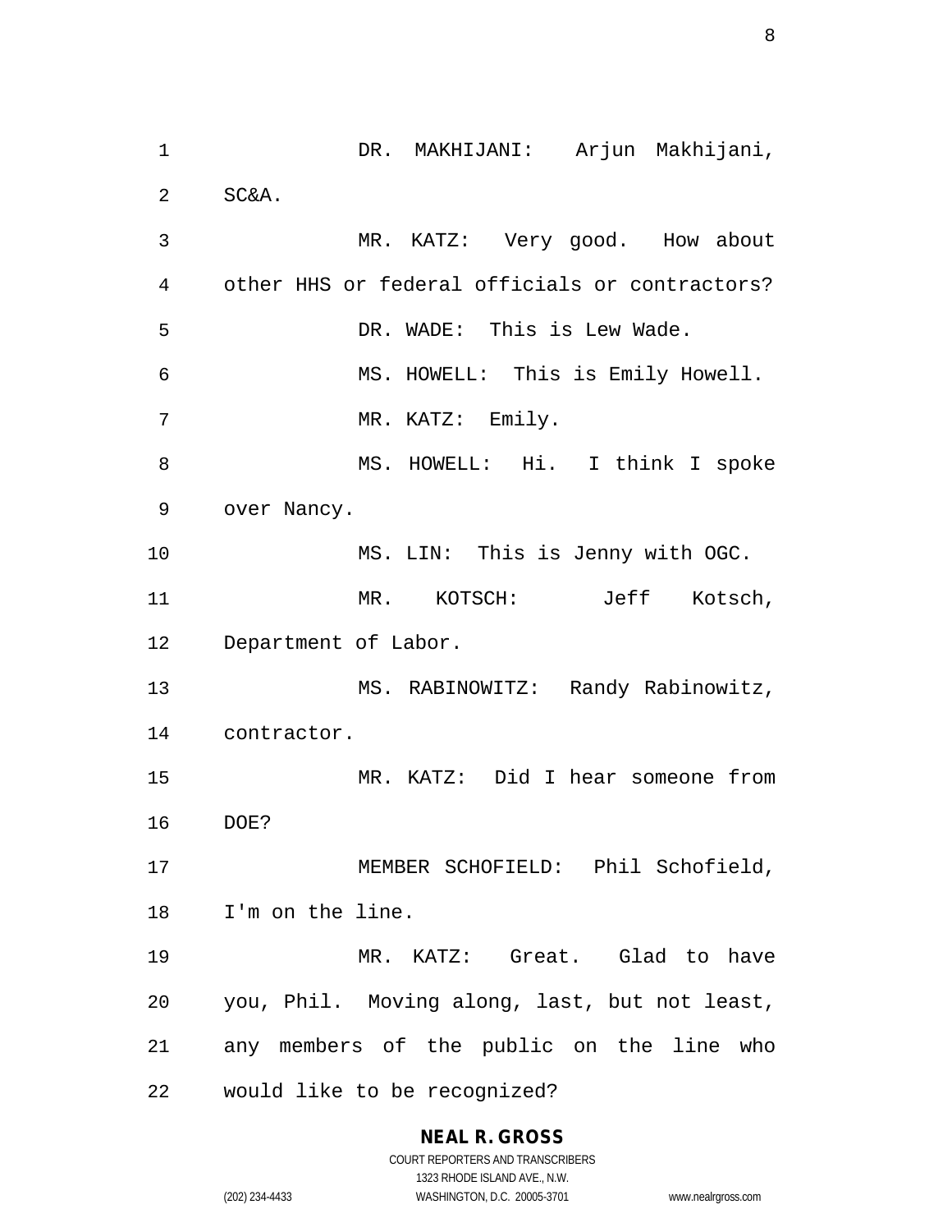DR. MAKHIJANI: Arjun Makhijani, SC&A.

MR. KATZ: Very good. How about other HHS or federal officials or contractors?

DR. WADE: This is Lew Wade.

MS. HOWELL: This is Emily Howell.

MR. KATZ: Emily.

MS. HOWELL: Hi. I think I spoke over Nancy.

MS. LIN: This is Jenny with OGC.

MR. KOTSCH: Jeff Kotsch, Department of Labor.

MS. RABINOWITZ: Randy Rabinowitz, contractor.

MR. KATZ: Did I hear someone from DOE?

MEMBER SCHOFIELD: Phil Schofield, I'm on the line.

MR. KATZ: Great. Glad to have you, Phil. Moving along, last, but not least, any members of the public on the line who would like to be recognized?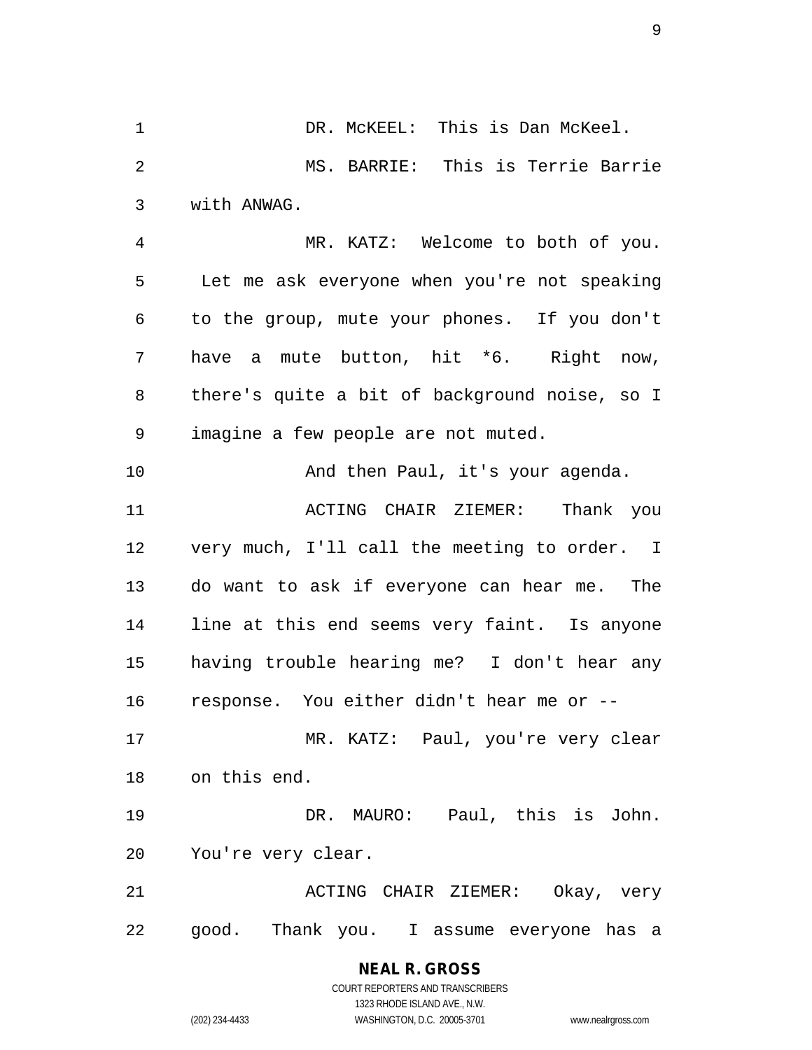DR. McKEEL: This is Dan McKeel.

MS. BARRIE: This is Terrie Barrie with ANWAG.

MR. KATZ: Welcome to both of you. Let me ask everyone when you're not speaking to the group, mute your phones. If you don't have a mute button, hit *6. Right now, there's quite a bit of background noise, so I imagine a few people are not muted.

And then Paul, it's your agenda.

ACTING CHAIR ZIEMER: Thank you very much, I'll call the meeting to order. I do want to ask if everyone can hear me. The line at this end seems very faint. Is anyone having trouble hearing me? I don't hear any response. You either didn't hear me or --

MR. KATZ: Paul, you're very clear on this end.

DR. MAURO: Paul, this is John. You're very clear.

ACTING CHAIR ZIEMER: Okay, very good. Thank you. I assume everyone has a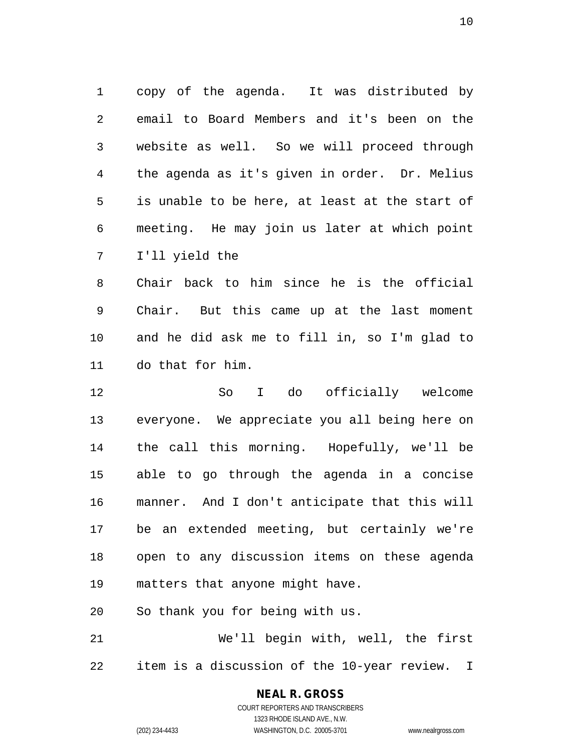copy of the agenda. It was distributed by email to Board Members and it's been on the website as well. So we will proceed through the agenda as it's given in order. Dr. Melius is unable to be here, at least at the start of meeting. He may join us later at which point I'll yield the Chair back to him since he is the official Chair. But this came up at the last moment and he did ask me to fill in, so I'm glad to do that for him.

So I do officially welcome everyone. We appreciate you all being here on the call this morning. Hopefully, we'll be able to go through the agenda in a concise manner. And I don't anticipate that this will be an extended meeting, but certainly we're open to any discussion items on these agenda matters that anyone might have. So thank you for being with us.

We'll begin with, well, the first item is a discussion of the 10-year review. I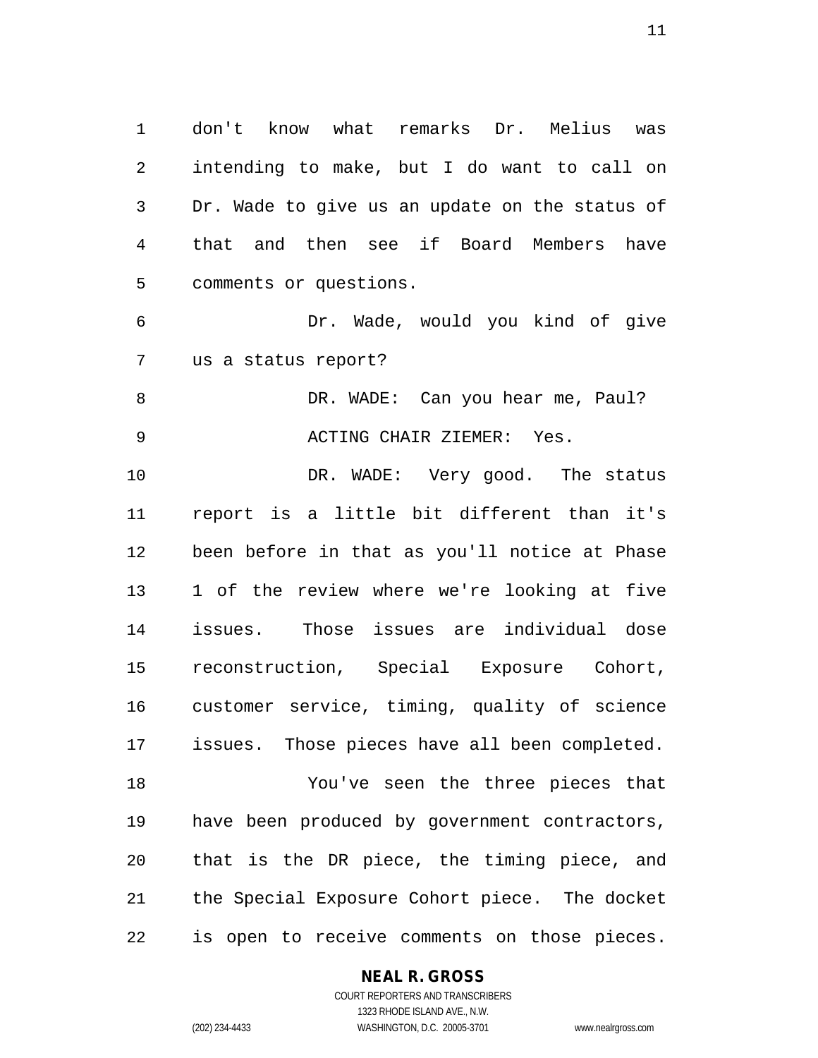don't know what remarks Dr. Melius was intending to make, but I do want to call on Dr. Wade to give us an update on the status of that and then see if Board Members have comments or questions.

Dr. Wade, would you kind of give us a status report?

DR. WADE: Can you hear me, Paul?

ACTING CHAIR ZIEMER: Yes.

DR. WADE: Very good. The status report is a little bit different than it's been before in that as you'll notice at Phase 1 of the review where we're looking at five issues. Those issues are individual dose reconstruction, Special Exposure Cohort, customer service, timing, quality of science issues. Those pieces have all been completed.

You've seen the three pieces that have been produced by government contractors, that is the DR piece, the timing piece, and the Special Exposure Cohort piece. The docket is open to receive comments on those pieces.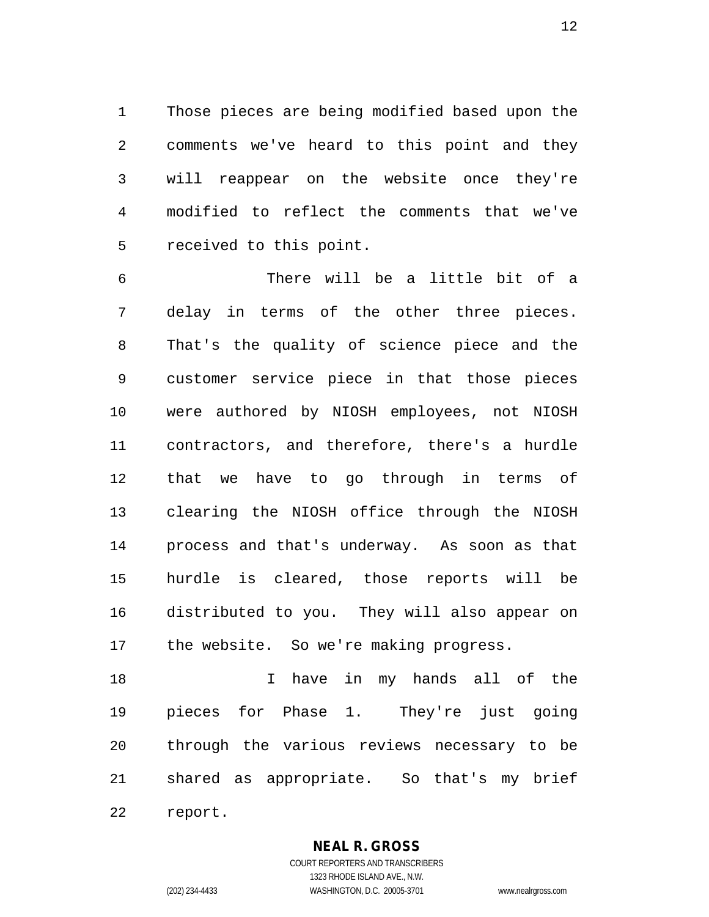Those pieces are being modified based upon the comments we've heard to this point and they will reappear on the website once they're modified to reflect the comments that we've received to this point.

There will be a little bit of a delay in terms of the other three pieces. That's the quality of science piece and the customer service piece in that those pieces were authored by NIOSH employees, not NIOSH contractors, and therefore, there's a hurdle that we have to go through in terms of clearing the NIOSH office through the NIOSH process and that's underway. As soon as that hurdle is cleared, those reports will be distributed to you. They will also appear on the website. So we're making progress.

I have in my hands all of the pieces for Phase 1. They're just going through the various reviews necessary to be shared as appropriate. So that's my brief report.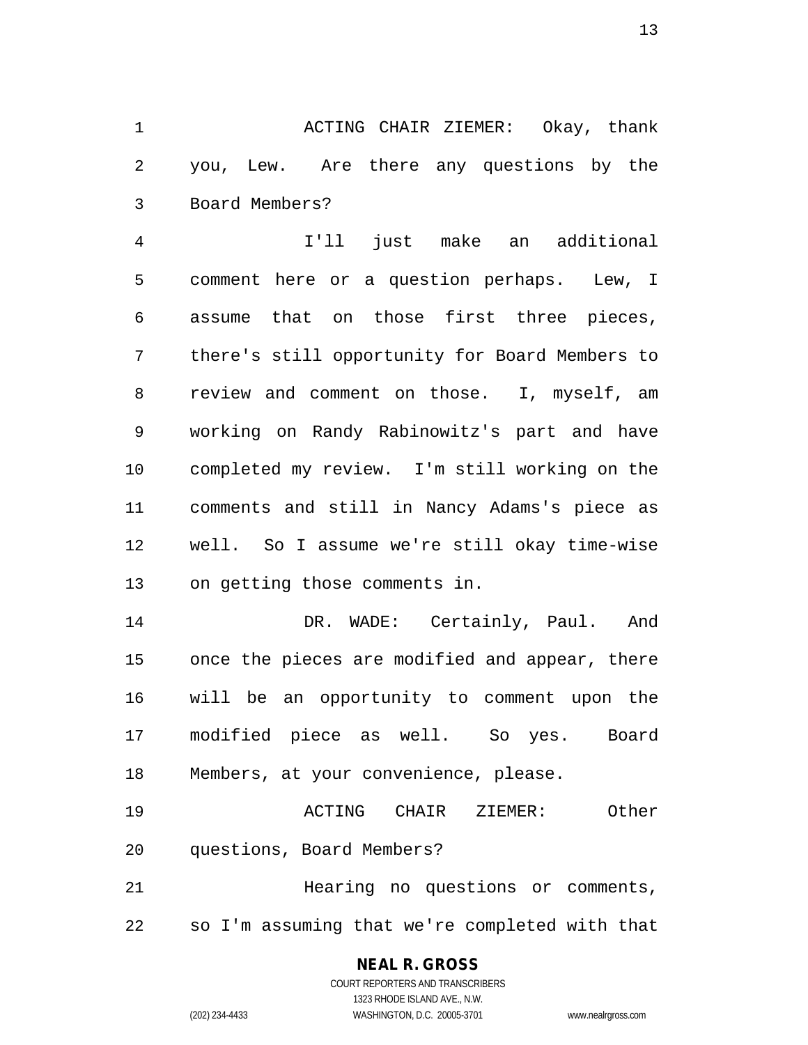ACTING CHAIR ZIEMER: Okay, thank you, Lew. Are there any questions by the Board Members?

I'll just make an additional comment here or a question perhaps. Lew, I assume that on those first three pieces, there's still opportunity for Board Members to review and comment on those. I, myself, am working on Randy Rabinowitz's part and have completed my review. I'm still working on the comments and still in Nancy Adams's piece as well. So I assume we're still okay time-wise on getting those comments in.

DR. WADE: Certainly, Paul. And once the pieces are modified and appear, there will be an opportunity to comment upon the modified piece as well. So yes. Board Members, at your convenience, please.

ACTING CHAIR ZIEMER: Other questions, Board Members?

Hearing no questions or comments, so I'm assuming that we're completed with that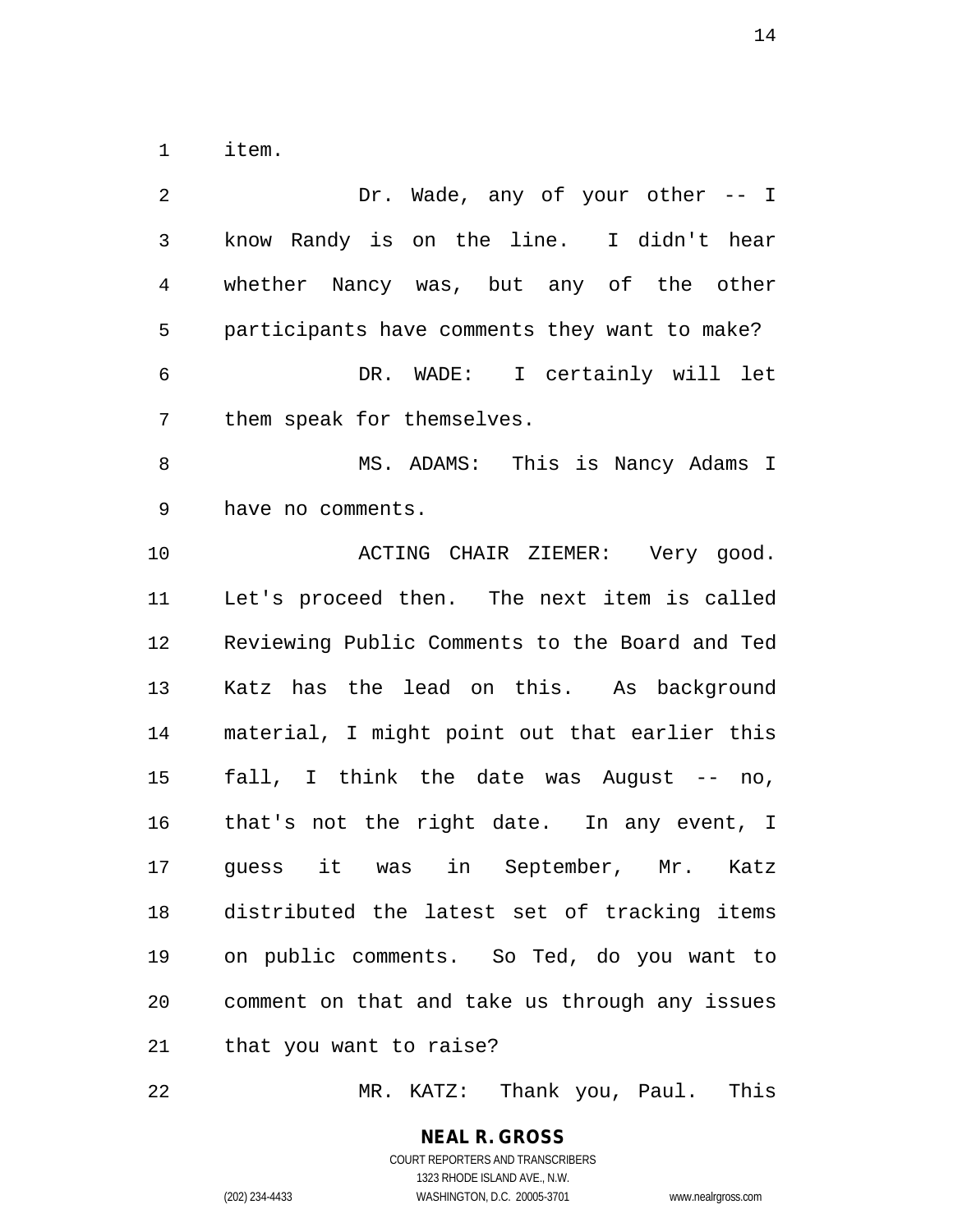item.

Dr. Wade, any of your other -- I know Randy is on the line. I didn't hear whether Nancy was, but any of the other participants have comments they want to make?

DR. WADE: I certainly will let them speak for themselves.

MS. ADAMS: This is Nancy Adams I have no comments.

ACTING CHAIR ZIEMER: Very good. Let's proceed then. The next item is called Reviewing Public Comments to the Board and Ted Katz has the lead on this. As background material, I might point out that earlier this fall, I think the date was August -- no, that's not the right date. In any event, I guess it was in September, Mr. Katz distributed the latest set of tracking items on public comments. So Ted, do you want to comment on that and take us through any issues that you want to raise?

MR. KATZ: Thank you, Paul. This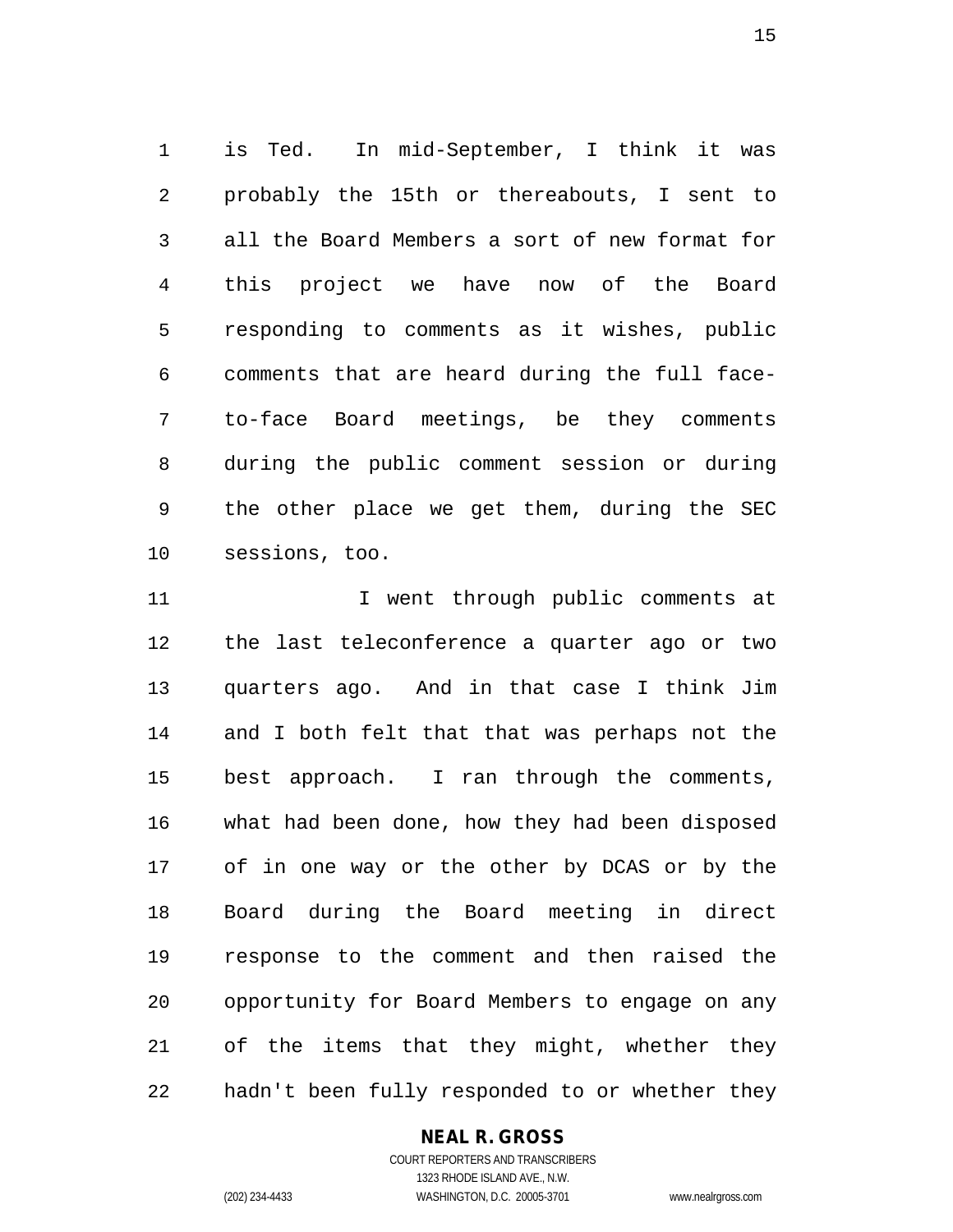is Ted. In mid-September, I think it was probably the 15th or thereabouts, I sent to all the Board Members a sort of new format for this project we have now of the Board responding to comments as it wishes, public comments that are heard during the full face-to-face Board meetings, be they comments during the public comment session or during the other place we get them, during the SEC sessions, too.

I went through public comments at the last teleconference a quarter ago or two quarters ago. And in that case I think Jim and I both felt that that was perhaps not the best approach. I ran through the comments, what had been done, how they had been disposed of in one way or the other by DCAS or by the Board during the Board meeting in direct response to the comment and then raised the opportunity for Board Members to engage on any of the items that they might, whether they hadn't been fully responded to or whether they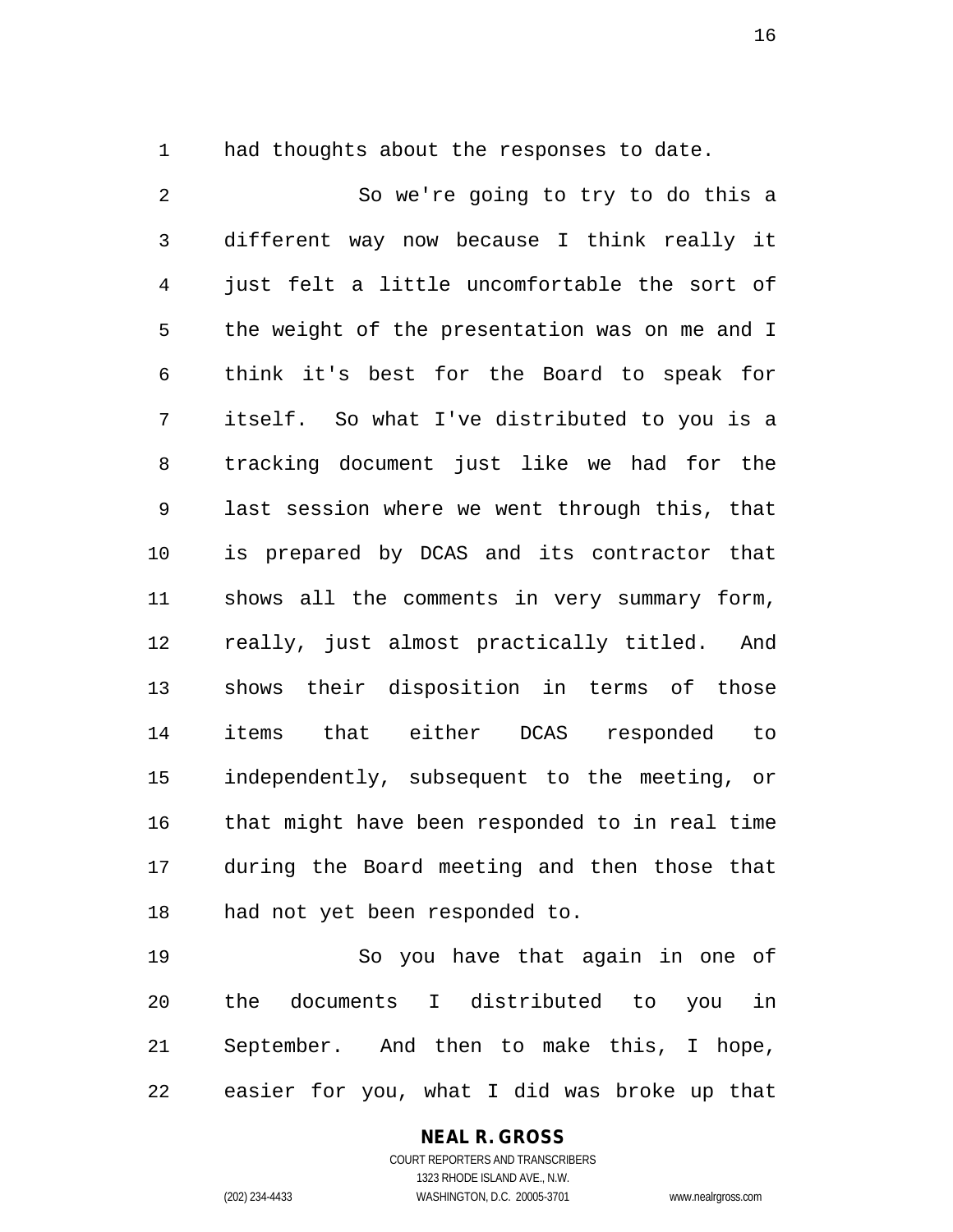had thoughts about the responses to date.

So we're going to try to do this a different way now because I think really it just felt a little uncomfortable the sort of the weight of the presentation was on me and I think it's best for the Board to speak for itself. So what I've distributed to you is a tracking document just like we had for the last session where we went through this, that is prepared by DCAS and its contractor that shows all the comments in very summary form, really, just almost practically titled. And shows their disposition in terms of those items that either DCAS responded to independently, subsequent to the meeting, or that might have been responded to in real time during the Board meeting and then those that had not yet been responded to.

So you have that again in one of the documents I distributed to you in September. And then to make this, I hope, easier for you, what I did was broke up that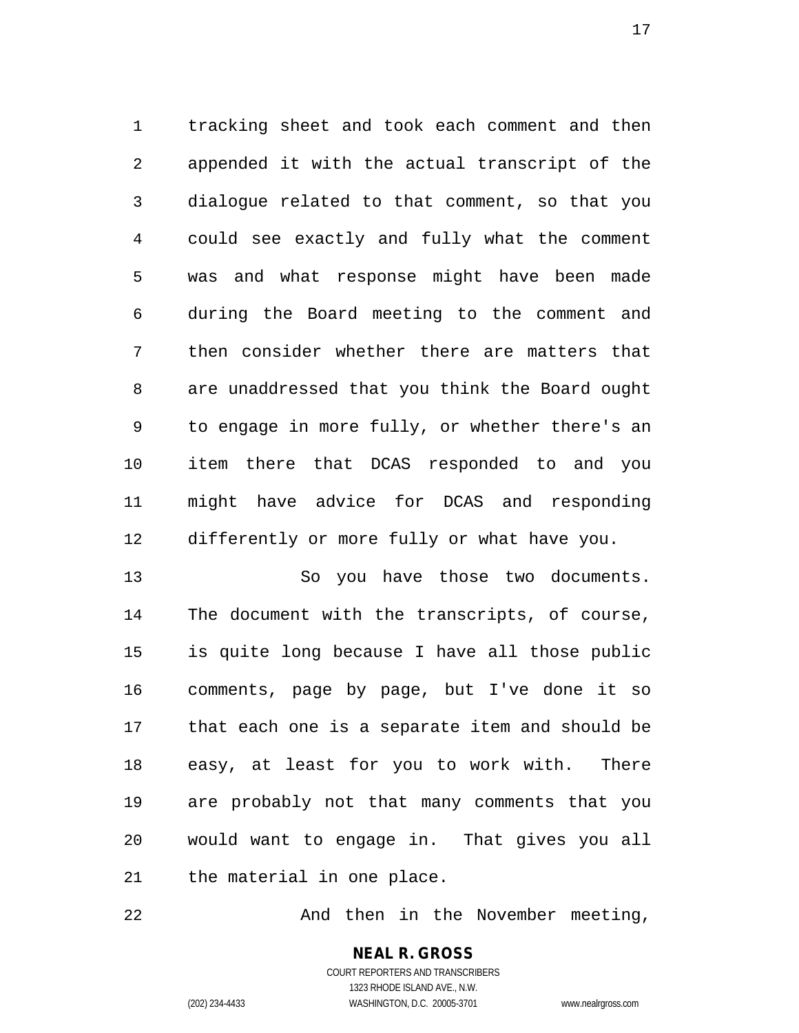tracking sheet and took each comment and then appended it with the actual transcript of the dialogue related to that comment, so that you could see exactly and fully what the comment was and what response might have been made during the Board meeting to the comment and then consider whether there are matters that are unaddressed that you think the Board ought to engage in more fully, or whether there's an item there that DCAS responded to and you might have advice for DCAS and responding differently or more fully or what have you.

So you have those two documents. The document with the transcripts, of course, is quite long because I have all those public comments, page by page, but I've done it so that each one is a separate item and should be easy, at least for you to work with. There are probably not that many comments that you would want to engage in. That gives you all the material in one place.

And then in the November meeting,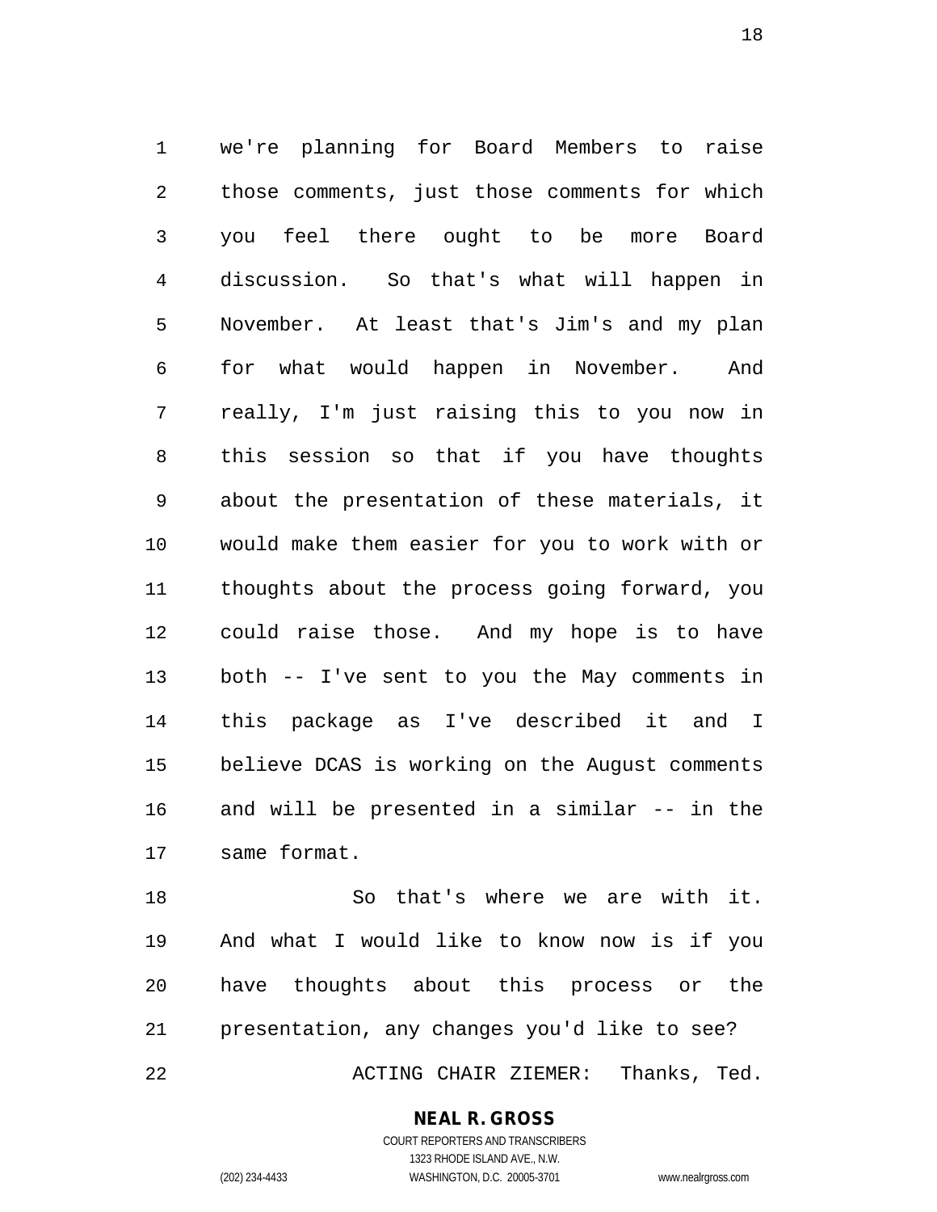we're planning for Board Members to raise those comments, just those comments for which you feel there ought to be more Board discussion. So that's what will happen in November. At least that's Jim's and my plan for what would happen in November. And really, I'm just raising this to you now in this session so that if you have thoughts about the presentation of these materials, it would make them easier for you to work with or thoughts about the process going forward, you could raise those. And my hope is to have both -- I've sent to you the May comments in this package as I've described it and I believe DCAS is working on the August comments and will be presented in a similar -- in the same format.

So that's where we are with it. And what I would like to know now is if you have thoughts about this process or the presentation, any changes you'd like to see?

ACTING CHAIR ZIEMER: Thanks, Ted.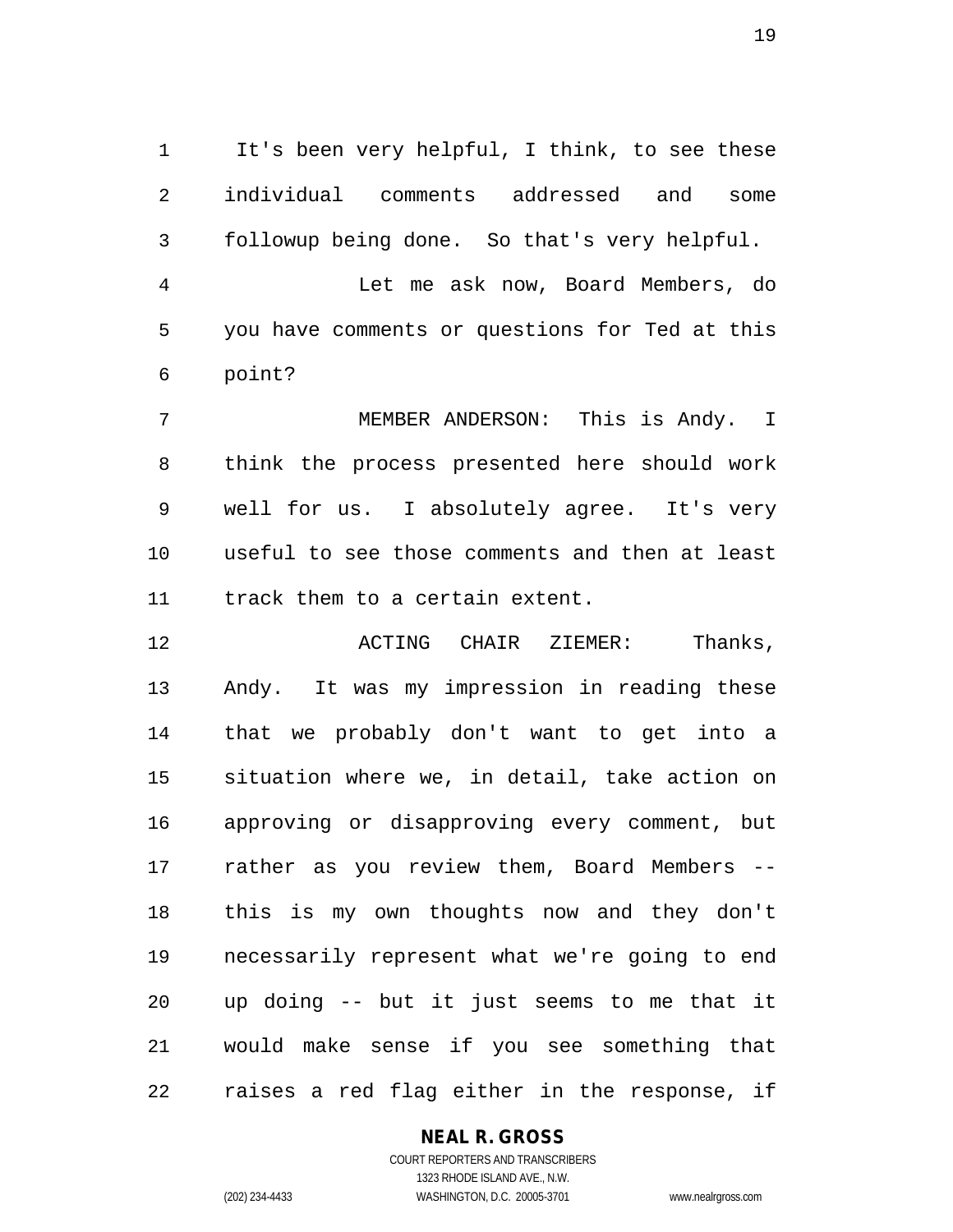It's been very helpful, I think, to see these individual comments addressed and some followup being done. So that's very helpful.

Let me ask now, Board Members, do you have comments or questions for Ted at this point?

MEMBER ANDERSON: This is Andy. I think the process presented here should work well for us. I absolutely agree. It's very useful to see those comments and then at least track them to a certain extent.

ACTING CHAIR ZIEMER: Thanks, Andy. It was my impression in reading these that we probably don't want to get into a situation where we, in detail, take action on approving or disapproving every comment, but rather as you review them, Board Members -- this is my own thoughts now and they don't necessarily represent what we're going to end up doing -- but it just seems to me that it would make sense if you see something that raises a red flag either in the response, if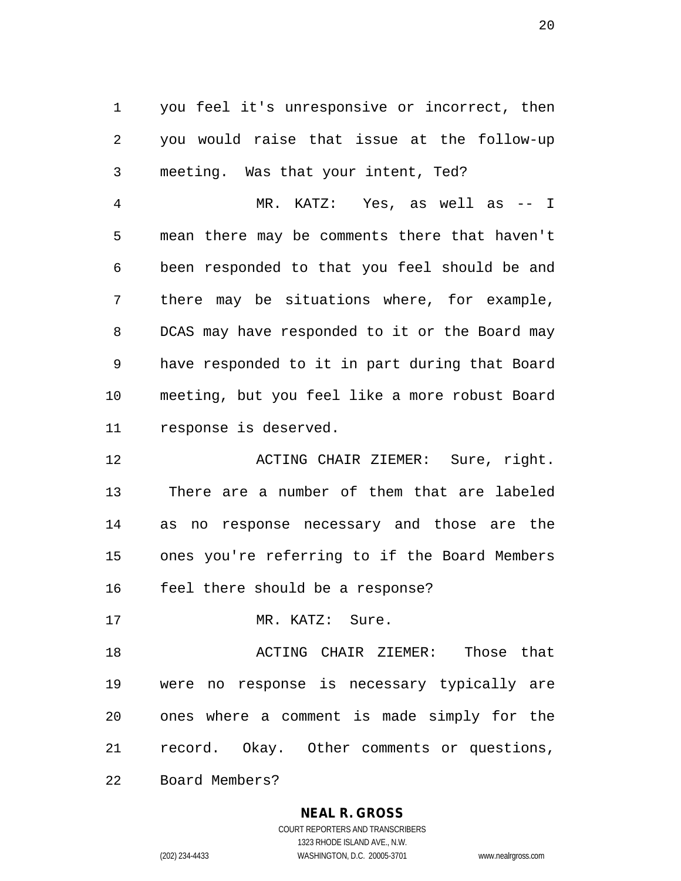you feel it's unresponsive or incorrect, then you would raise that issue at the follow-up meeting. Was that your intent, Ted?

MR. KATZ: Yes, as well as -- I mean there may be comments there that haven't been responded to that you feel should be and there may be situations where, for example, DCAS may have responded to it or the Board may have responded to it in part during that Board meeting, but you feel like a more robust Board response is deserved.

ACTING CHAIR ZIEMER: Sure, right. There are a number of them that are labeled as no response necessary and those are the ones you're referring to if the Board Members feel there should be a response?

MR. KATZ: Sure.

ACTING CHAIR ZIEMER: Those that were no response is necessary typically are ones where a comment is made simply for the record. Okay. Other comments or questions, Board Members?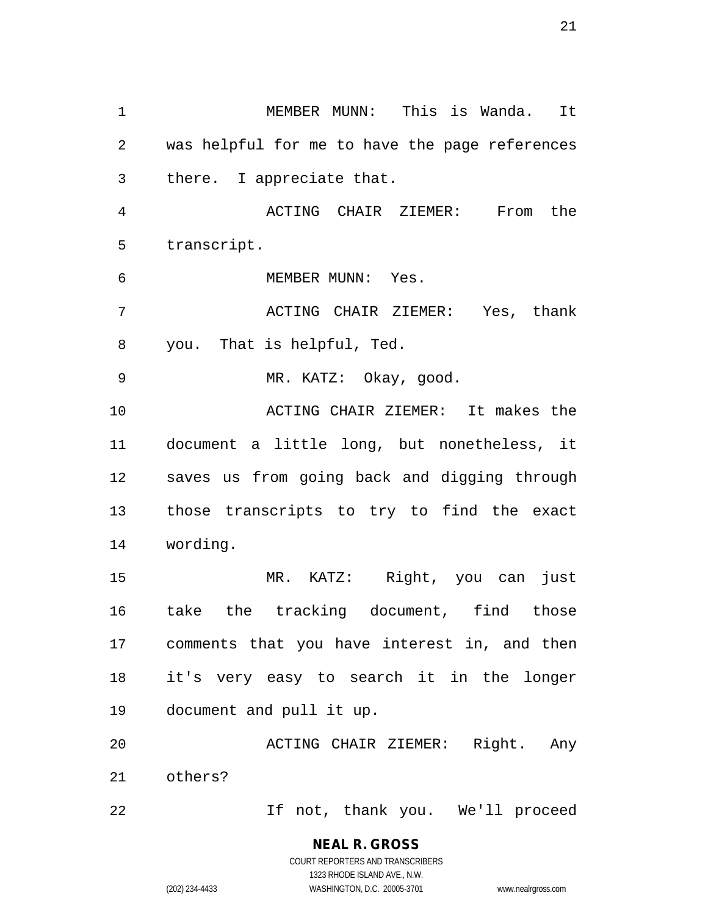MEMBER MUNN: This is Wanda. It was helpful for me to have the page references there. I appreciate that.

ACTING CHAIR ZIEMER: From the transcript.

MEMBER MUNN: Yes.

ACTING CHAIR ZIEMER: Yes, thank you. That is helpful, Ted.

MR. KATZ: Okay, good.

ACTING CHAIR ZIEMER: It makes the document a little long, but nonetheless, it saves us from going back and digging through those transcripts to try to find the exact wording.

MR. KATZ: Right, you can just take the tracking document, find those comments that you have interest in, and then it's very easy to search it in the longer document and pull it up.

ACTING CHAIR ZIEMER: Right. Any others?

If not, thank you. We'll proceed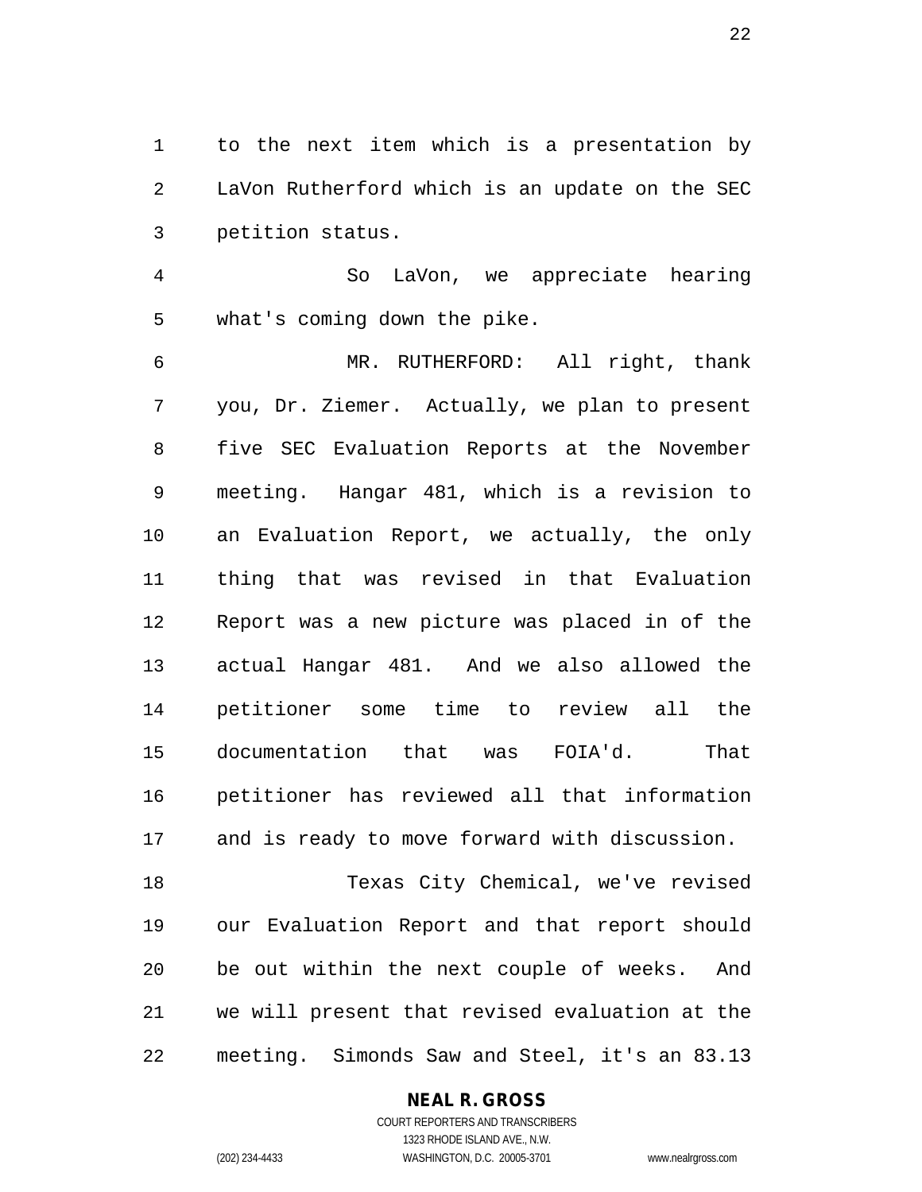to the next item which is a presentation by LaVon Rutherford which is an update on the SEC petition status.

So LaVon, we appreciate hearing what's coming down the pike.

MR. RUTHERFORD: All right, thank you, Dr. Ziemer. Actually, we plan to present five SEC Evaluation Reports at the November meeting. Hangar 481, which is a revision to an Evaluation Report, we actually, the only thing that was revised in that Evaluation Report was a new picture was placed in of the actual Hangar 481. And we also allowed the petitioner some time to review all the documentation that was FOIA'd. That petitioner has reviewed all that information and is ready to move forward with discussion.

Texas City Chemical, we've revised our Evaluation Report and that report should be out within the next couple of weeks. And we will present that revised evaluation at the meeting. Simonds Saw and Steel, it's an 83.13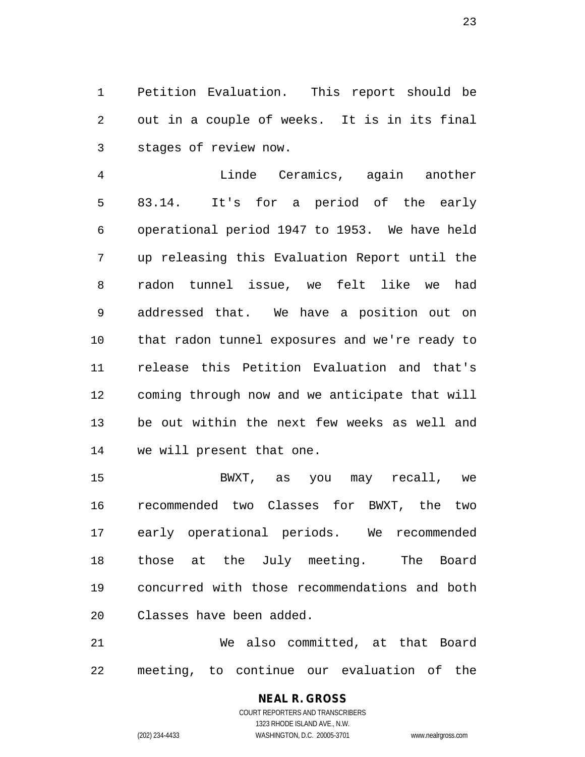Petition Evaluation. This report should be out in a couple of weeks. It is in its final stages of review now.

Linde Ceramics, again another 83.14. It's for a period of the early operational period 1947 to 1953. We have held up releasing this Evaluation Report until the radon tunnel issue, we felt like we had addressed that. We have a position out on that radon tunnel exposures and we're ready to release this Petition Evaluation and that's coming through now and we anticipate that will be out within the next few weeks as well and we will present that one.

BWXT, as you may recall, we recommended two Classes for BWXT, the two early operational periods. We recommended those at the July meeting. The Board concurred with those recommendations and both Classes have been added.

We also committed, at that Board meeting, to continue our evaluation of the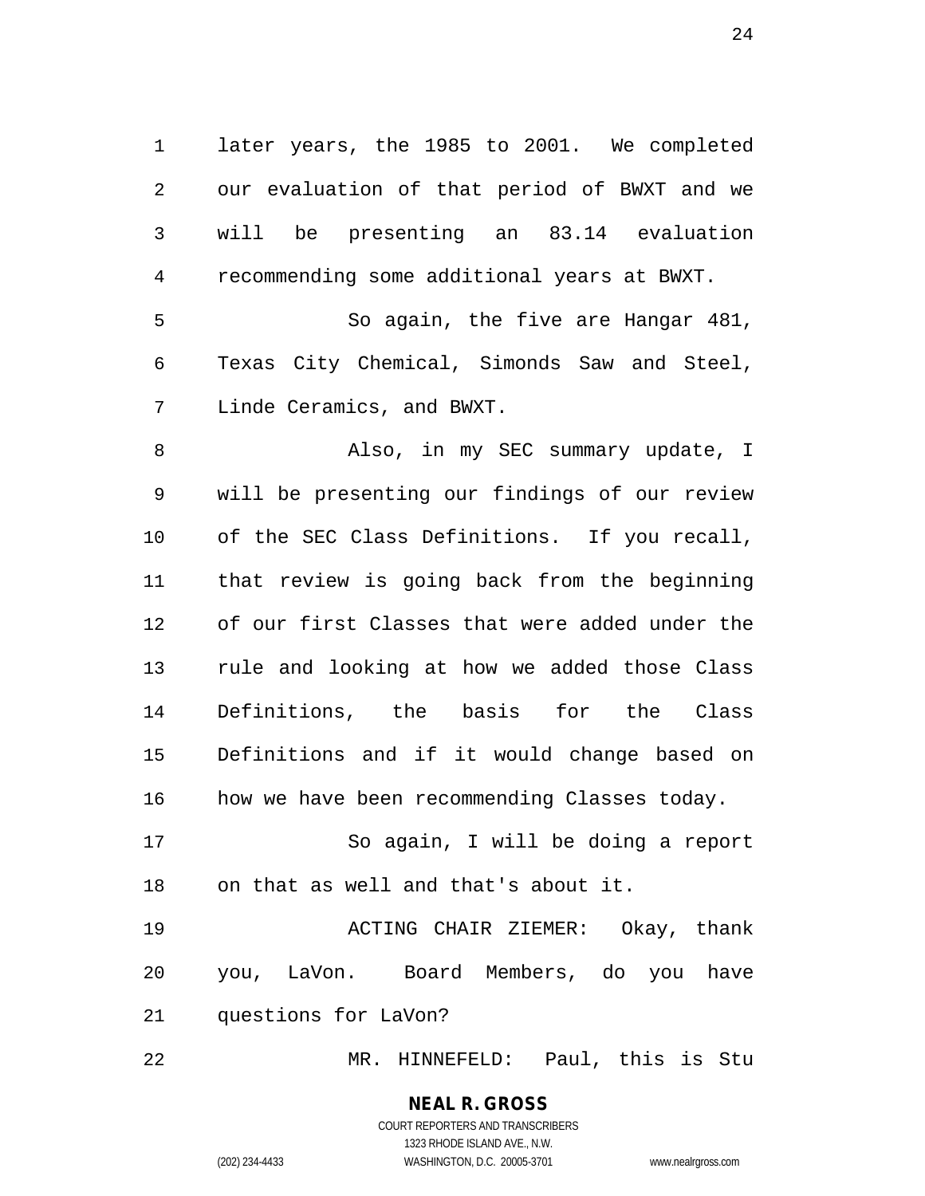later years, the 1985 to 2001. We completed our evaluation of that period of BWXT and we will be presenting an 83.14 evaluation recommending some additional years at BWXT.

So again, the five are Hangar 481, Texas City Chemical, Simonds Saw and Steel, Linde Ceramics, and BWXT.

Also, in my SEC summary update, I will be presenting our findings of our review of the SEC Class Definitions. If you recall, that review is going back from the beginning of our first Classes that were added under the rule and looking at how we added those Class Definitions, the basis for the Class Definitions and if it would change based on how we have been recommending Classes today.

So again, I will be doing a report on that as well and that's about it.

ACTING CHAIR ZIEMER: Okay, thank you, LaVon. Board Members, do you have questions for LaVon?

MR. HINNEFELD: Paul, this is Stu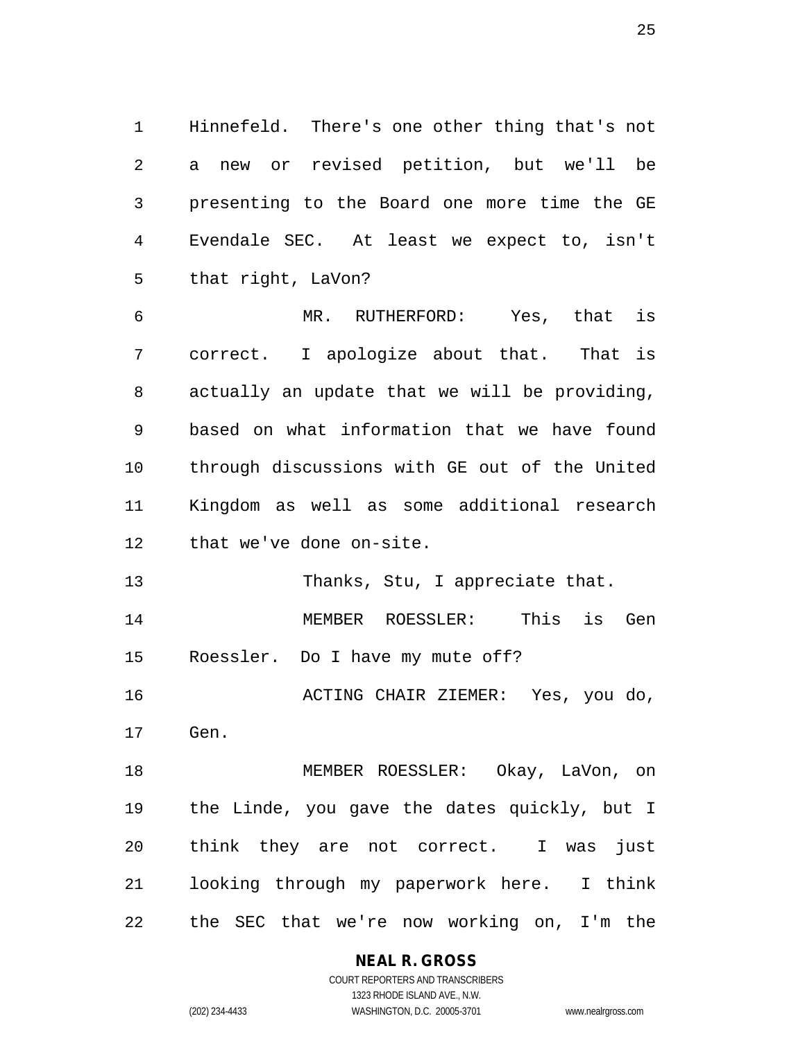Hinnefeld. There's one other thing that's not a new or revised petition, but we'll be presenting to the Board one more time the GE Evendale SEC. At least we expect to, isn't that right, LaVon?

MR. RUTHERFORD: Yes, that is correct. I apologize about that. That is actually an update that we will be providing, based on what information that we have found through discussions with GE out of the United Kingdom as well as some additional research that we've done on-site.

Thanks, Stu, I appreciate that.

MEMBER ROESSLER: This is Gen Roessler. Do I have my mute off?

ACTING CHAIR ZIEMER: Yes, you do, Gen.

MEMBER ROESSLER: Okay, LaVon, on the Linde, you gave the dates quickly, but I think they are not correct. I was just looking through my paperwork here. I think the SEC that we're now working on, I'm the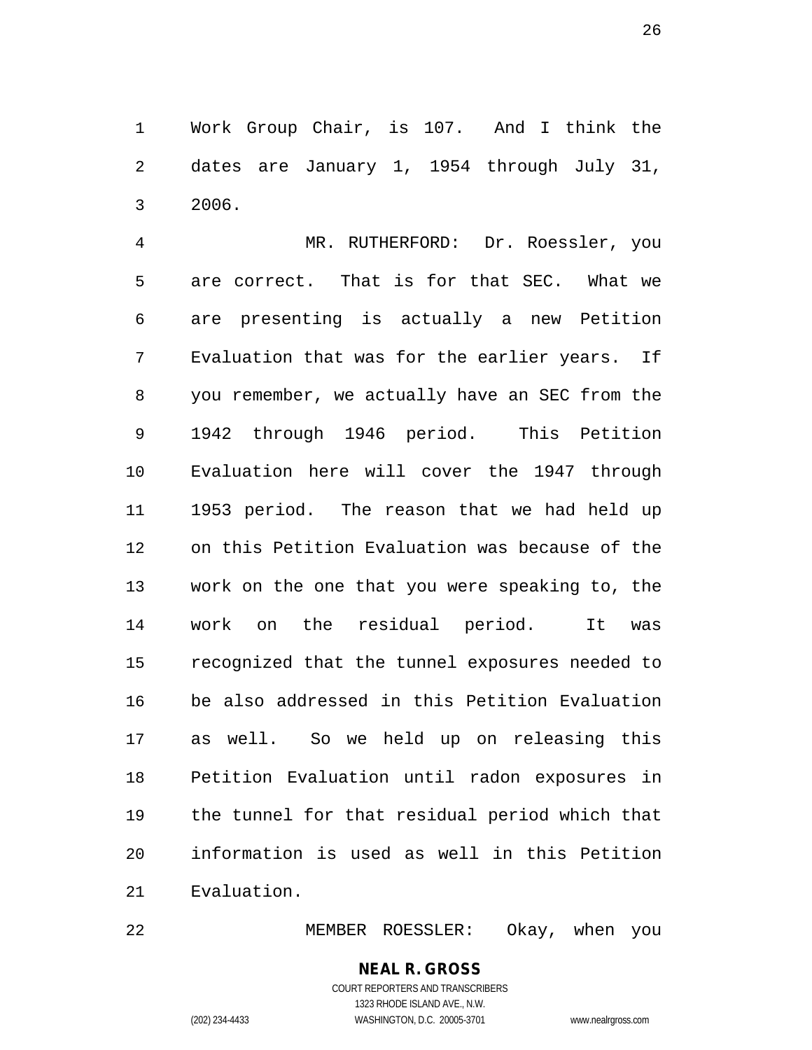Work Group Chair, is 107. And I think the dates are January 1, 1954 through July 31, 2006.

MR. RUTHERFORD: Dr. Roessler, you are correct. That is for that SEC. What we are presenting is actually a new Petition Evaluation that was for the earlier years. If you remember, we actually have an SEC from the 1942 through 1946 period. This Petition Evaluation here will cover the 1947 through 1953 period. The reason that we had held up on this Petition Evaluation was because of the work on the one that you were speaking to, the work on the residual period. It was recognized that the tunnel exposures needed to be also addressed in this Petition Evaluation as well. So we held up on releasing this Petition Evaluation until radon exposures in the tunnel for that residual period which that information is used as well in this Petition Evaluation.

MEMBER ROESSLER: Okay, when you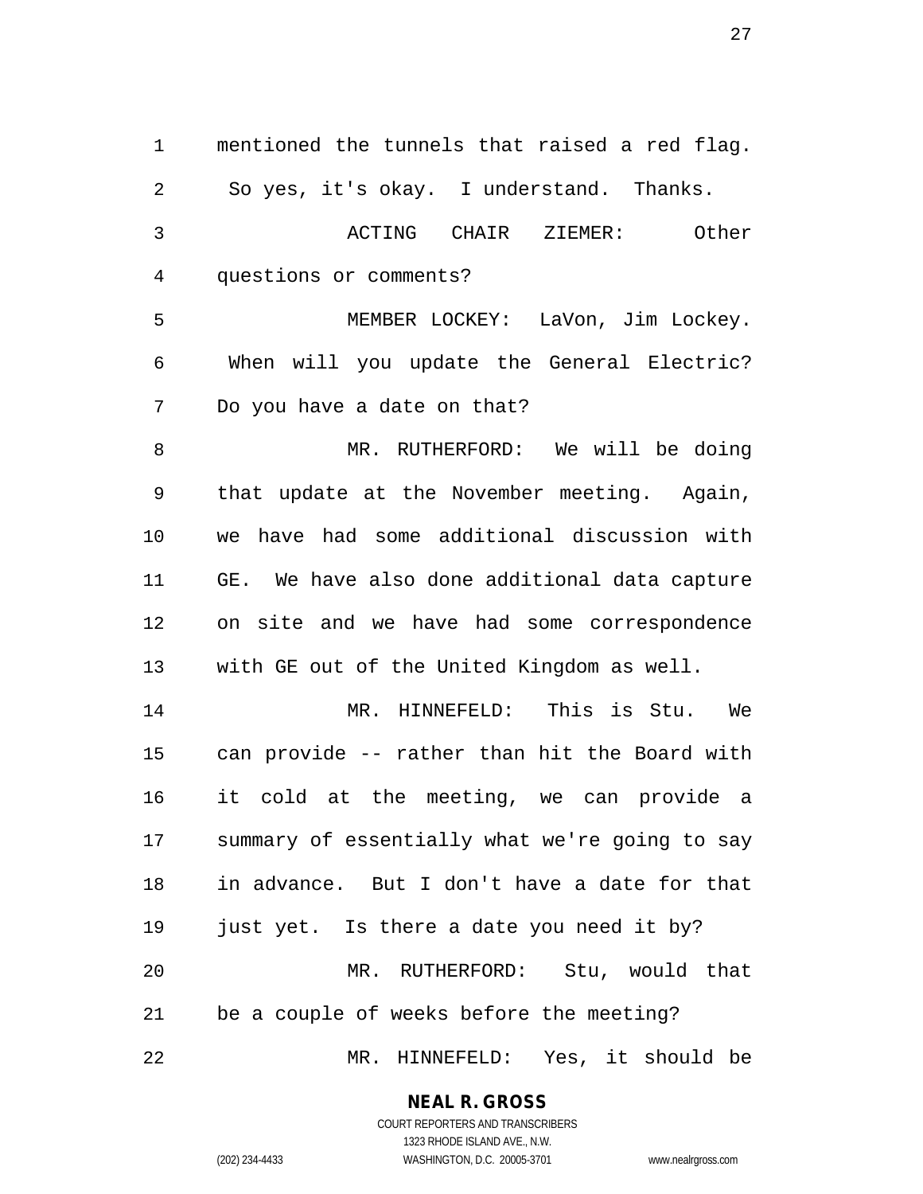mentioned the tunnels that raised a red flag. So yes, it's okay. I understand. Thanks.

ACTING CHAIR ZIEMER: Other questions or comments?

MEMBER LOCKEY: LaVon, Jim Lockey. When will you update the General Electric? Do you have a date on that?

MR. RUTHERFORD: We will be doing that update at the November meeting. Again, we have had some additional discussion with GE. We have also done additional data capture on site and we have had some correspondence with GE out of the United Kingdom as well.

MR. HINNEFELD: This is Stu. We can provide -- rather than hit the Board with it cold at the meeting, we can provide a summary of essentially what we're going to say in advance. But I don't have a date for that just yet. Is there a date you need it by?

MR. RUTHERFORD: Stu, would that be a couple of weeks before the meeting?

MR. HINNEFELD: Yes, it should be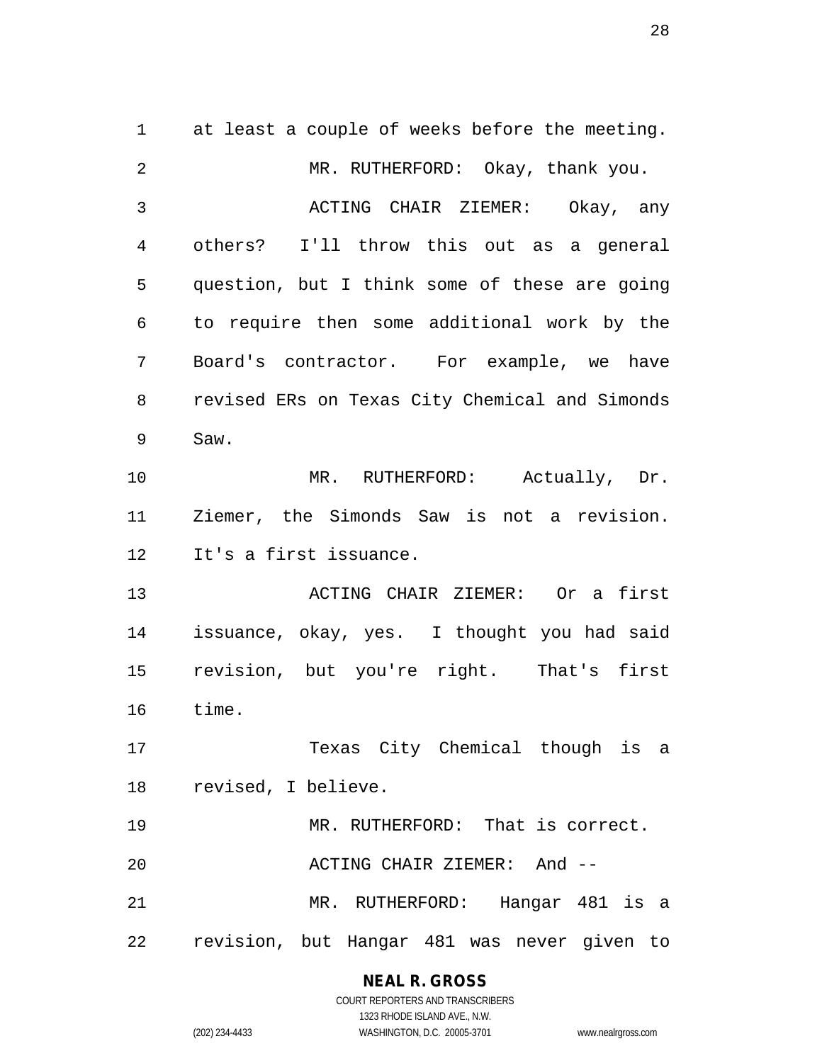at least a couple of weeks before the meeting.

MR. RUTHERFORD: Okay, thank you.

ACTING CHAIR ZIEMER: Okay, any others? I'll throw this out as a general question, but I think some of these are going to require then some additional work by the Board's contractor. For example, we have revised ERs on Texas City Chemical and Simonds Saw.

MR. RUTHERFORD: Actually, Dr. Ziemer, the Simonds Saw is not a revision. It's a first issuance.

ACTING CHAIR ZIEMER: Or a first issuance, okay, yes. I thought you had said revision, but you're right. That's first time.

Texas City Chemical though is a revised, I believe.

MR. RUTHERFORD: That is correct.

ACTING CHAIR ZIEMER: And --

MR. RUTHERFORD: Hangar 481 is a revision, but Hangar 481 was never given to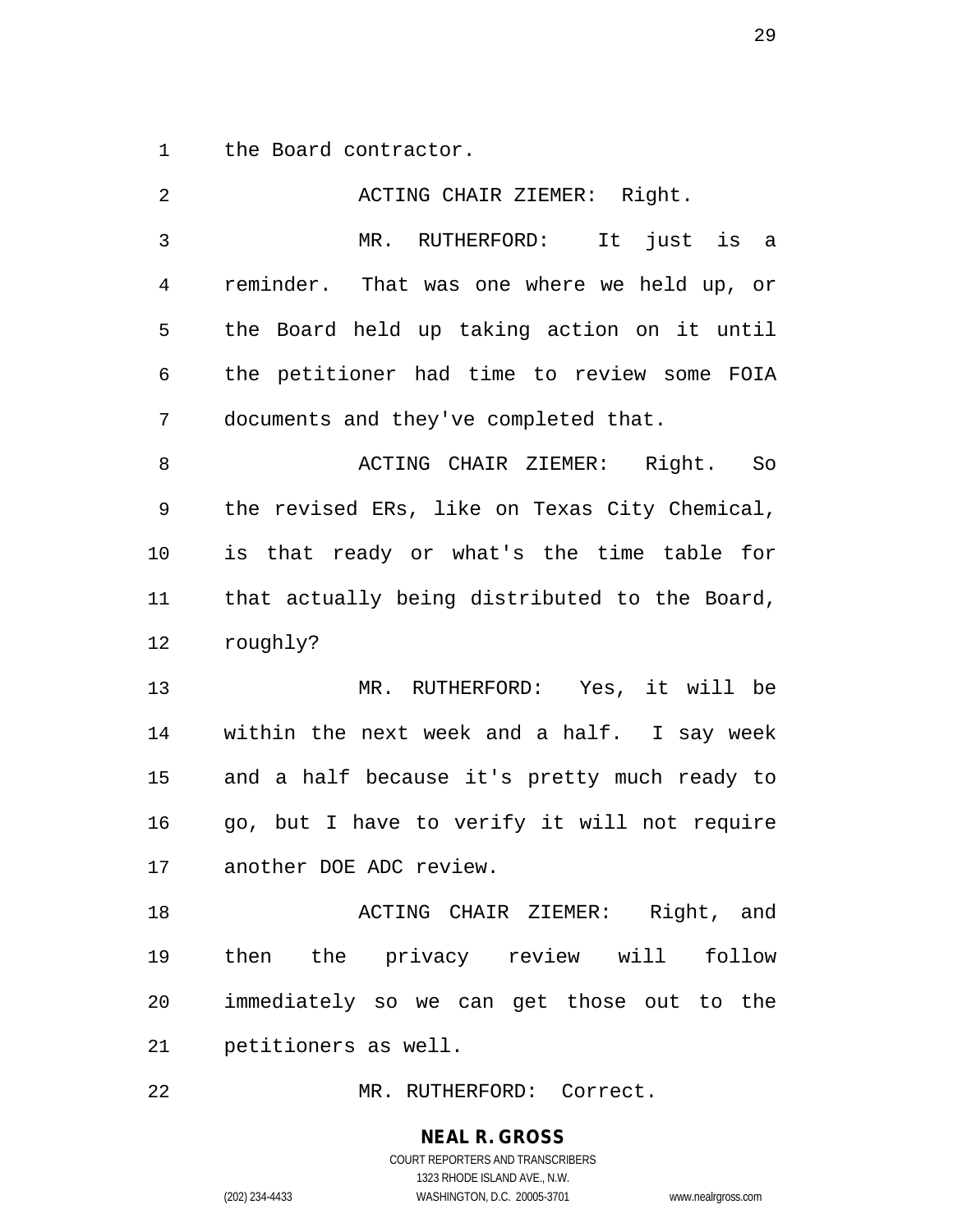the Board contractor.

ACTING CHAIR ZIEMER: Right.

MR. RUTHERFORD: It just is a reminder. That was one where we held up, or the Board held up taking action on it until the petitioner had time to review some FOIA documents and they've completed that.

ACTING CHAIR ZIEMER: Right. So the revised ERs, like on Texas City Chemical, is that ready or what's the time table for that actually being distributed to the Board, roughly?

MR. RUTHERFORD: Yes, it will be within the next week and a half. I say week and a half because it's pretty much ready to go, but I have to verify it will not require another DOE ADC review.

ACTING CHAIR ZIEMER: Right, and then the privacy review will follow immediately so we can get those out to the petitioners as well.

MR. RUTHERFORD: Correct.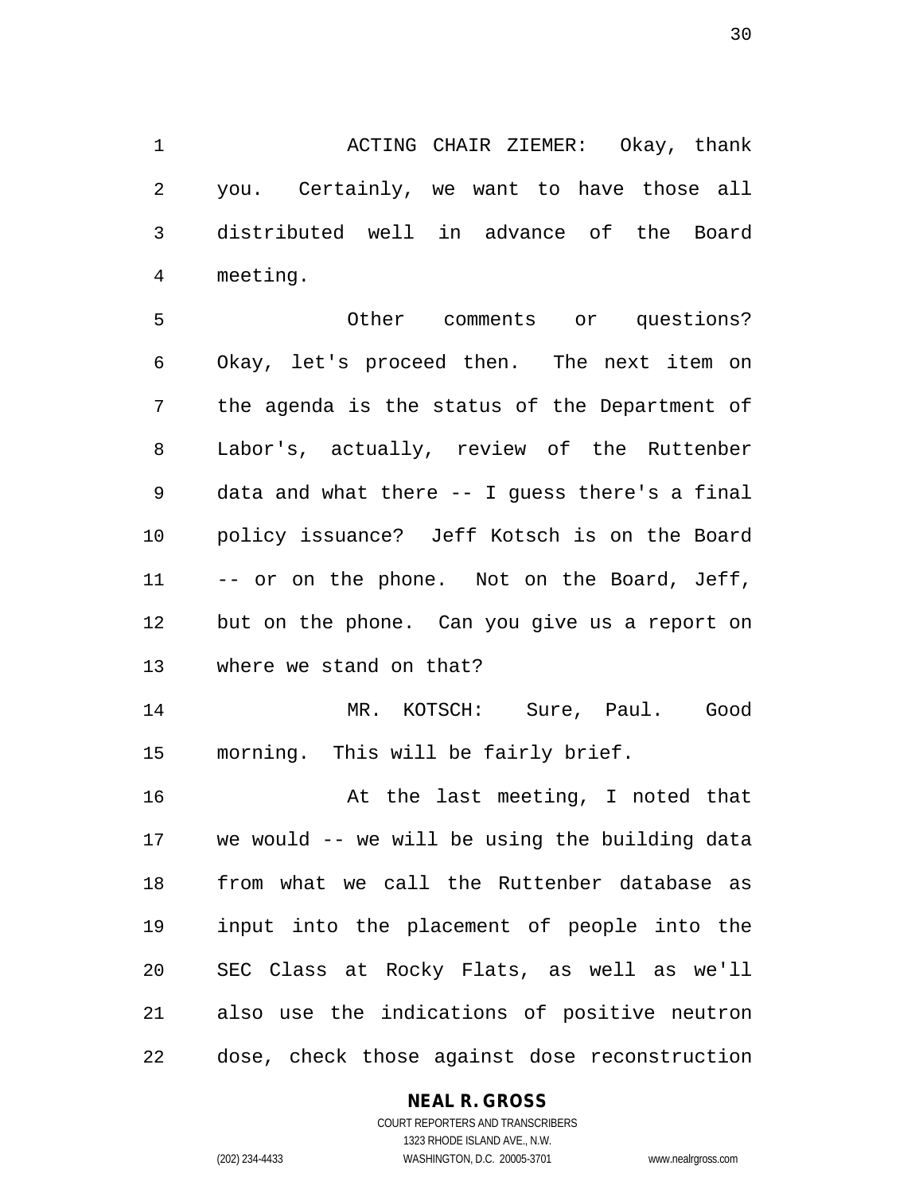ACTING CHAIR ZIEMER: Okay, thank you. Certainly, we want to have those all distributed well in advance of the Board meeting.

Other comments or questions? Okay, let's proceed then. The next item on the agenda is the status of the Department of Labor's, actually, review of the Ruttenber data and what there -- I guess there's a final policy issuance? Jeff Kotsch is on the Board -- or on the phone. Not on the Board, Jeff, but on the phone. Can you give us a report on where we stand on that?

MR. KOTSCH: Sure, Paul. Good morning. This will be fairly brief.

At the last meeting, I noted that we would -- we will be using the building data from what we call the Ruttenber database as input into the placement of people into the SEC Class at Rocky Flats, as well as we'll also use the indications of positive neutron dose, check those against dose reconstruction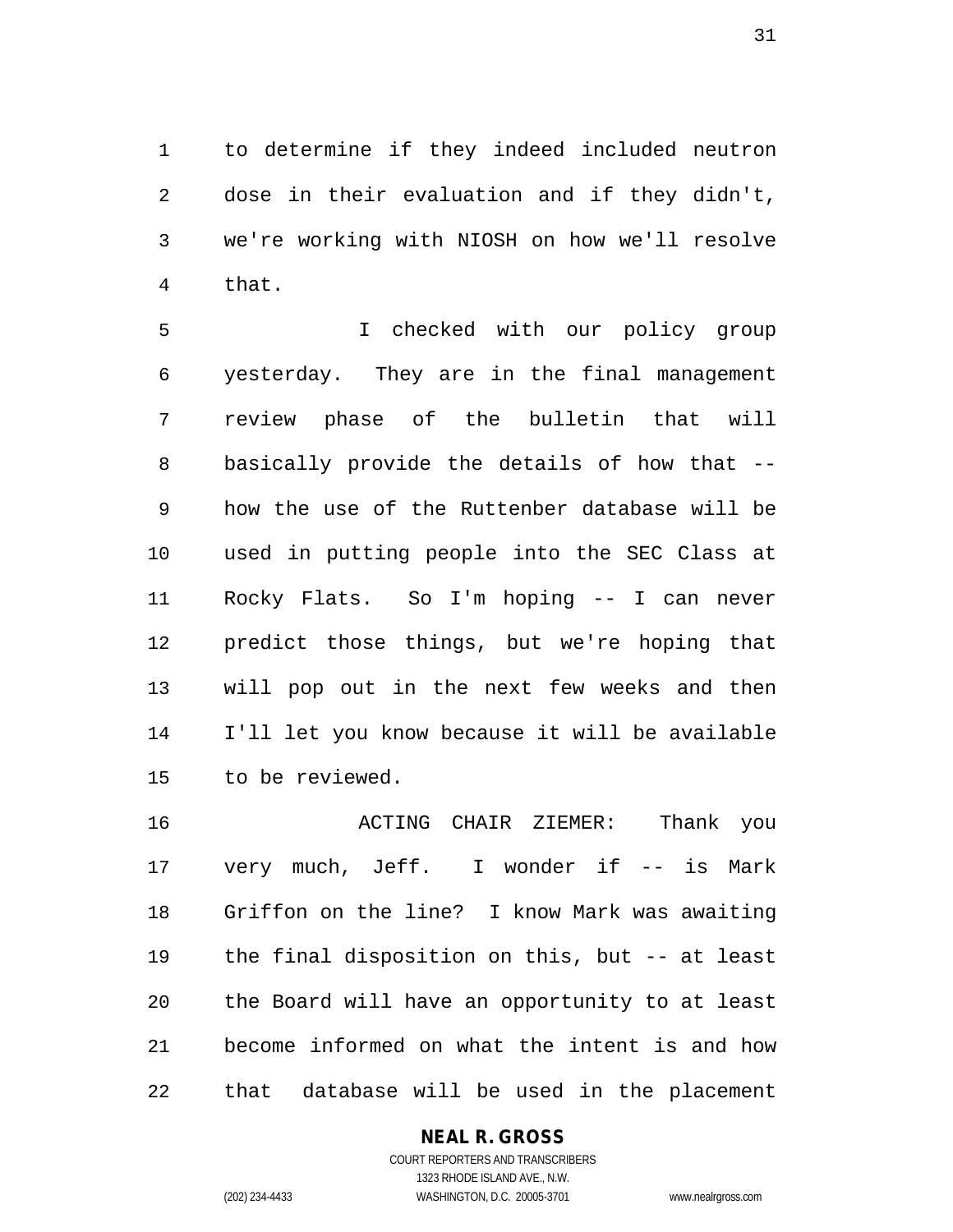to determine if they indeed included neutron dose in their evaluation and if they didn't, we're working with NIOSH on how we'll resolve that.

I checked with our policy group yesterday. They are in the final management review phase of the bulletin that will basically provide the details of how that -- how the use of the Ruttenber database will be used in putting people into the SEC Class at Rocky Flats. So I'm hoping -- I can never predict those things, but we're hoping that will pop out in the next few weeks and then I'll let you know because it will be available to be reviewed.

ACTING CHAIR ZIEMER: Thank you very much, Jeff. I wonder if -- is Mark Griffon on the line? I know Mark was awaiting the final disposition on this, but -- at least the Board will have an opportunity to at least become informed on what the intent is and how that database will be used in the placement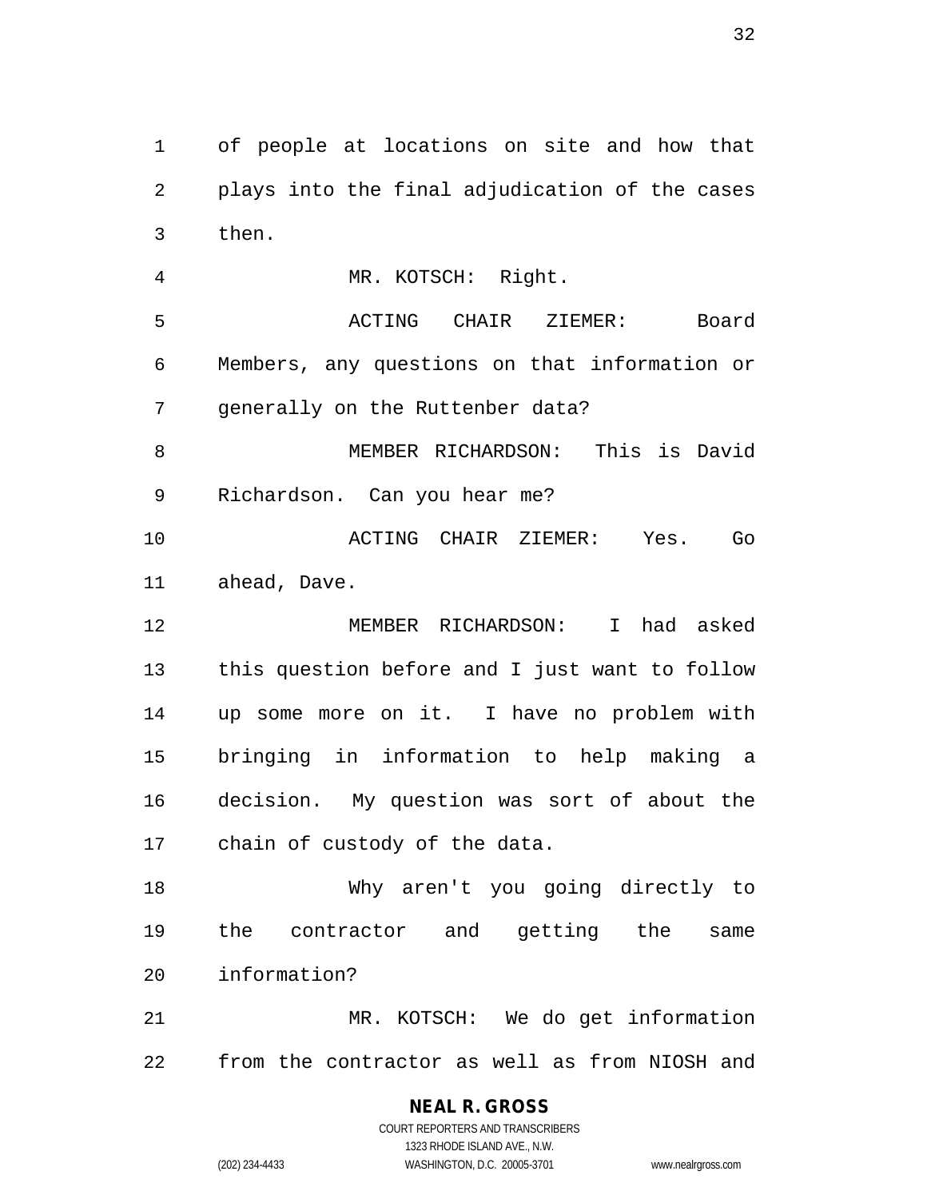of people at locations on site and how that plays into the final adjudication of the cases then.

MR. KOTSCH: Right.

ACTING CHAIR ZIEMER: Board Members, any questions on that information or generally on the Ruttenber data?

MEMBER RICHARDSON: This is David Richardson. Can you hear me?

ACTING CHAIR ZIEMER: Yes. Go ahead, Dave.

MEMBER RICHARDSON: I had asked this question before and I just want to follow up some more on it. I have no problem with bringing in information to help making a decision. My question was sort of about the chain of custody of the data.

Why aren't you going directly to the contractor and getting the same information?

MR. KOTSCH: We do get information from the contractor as well as from NIOSH and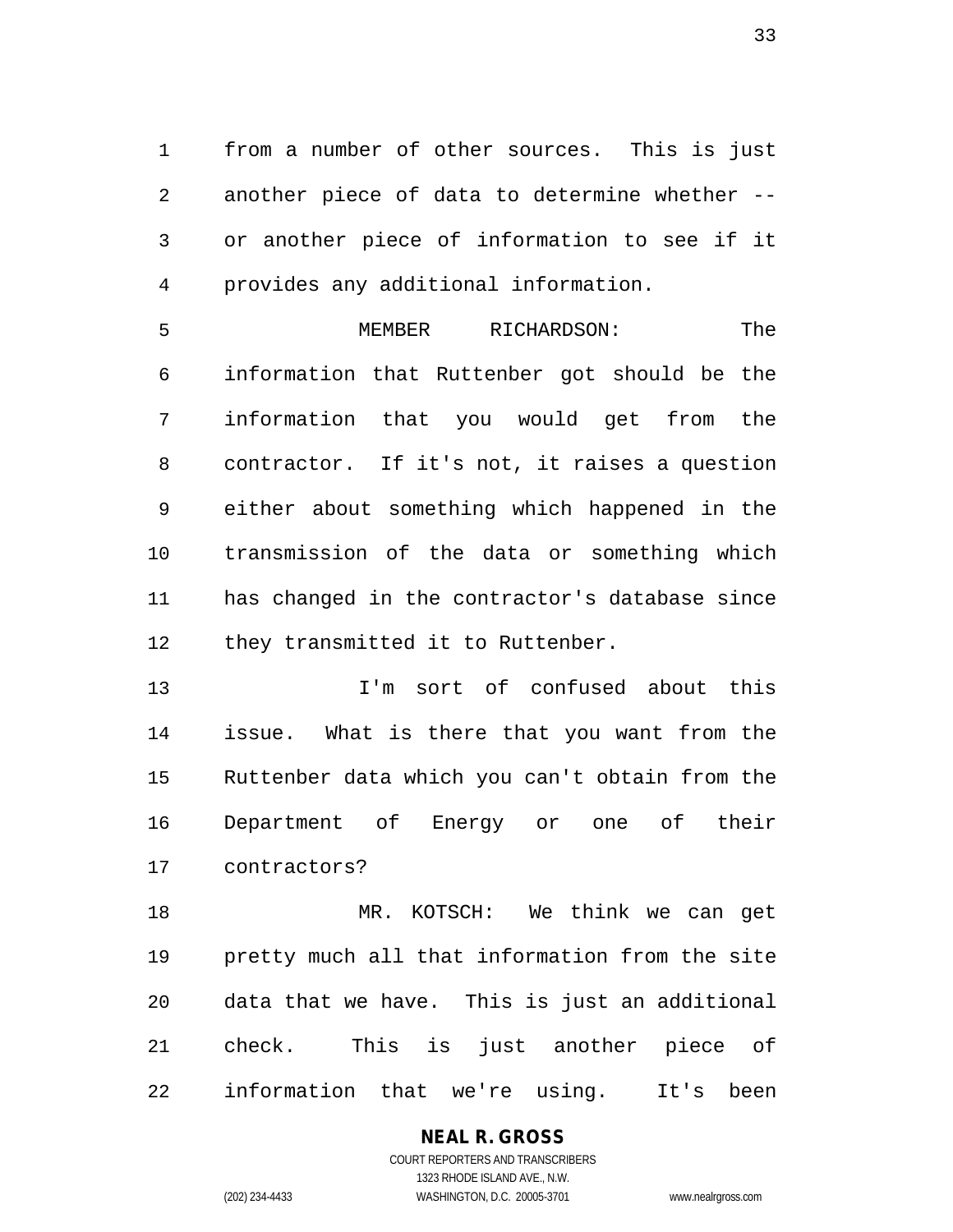from a number of other sources. This is just another piece of data to determine whether -- or another piece of information to see if it provides any additional information.

MEMBER RICHARDSON: The information that Ruttenber got should be the information that you would get from the contractor. If it's not, it raises a question either about something which happened in the transmission of the data or something which has changed in the contractor's database since they transmitted it to Ruttenber.

I'm sort of confused about this issue. What is there that you want from the Ruttenber data which you can't obtain from the Department of Energy or one of their contractors?

MR. KOTSCH: We think we can get pretty much all that information from the site data that we have. This is just an additional check. This is just another piece of information that we're using. It's been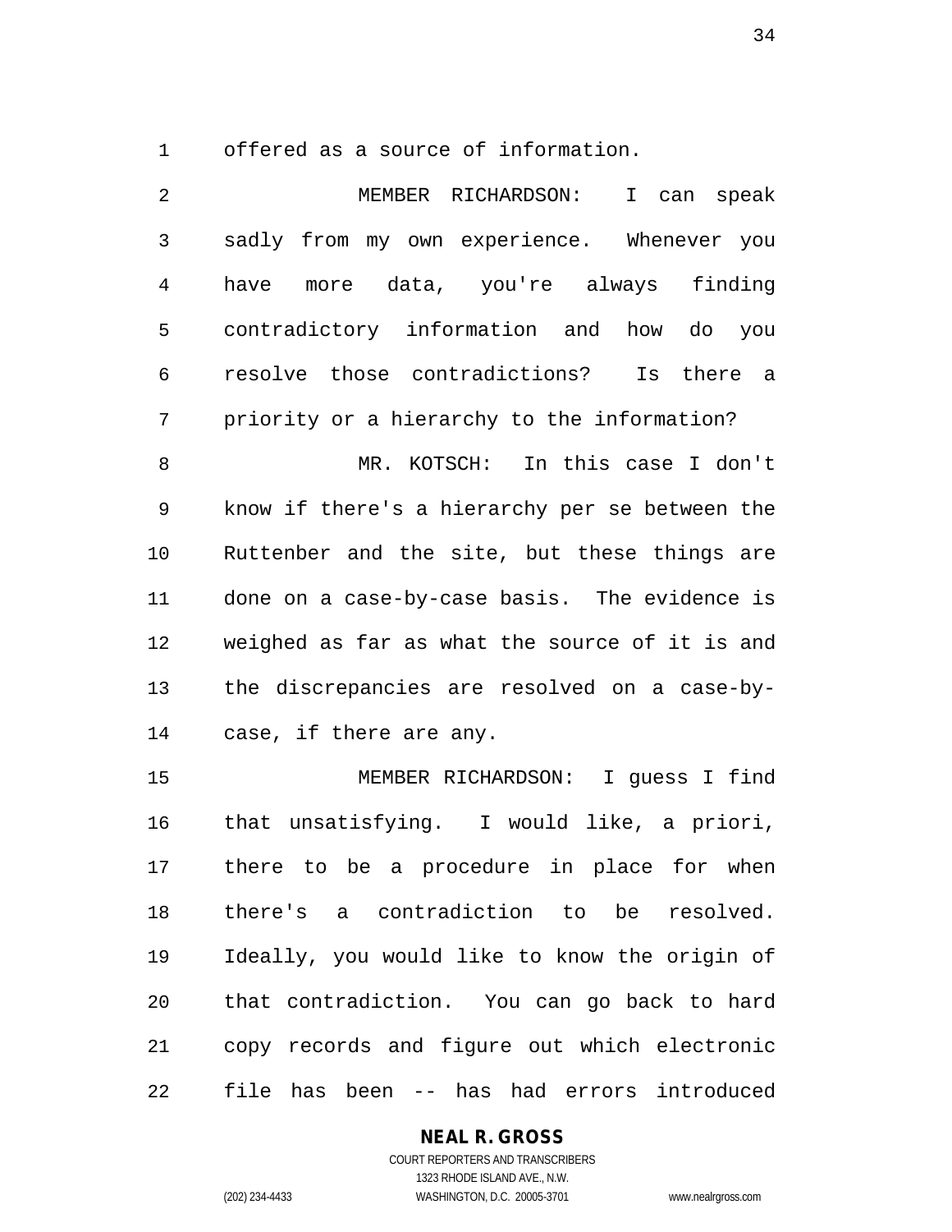offered as a source of information.

MEMBER RICHARDSON: I can speak sadly from my own experience. Whenever you have more data, you're always finding contradictory information and how do you resolve those contradictions? Is there a priority or a hierarchy to the information?

MR. KOTSCH: In this case I don't know if there's a hierarchy per se between the Ruttenber and the site, but these things are done on a case-by-case basis. The evidence is weighed as far as what the source of it is and the discrepancies are resolved on a case-by-case, if there are any.

MEMBER RICHARDSON: I guess I find that unsatisfying. I would like, a priori, there to be a procedure in place for when there's a contradiction to be resolved. Ideally, you would like to know the origin of that contradiction. You can go back to hard copy records and figure out which electronic file has been -- has had errors introduced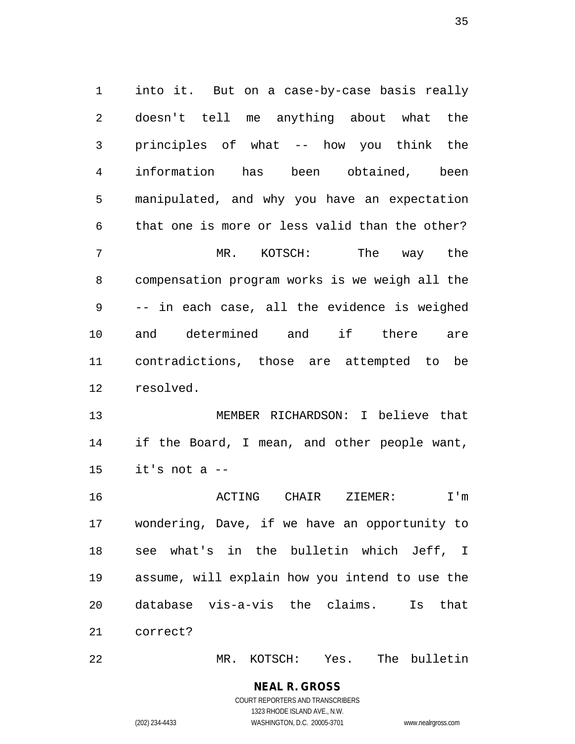into it. But on a case-by-case basis really doesn't tell me anything about what the principles of what -- how you think the information has been obtained, been manipulated, and why you have an expectation that one is more or less valid than the other?

MR. KOTSCH: The way the compensation program works is we weigh all the -- in each case, all the evidence is weighed and determined and if there are contradictions, those are attempted to be resolved.

MEMBER RICHARDSON: I believe that if the Board, I mean, and other people want, it's not a --

ACTING CHAIR ZIEMER: I'm wondering, Dave, if we have an opportunity to see what's in the bulletin which Jeff, I assume, will explain how you intend to use the database vis-a-vis the claims. Is that correct?

MR. KOTSCH: Yes. The bulletin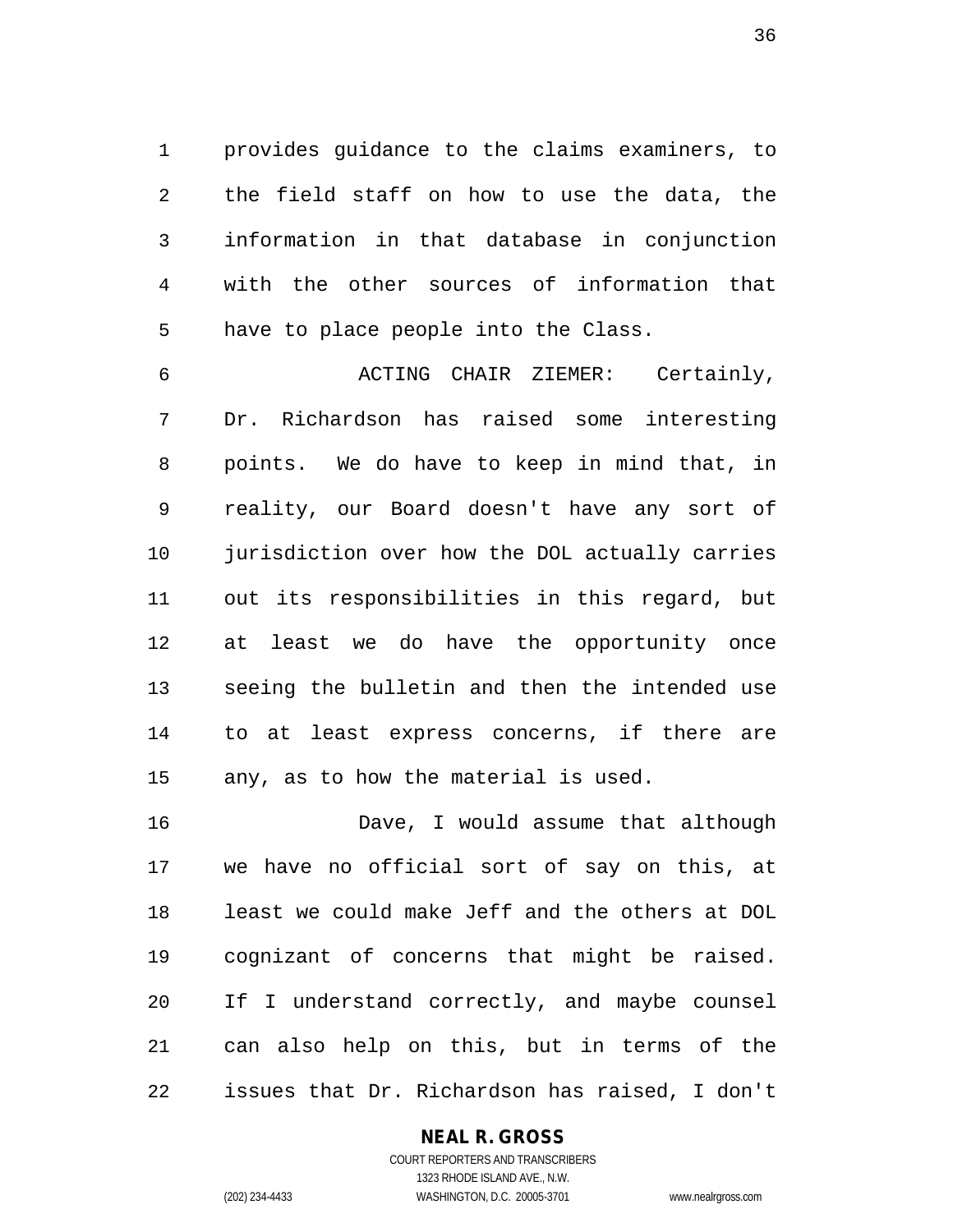provides guidance to the claims examiners, to the field staff on how to use the data, the information in that database in conjunction with the other sources of information that have to place people into the Class.

ACTING CHAIR ZIEMER: Certainly, Dr. Richardson has raised some interesting points. We do have to keep in mind that, in reality, our Board doesn't have any sort of jurisdiction over how the DOL actually carries out its responsibilities in this regard, but at least we do have the opportunity once seeing the bulletin and then the intended use to at least express concerns, if there are any, as to how the material is used.

Dave, I would assume that although we have no official sort of say on this, at least we could make Jeff and the others at DOL cognizant of concerns that might be raised. If I understand correctly, and maybe counsel can also help on this, but in terms of the issues that Dr. Richardson has raised, I don't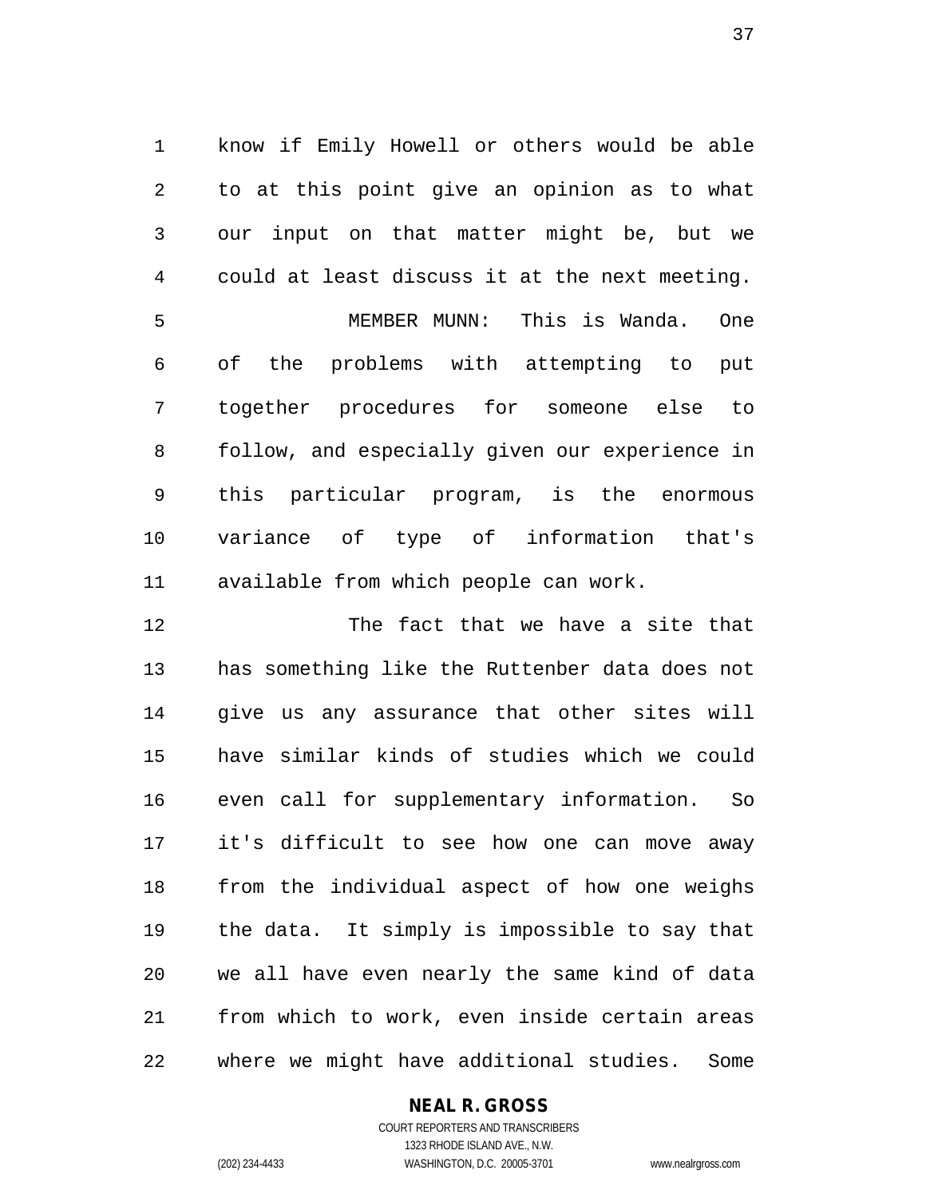know if Emily Howell or others would be able to at this point give an opinion as to what our input on that matter might be, but we could at least discuss it at the next meeting.

MEMBER MUNN: This is Wanda. One of the problems with attempting to put together procedures for someone else to follow, and especially given our experience in this particular program, is the enormous variance of type of information that's available from which people can work.

The fact that we have a site that has something like the Ruttenber data does not give us any assurance that other sites will have similar kinds of studies which we could even call for supplementary information. So it's difficult to see how one can move away from the individual aspect of how one weighs the data. It simply is impossible to say that we all have even nearly the same kind of data from which to work, even inside certain areas where we might have additional studies. Some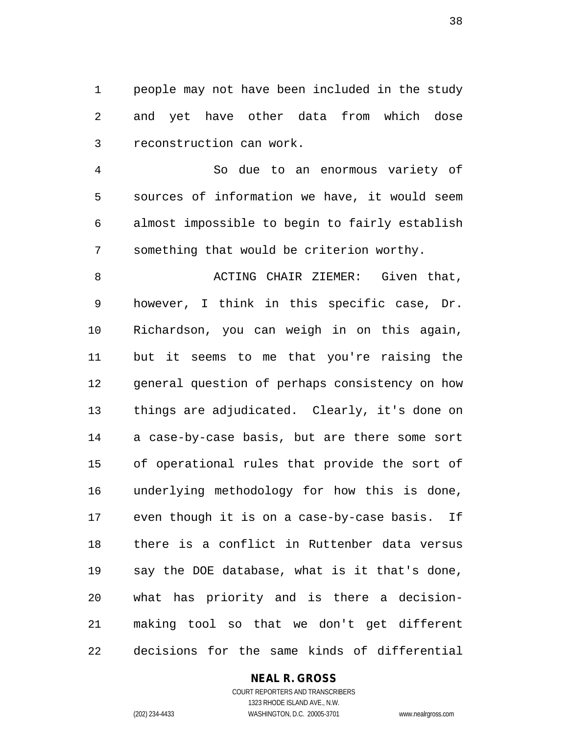people may not have been included in the study and yet have other data from which dose reconstruction can work.

So due to an enormous variety of sources of information we have, it would seem almost impossible to begin to fairly establish something that would be criterion worthy.

ACTING CHAIR ZIEMER: Given that, however, I think in this specific case, Dr. Richardson, you can weigh in on this again, but it seems to me that you're raising the general question of perhaps consistency on how things are adjudicated. Clearly, it's done on a case-by-case basis, but are there some sort of operational rules that provide the sort of underlying methodology for how this is done, even though it is on a case-by-case basis. If there is a conflict in Ruttenber data versus say the DOE database, what is it that's done, what has priority and is there a decision-making tool so that we don't get different decisions for the same kinds of differential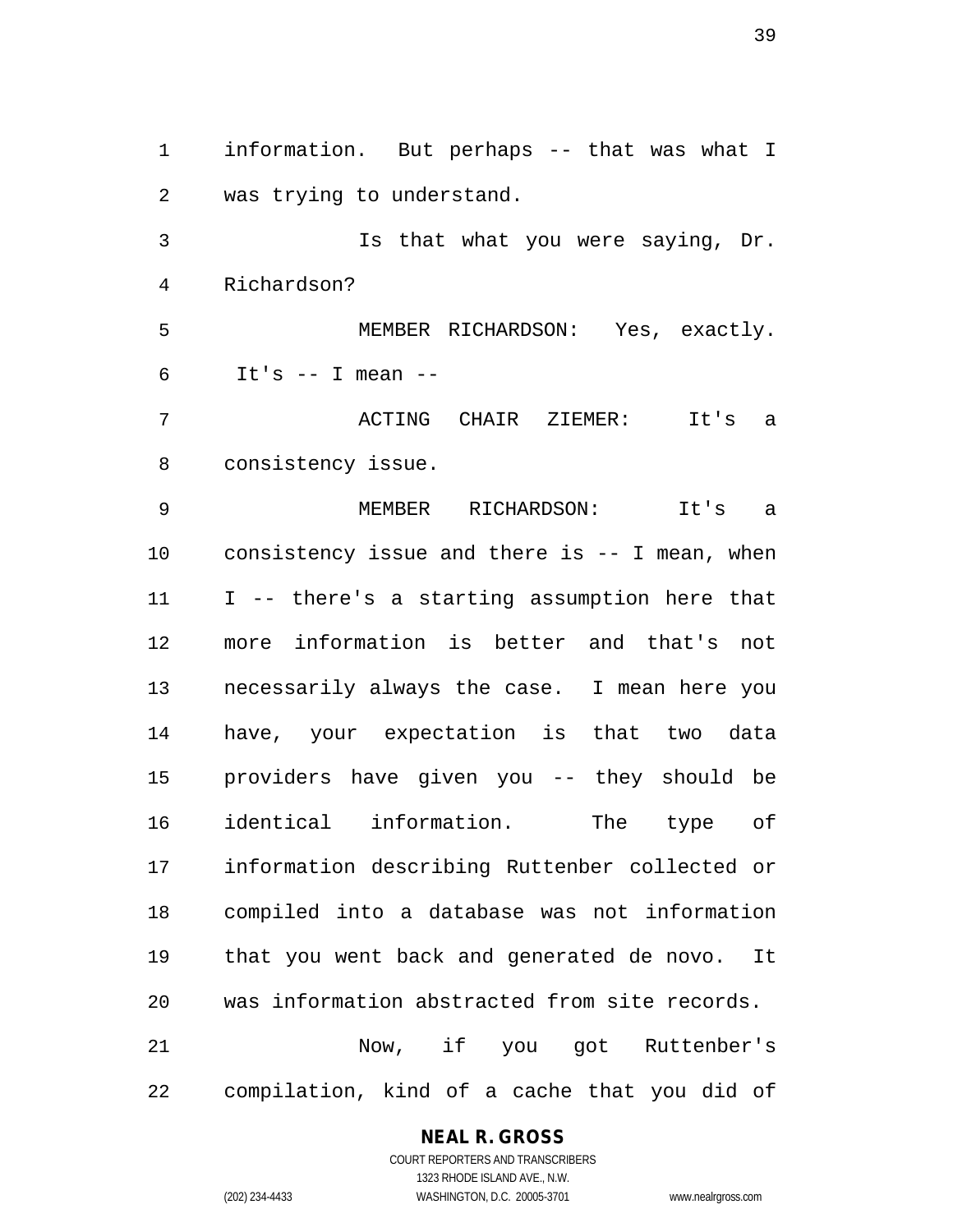information. But perhaps -- that was what I was trying to understand.

Is that what you were saying, Dr. Richardson?

MEMBER RICHARDSON: Yes, exactly. It's -- I mean --

ACTING CHAIR ZIEMER: It's a consistency issue.

MEMBER RICHARDSON: It's a consistency issue and there is -- I mean, when I -- there's a starting assumption here that more information is better and that's not necessarily always the case. I mean here you have, your expectation is that two data providers have given you -- they should be identical information. The type of information describing Ruttenber collected or compiled into a database was not information that you went back and generated de novo. It was information abstracted from site records.

Now, if you got Ruttenber's compilation, kind of a cache that you did of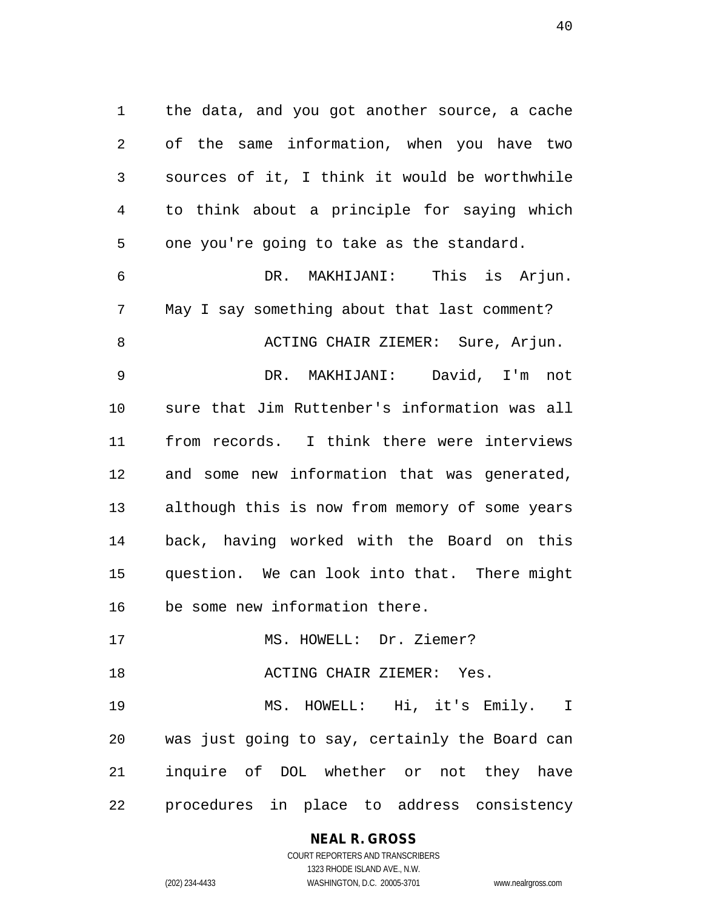the data, and you got another source, a cache of the same information, when you have two sources of it, I think it would be worthwhile to think about a principle for saying which one you're going to take as the standard.

DR. MAKHIJANI: This is Arjun. May I say something about that last comment?

ACTING CHAIR ZIEMER: Sure, Arjun.

DR. MAKHIJANI: David, I'm not sure that Jim Ruttenber's information was all from records. I think there were interviews and some new information that was generated, although this is now from memory of some years back, having worked with the Board on this question. We can look into that. There might be some new information there.

MS. HOWELL: Dr. Ziemer?

ACTING CHAIR ZIEMER: Yes.

MS. HOWELL: Hi, it's Emily. I was just going to say, certainly the Board can inquire of DOL whether or not they have procedures in place to address consistency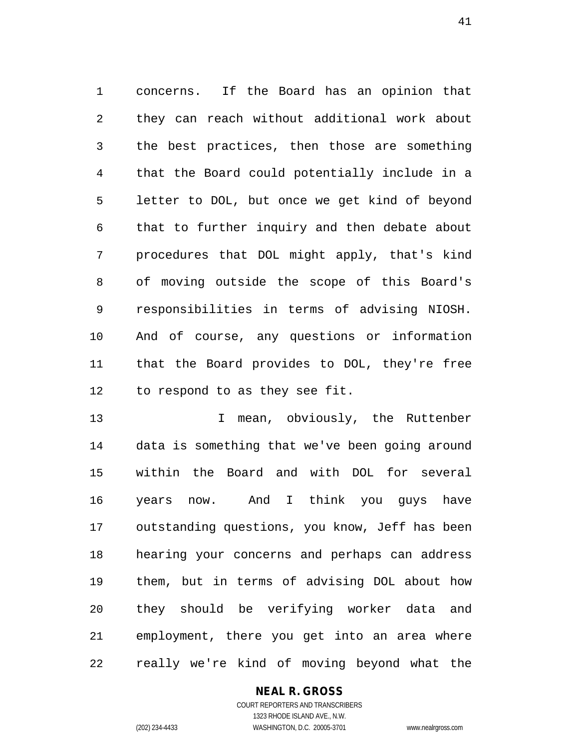concerns. If the Board has an opinion that they can reach without additional work about the best practices, then those are something that the Board could potentially include in a letter to DOL, but once we get kind of beyond that to further inquiry and then debate about procedures that DOL might apply, that's kind of moving outside the scope of this Board's responsibilities in terms of advising NIOSH. And of course, any questions or information that the Board provides to DOL, they're free to respond to as they see fit.

I mean, obviously, the Ruttenber data is something that we've been going around within the Board and with DOL for several years now. And I think you guys have outstanding questions, you know, Jeff has been hearing your concerns and perhaps can address them, but in terms of advising DOL about how they should be verifying worker data and employment, there you get into an area where really we're kind of moving beyond what the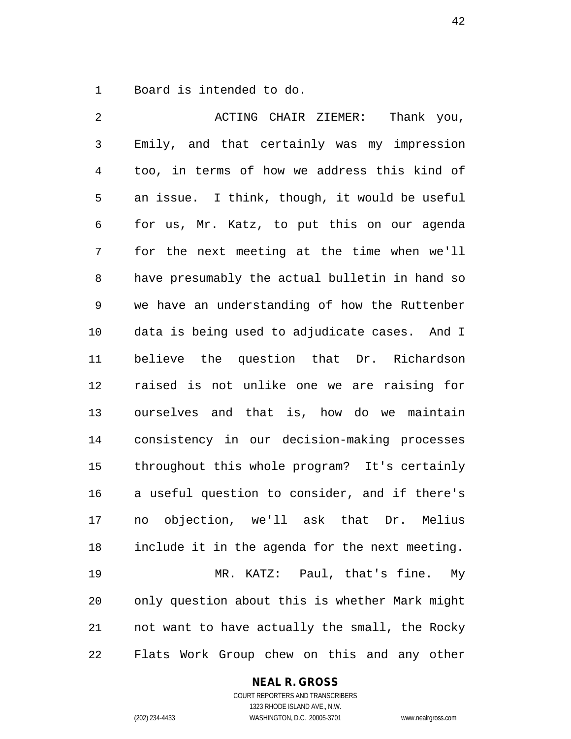Board is intended to do.

ACTING CHAIR ZIEMER: Thank you, Emily, and that certainly was my impression too, in terms of how we address this kind of an issue. I think, though, it would be useful for us, Mr. Katz, to put this on our agenda for the next meeting at the time when we'll have presumably the actual bulletin in hand so we have an understanding of how the Ruttenber data is being used to adjudicate cases. And I believe the question that Dr. Richardson raised is not unlike one we are raising for ourselves and that is, how do we maintain consistency in our decision-making processes throughout this whole program? It's certainly a useful question to consider, and if there's no objection, we'll ask that Dr. Melius include it in the agenda for the next meeting.

MR. KATZ: Paul, that's fine. My only question about this is whether Mark might not want to have actually the small, the Rocky Flats Work Group chew on this and any other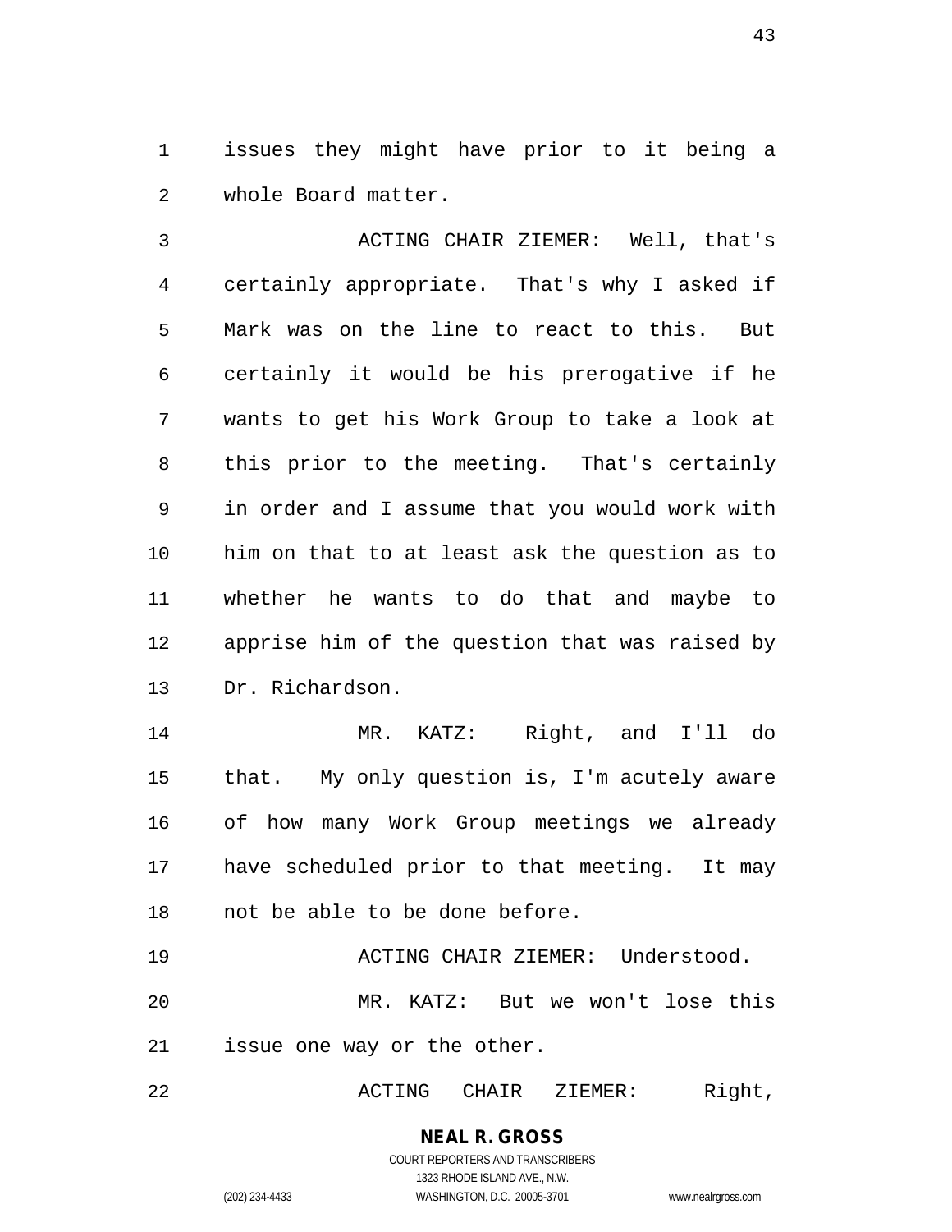issues they might have prior to it being a whole Board matter.

ACTING CHAIR ZIEMER: Well, that's certainly appropriate. That's why I asked if Mark was on the line to react to this. But certainly it would be his prerogative if he wants to get his Work Group to take a look at this prior to the meeting. That's certainly in order and I assume that you would work with him on that to at least ask the question as to whether he wants to do that and maybe to apprise him of the question that was raised by Dr. Richardson.

MR. KATZ: Right, and I'll do that. My only question is, I'm acutely aware of how many Work Group meetings we already have scheduled prior to that meeting. It may not be able to be done before.

ACTING CHAIR ZIEMER: Understood.

MR. KATZ: But we won't lose this issue one way or the other.

ACTING CHAIR ZIEMER: Right,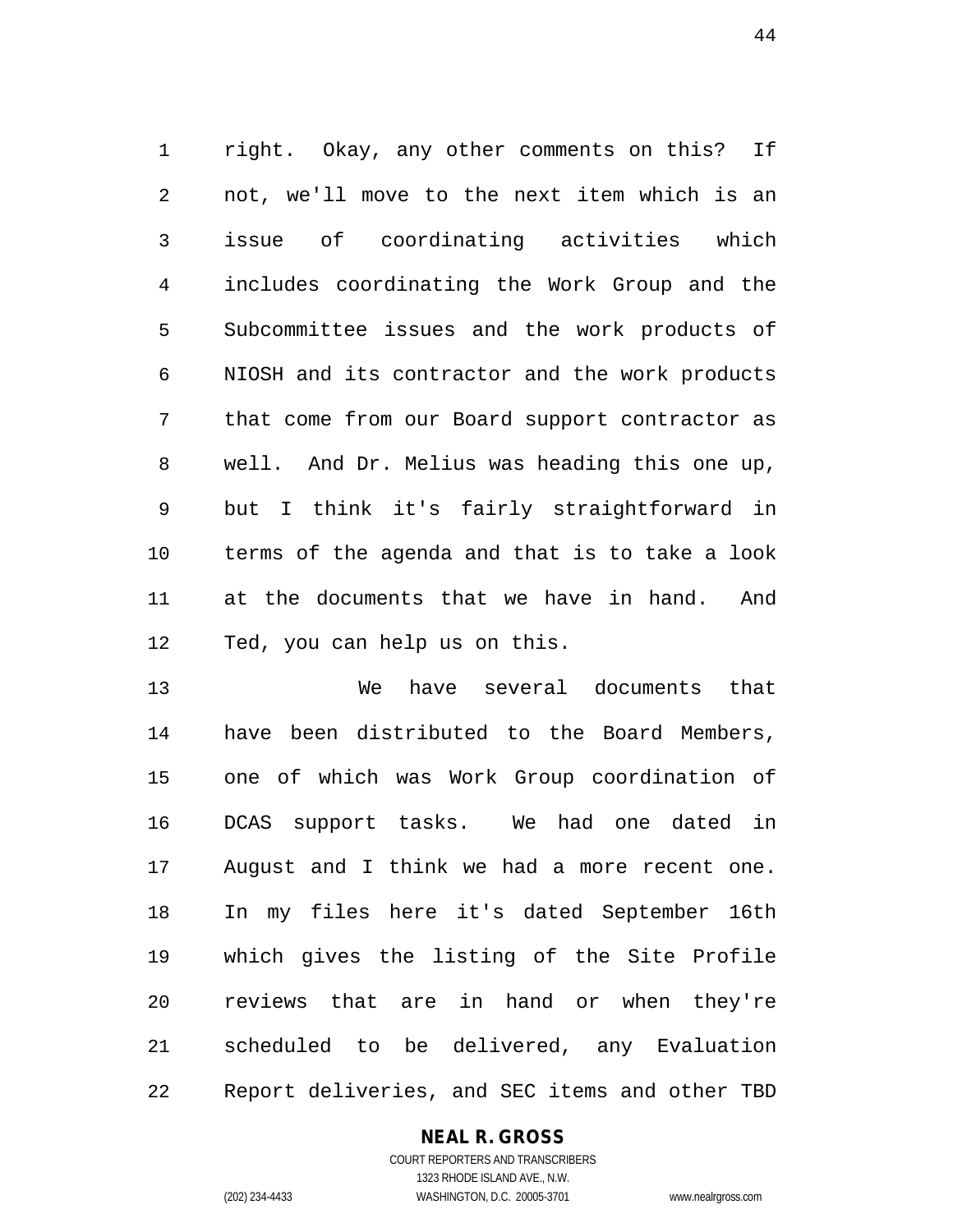right. Okay, any other comments on this? If not, we'll move to the next item which is an issue of coordinating activities which includes coordinating the Work Group and the Subcommittee issues and the work products of NIOSH and its contractor and the work products that come from our Board support contractor as well. And Dr. Melius was heading this one up, but I think it's fairly straightforward in terms of the agenda and that is to take a look at the documents that we have in hand. And Ted, you can help us on this.

We have several documents that have been distributed to the Board Members, one of which was Work Group coordination of DCAS support tasks. We had one dated in August and I think we had a more recent one. In my files here it's dated September 16th which gives the listing of the Site Profile reviews that are in hand or when they're scheduled to be delivered, any Evaluation Report deliveries, and SEC items and other TBD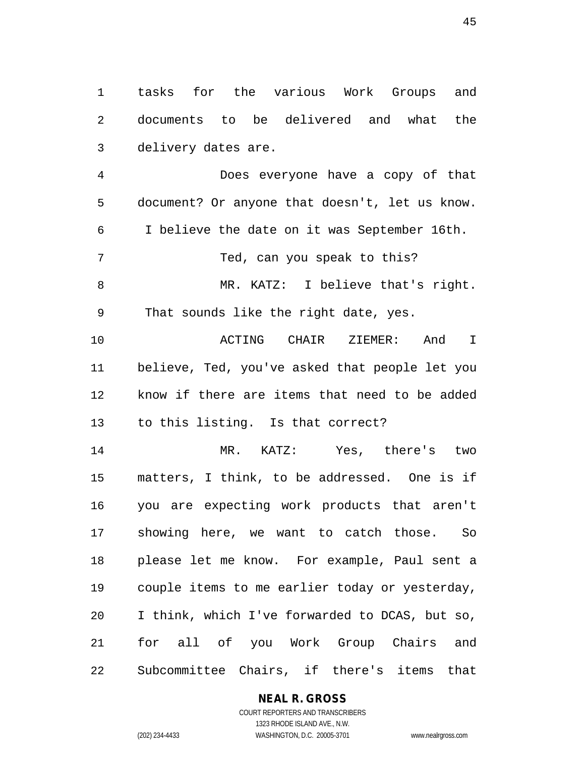tasks for the various Work Groups and documents to be delivered and what the delivery dates are.

Does everyone have a copy of that document? Or anyone that doesn't, let us know. I believe the date on it was September 16th.

Ted, can you speak to this?

MR. KATZ: I believe that's right. That sounds like the right date, yes.

ACTING CHAIR ZIEMER: And I believe, Ted, you've asked that people let you know if there are items that need to be added to this listing. Is that correct?

MR. KATZ: Yes, there's two matters, I think, to be addressed. One is if you are expecting work products that aren't showing here, we want to catch those. So please let me know. For example, Paul sent a couple items to me earlier today or yesterday, I think, which I've forwarded to DCAS, but so, for all of you Work Group Chairs and Subcommittee Chairs, if there's items that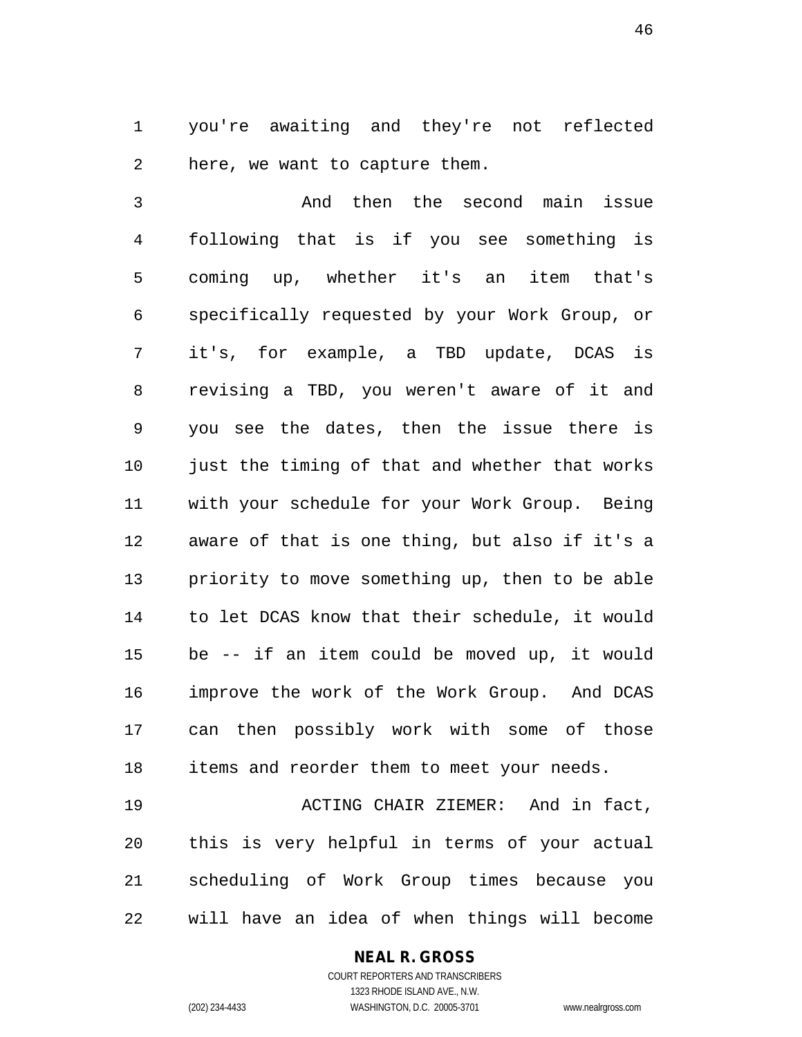you're awaiting and they're not reflected here, we want to capture them.

And then the second main issue following that is if you see something is coming up, whether it's an item that's specifically requested by your Work Group, or it's, for example, a TBD update, DCAS is revising a TBD, you weren't aware of it and you see the dates, then the issue there is just the timing of that and whether that works with your schedule for your Work Group. Being aware of that is one thing, but also if it's a priority to move something up, then to be able to let DCAS know that their schedule, it would be -- if an item could be moved up, it would improve the work of the Work Group. And DCAS can then possibly work with some of those items and reorder them to meet your needs.

ACTING CHAIR ZIEMER: And in fact, this is very helpful in terms of your actual scheduling of Work Group times because you will have an idea of when things will become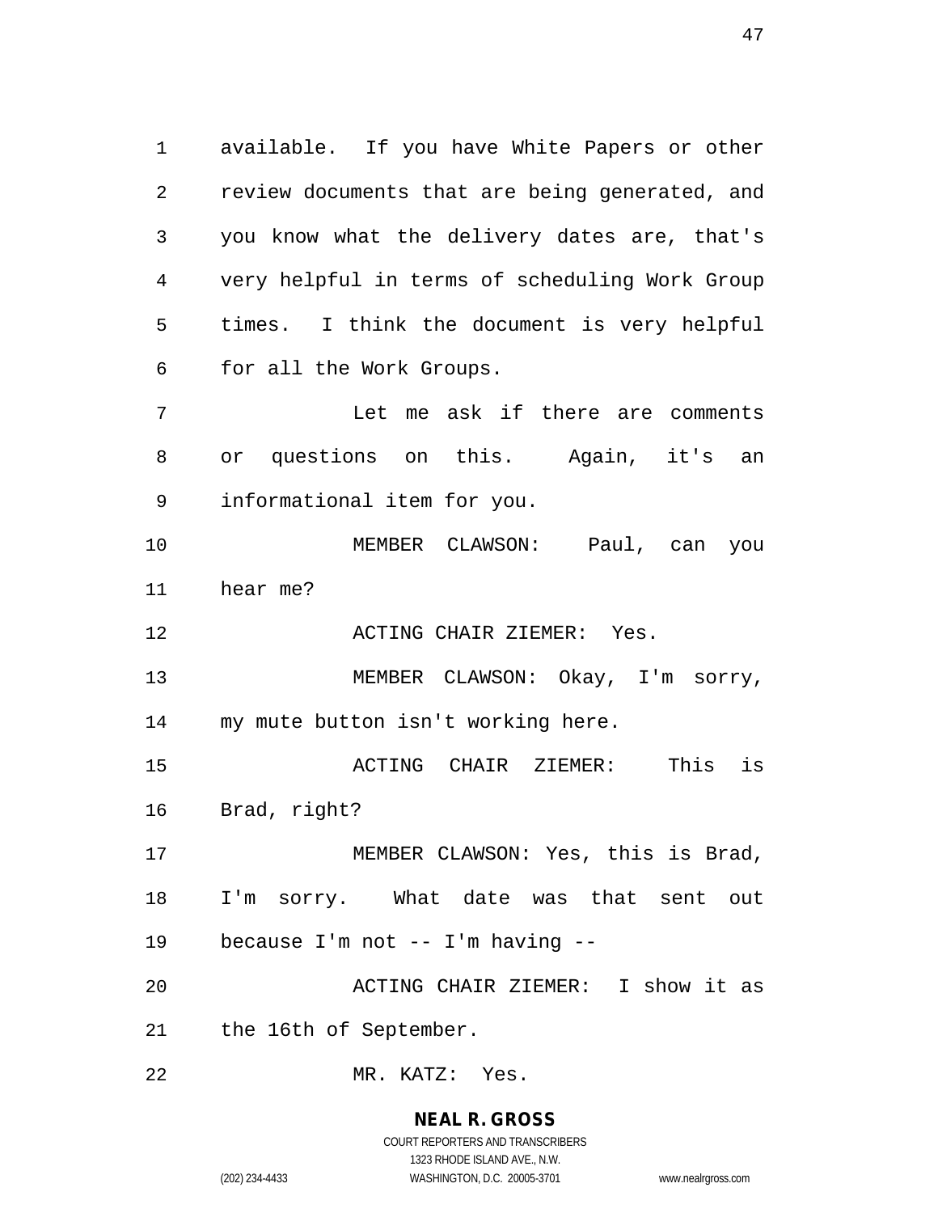available. If you have White Papers or other review documents that are being generated, and you know what the delivery dates are, that's very helpful in terms of scheduling Work Group times. I think the document is very helpful for all the Work Groups.

Let me ask if there are comments or questions on this. Again, it's an informational item for you.

MEMBER CLAWSON: Paul, can you hear me?

ACTING CHAIR ZIEMER: Yes.

MEMBER CLAWSON: Okay, I'm sorry, my mute button isn't working here.

ACTING CHAIR ZIEMER: This is Brad, right?

MEMBER CLAWSON: Yes, this is Brad, I'm sorry. What date was that sent out because I'm not -- I'm having --

ACTING CHAIR ZIEMER: I show it as the 16th of September.

MR. KATZ: Yes.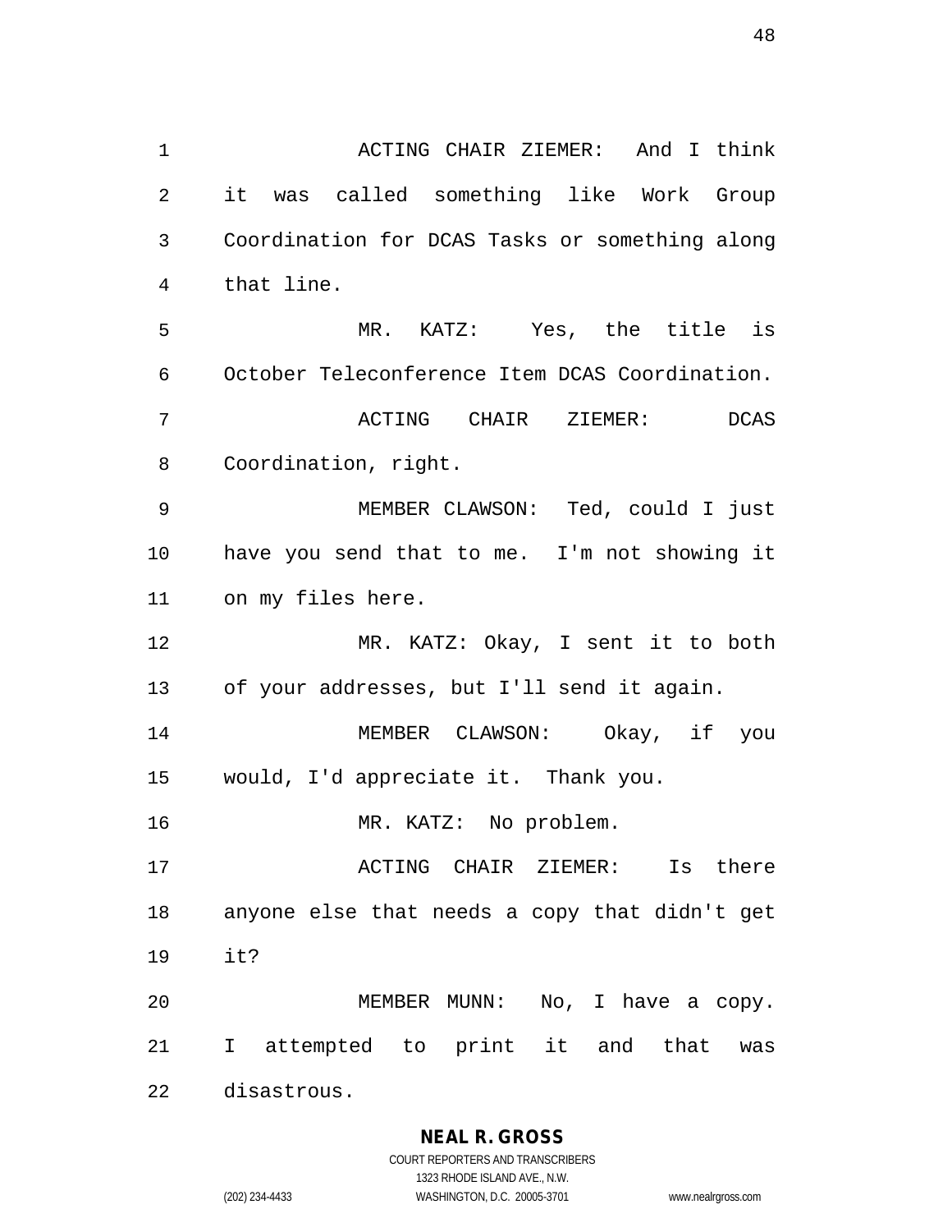ACTING CHAIR ZIEMER: And I think it was called something like Work Group Coordination for DCAS Tasks or something along that line.

MR. KATZ: Yes, the title is October Teleconference Item DCAS Coordination.

ACTING CHAIR ZIEMER: DCAS Coordination, right.

MEMBER CLAWSON: Ted, could I just have you send that to me. I'm not showing it on my files here.

MR. KATZ: Okay, I sent it to both of your addresses, but I'll send it again.

MEMBER CLAWSON: Okay, if you would, I'd appreciate it. Thank you.

MR. KATZ: No problem.

ACTING CHAIR ZIEMER: Is there anyone else that needs a copy that didn't get it?

MEMBER MUNN: No, I have a copy. I attempted to print it and that was disastrous.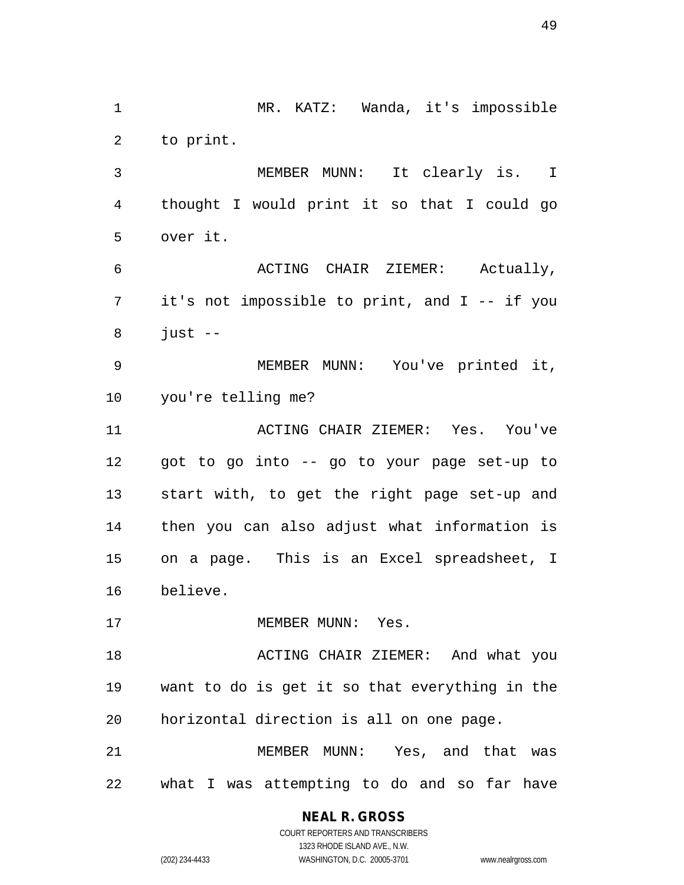MR. KATZ: Wanda, it's impossible to print.

MEMBER MUNN: It clearly is. I thought I would print it so that I could go over it.

ACTING CHAIR ZIEMER: Actually, it's not impossible to print, and I -- if you just --

MEMBER MUNN: You've printed it, you're telling me?

ACTING CHAIR ZIEMER: Yes. You've got to go into -- go to your page set-up to start with, to get the right page set-up and then you can also adjust what information is on a page. This is an Excel spreadsheet, I believe.

MEMBER MUNN: Yes.

ACTING CHAIR ZIEMER: And what you want to do is get it so that everything in the horizontal direction is all on one page.

MEMBER MUNN: Yes, and that was what I was attempting to do and so far have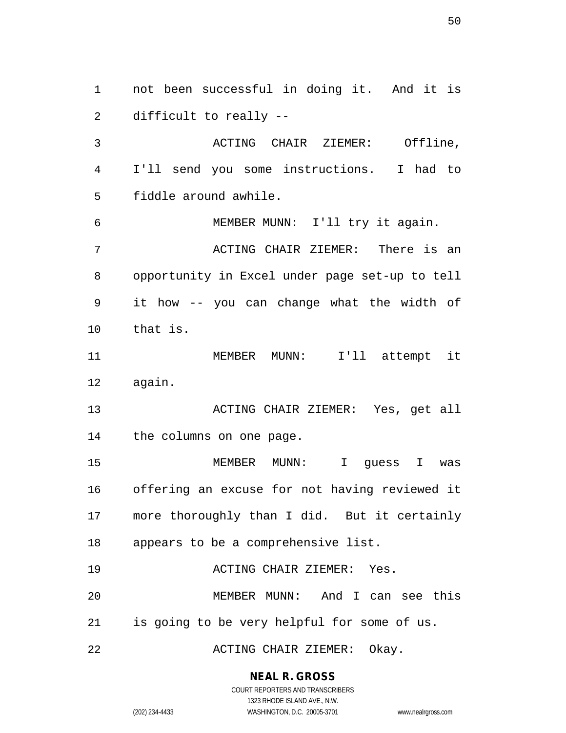not been successful in doing it. And it is difficult to really --

ACTING CHAIR ZIEMER: Offline, I'll send you some instructions. I had to fiddle around awhile.

MEMBER MUNN: I'll try it again.

ACTING CHAIR ZIEMER: There is an opportunity in Excel under page set-up to tell it how -- you can change what the width of that is.

MEMBER MUNN: I'll attempt it again.

ACTING CHAIR ZIEMER: Yes, get all the columns on one page.

MEMBER MUNN: I guess I was offering an excuse for not having reviewed it more thoroughly than I did. But it certainly appears to be a comprehensive list.

ACTING CHAIR ZIEMER: Yes.

MEMBER MUNN: And I can see this is going to be very helpful for some of us.

ACTING CHAIR ZIEMER: Okay.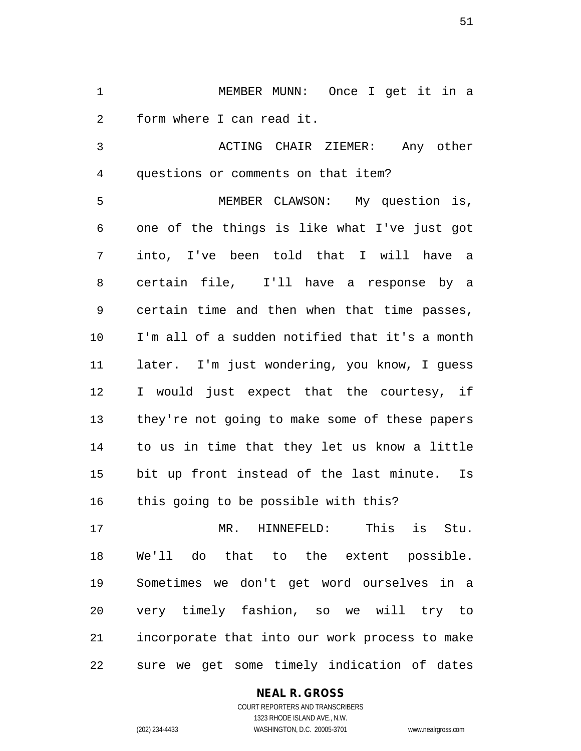MEMBER MUNN: Once I get it in a form where I can read it.

ACTING CHAIR ZIEMER: Any other questions or comments on that item?

MEMBER CLAWSON: My question is, one of the things is like what I've just got into, I've been told that I will have a certain file, I'll have a response by a certain time and then when that time passes, I'm all of a sudden notified that it's a month later. I'm just wondering, you know, I guess I would just expect that the courtesy, if they're not going to make some of these papers to us in time that they let us know a little bit up front instead of the last minute. Is this going to be possible with this?

MR. HINNEFELD: This is Stu. We'll do that to the extent possible. Sometimes we don't get word ourselves in a very timely fashion, so we will try to incorporate that into our work process to make sure we get some timely indication of dates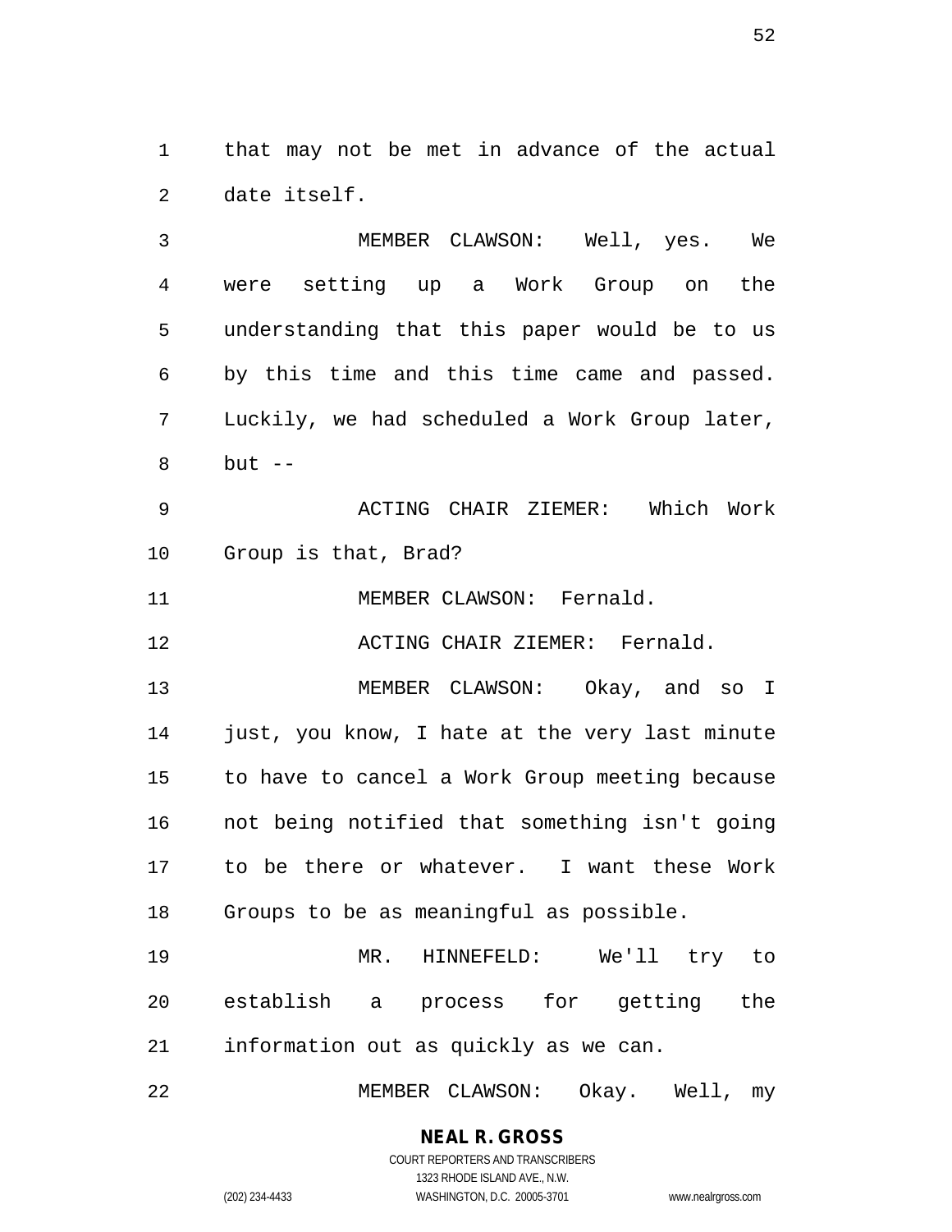that may not be met in advance of the actual date itself.

MEMBER CLAWSON: Well, yes. We were setting up a Work Group on the understanding that this paper would be to us by this time and this time came and passed. Luckily, we had scheduled a Work Group later, but --

ACTING CHAIR ZIEMER: Which Work Group is that, Brad?

MEMBER CLAWSON: Fernald.

ACTING CHAIR ZIEMER: Fernald.

MEMBER CLAWSON: Okay, and so I just, you know, I hate at the very last minute to have to cancel a Work Group meeting because not being notified that something isn't going to be there or whatever. I want these Work Groups to be as meaningful as possible.

MR. HINNEFELD: We'll try to establish a process for getting the information out as quickly as we can.

MEMBER CLAWSON: Okay. Well, my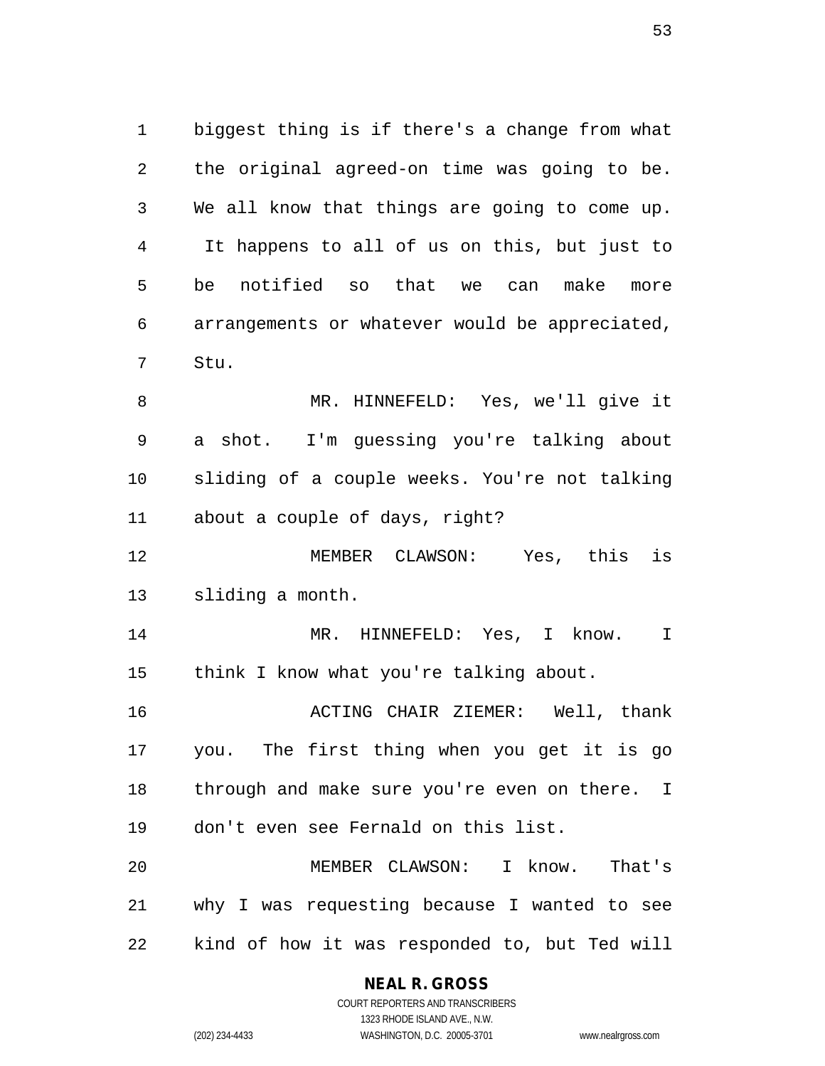biggest thing is if there's a change from what the original agreed-on time was going to be. We all know that things are going to come up. It happens to all of us on this, but just to be notified so that we can make more arrangements or whatever would be appreciated, Stu.

MR. HINNEFELD: Yes, we'll give it a shot. I'm guessing you're talking about sliding of a couple weeks. You're not talking about a couple of days, right?

MEMBER CLAWSON: Yes, this is sliding a month.

MR. HINNEFELD: Yes, I know. I think I know what you're talking about.

ACTING CHAIR ZIEMER: Well, thank you. The first thing when you get it is go through and make sure you're even on there. I don't even see Fernald on this list.

MEMBER CLAWSON: I know. That's why I was requesting because I wanted to see kind of how it was responded to, but Ted will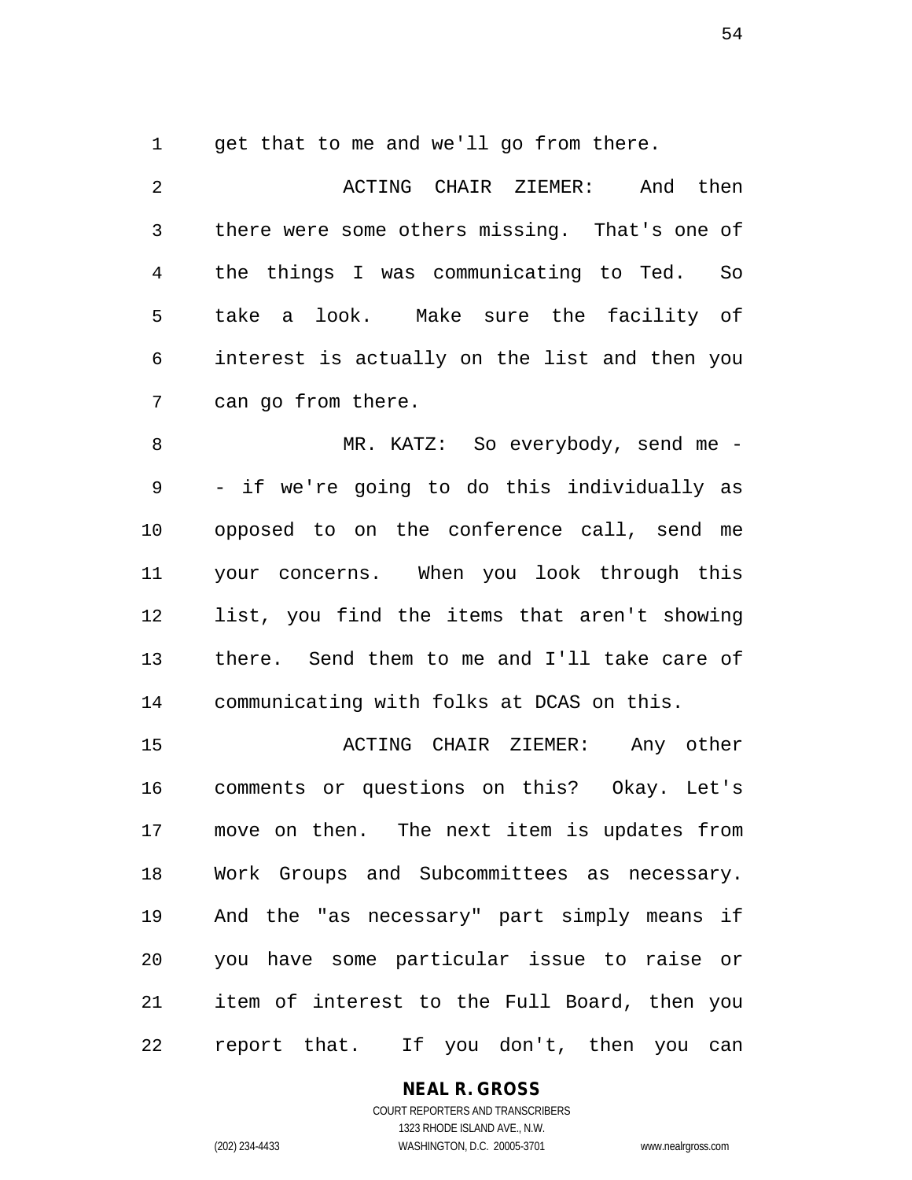get that to me and we'll go from there.

ACTING CHAIR ZIEMER: And then there were some others missing. That's one of the things I was communicating to Ted. So take a look. Make sure the facility of interest is actually on the list and then you can go from there.

MR. KATZ: So everybody, send me -- if we're going to do this individually as opposed to on the conference call, send me your concerns. When you look through this list, you find the items that aren't showing there. Send them to me and I'll take care of communicating with folks at DCAS on this.

ACTING CHAIR ZIEMER: Any other comments or questions on this? Okay. Let's move on then. The next item is updates from Work Groups and Subcommittees as necessary. And the "as necessary" part simply means if you have some particular issue to raise or item of interest to the Full Board, then you report that. If you don't, then you can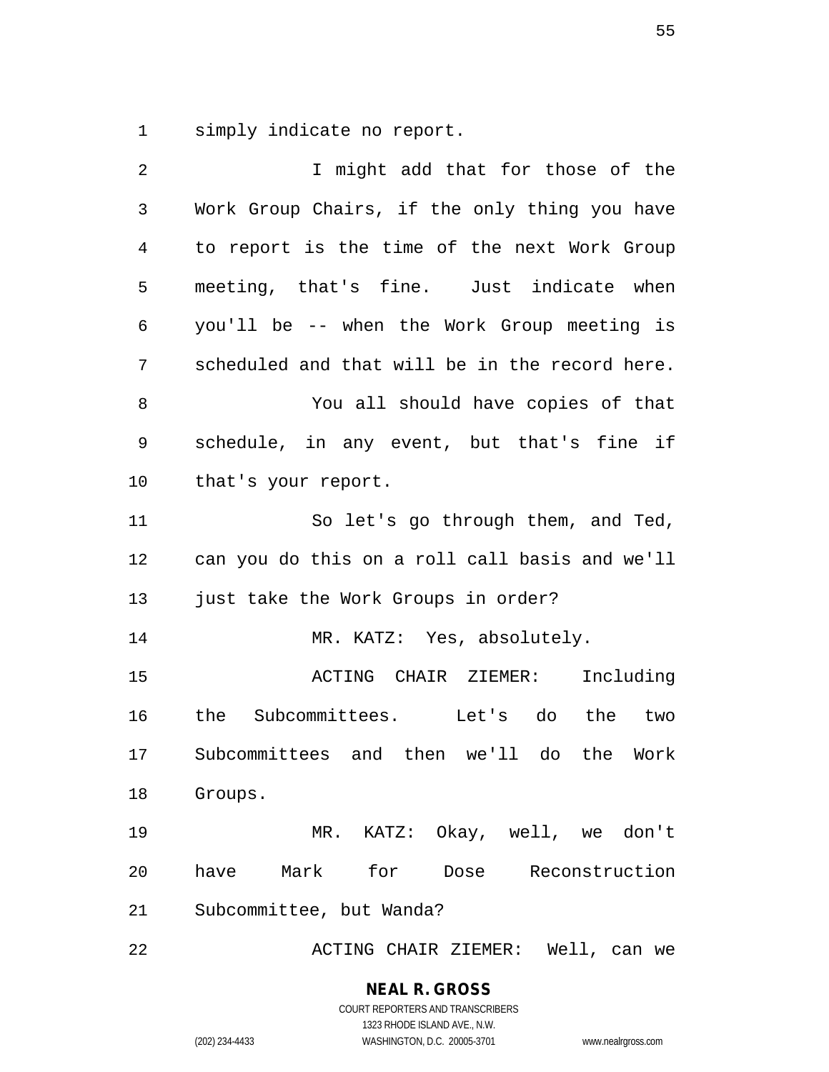simply indicate no report.

I might add that for those of the Work Group Chairs, if the only thing you have to report is the time of the next Work Group meeting, that's fine. Just indicate when you'll be -- when the Work Group meeting is scheduled and that will be in the record here.

You all should have copies of that schedule, in any event, but that's fine if that's your report.

So let's go through them, and Ted, can you do this on a roll call basis and we'll just take the Work Groups in order?

MR. KATZ: Yes, absolutely.

ACTING CHAIR ZIEMER: Including the Subcommittees. Let's do the two Subcommittees and then we'll do the Work Groups.

MR. KATZ: Okay, well, we don't have Mark for Dose Reconstruction Subcommittee, but Wanda?

ACTING CHAIR ZIEMER: Well, can we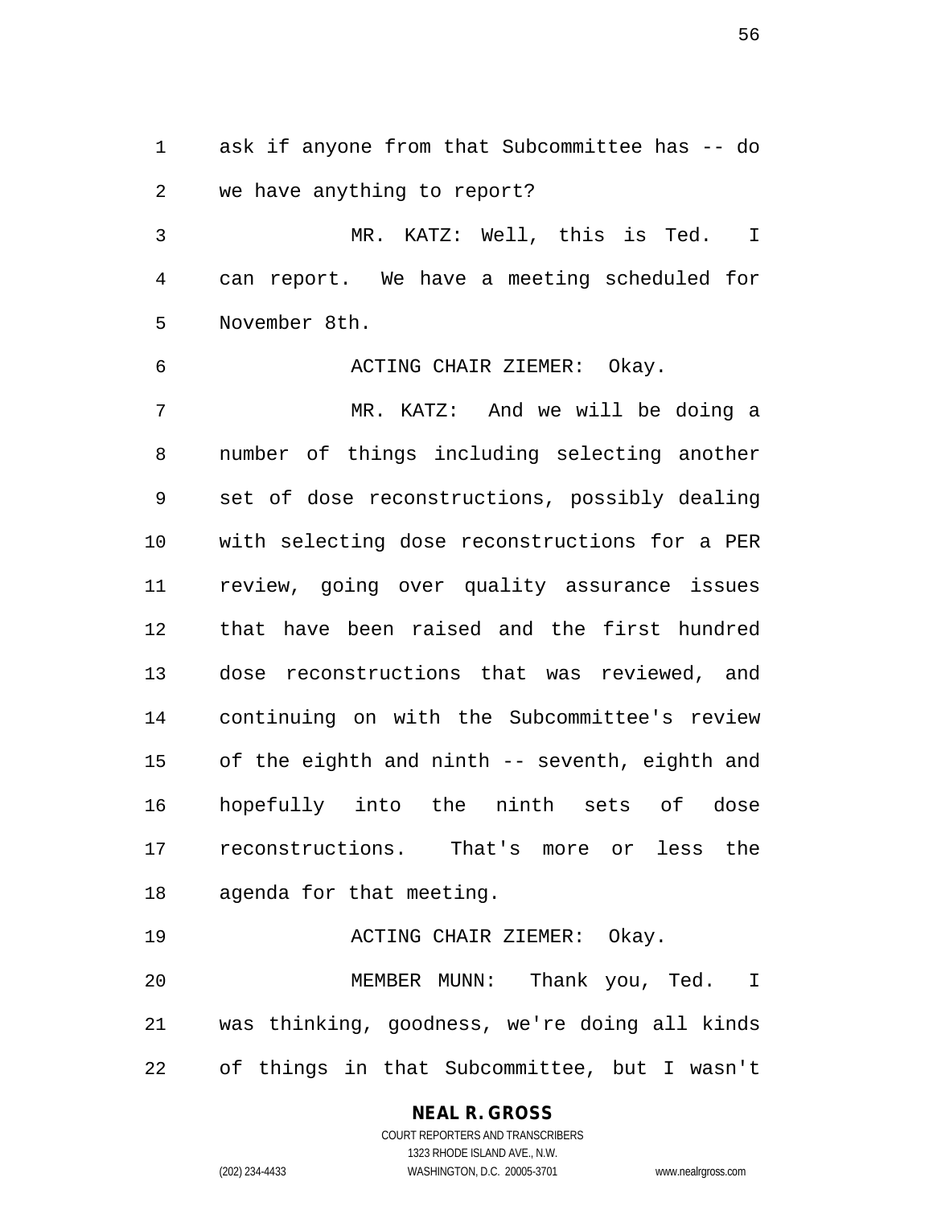ask if anyone from that Subcommittee has -- do we have anything to report?

MR. KATZ: Well, this is Ted. I can report. We have a meeting scheduled for November 8th.

ACTING CHAIR ZIEMER: Okay.

MR. KATZ: And we will be doing a number of things including selecting another set of dose reconstructions, possibly dealing with selecting dose reconstructions for a PER review, going over quality assurance issues that have been raised and the first hundred dose reconstructions that was reviewed, and continuing on with the Subcommittee's review of the eighth and ninth -- seventh, eighth and hopefully into the ninth sets of dose reconstructions. That's more or less the agenda for that meeting.

ACTING CHAIR ZIEMER: Okay.

MEMBER MUNN: Thank you, Ted. I was thinking, goodness, we're doing all kinds of things in that Subcommittee, but I wasn't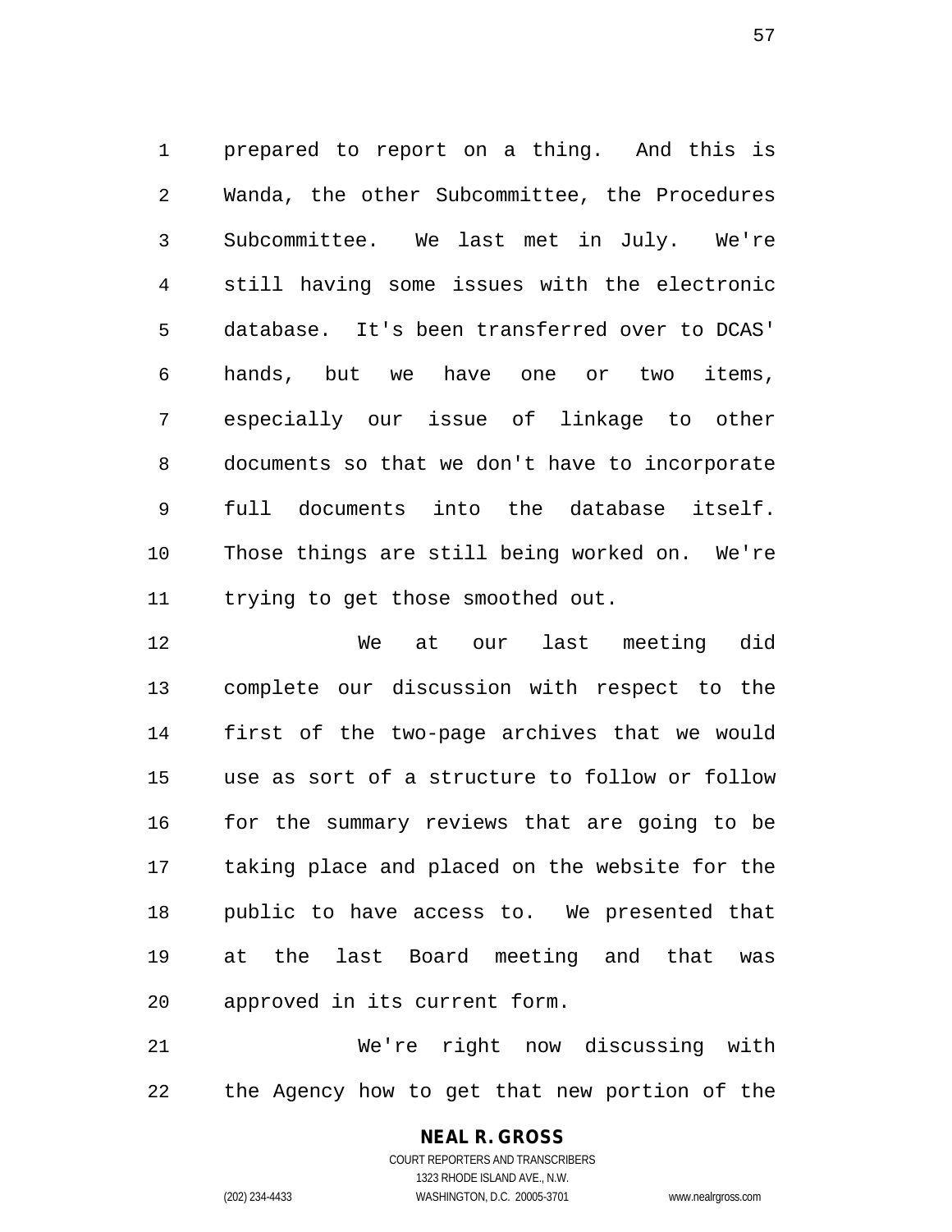prepared to report on a thing. And this is Wanda, the other Subcommittee, the Procedures Subcommittee. We last met in July. We're still having some issues with the electronic database. It's been transferred over to DCAS' hands, but we have one or two items, especially our issue of linkage to other documents so that we don't have to incorporate full documents into the database itself. Those things are still being worked on. We're trying to get those smoothed out.

We at our last meeting did complete our discussion with respect to the first of the two-page archives that we would use as sort of a structure to follow or follow for the summary reviews that are going to be taking place and placed on the website for the public to have access to. We presented that at the last Board meeting and that was approved in its current form.

We're right now discussing with the Agency how to get that new portion of the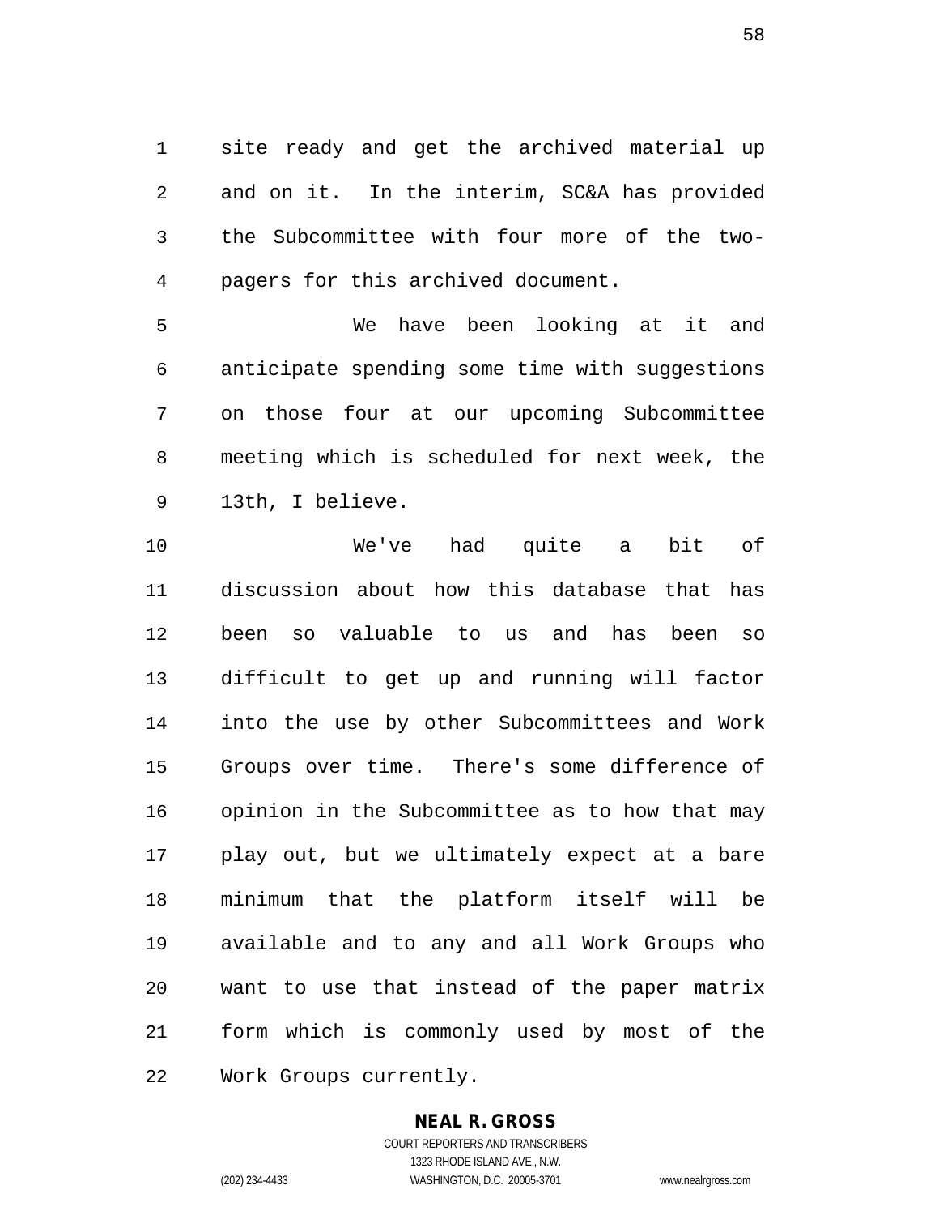site ready and get the archived material up and on it. In the interim, SC&A has provided the Subcommittee with four more of the two-pagers for this archived document.

We have been looking at it and anticipate spending some time with suggestions on those four at our upcoming Subcommittee meeting which is scheduled for next week, the 13th, I believe.

We've had quite a bit of discussion about how this database that has been so valuable to us and has been so difficult to get up and running will factor into the use by other Subcommittees and Work Groups over time. There's some difference of opinion in the Subcommittee as to how that may play out, but we ultimately expect at a bare minimum that the platform itself will be available and to any and all Work Groups who want to use that instead of the paper matrix form which is commonly used by most of the Work Groups currently.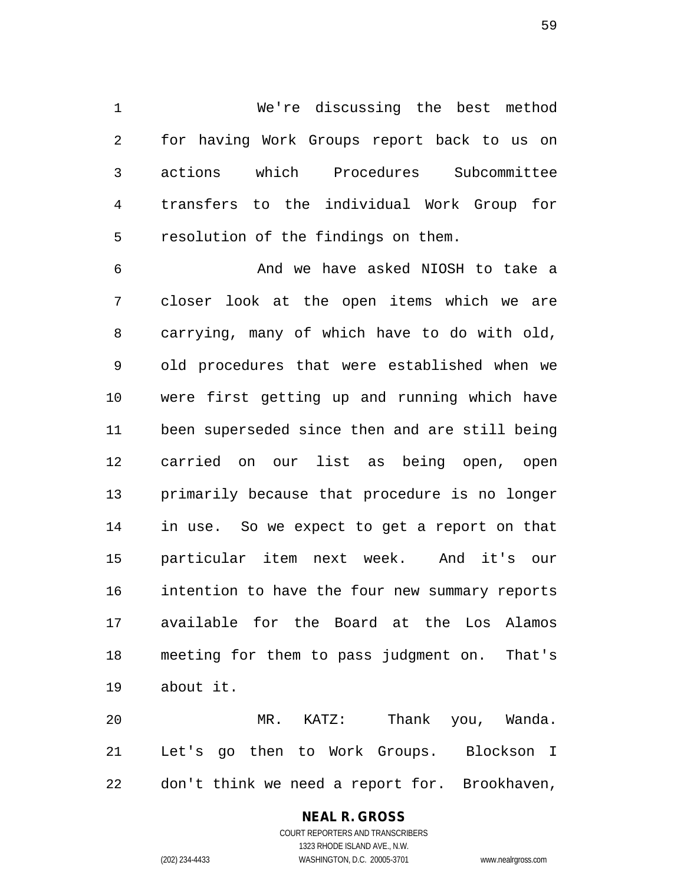We're discussing the best method for having Work Groups report back to us on actions which Procedures Subcommittee transfers to the individual Work Group for resolution of the findings on them.

And we have asked NIOSH to take a closer look at the open items which we are carrying, many of which have to do with old, old procedures that were established when we were first getting up and running which have been superseded since then and are still being carried on our list as being open, open primarily because that procedure is no longer in use. So we expect to get a report on that particular item next week. And it's our intention to have the four new summary reports available for the Board at the Los Alamos meeting for them to pass judgment on. That's about it.

MR. KATZ: Thank you, Wanda. Let's go then to Work Groups. Blockson I don't think we need a report for. Brookhaven,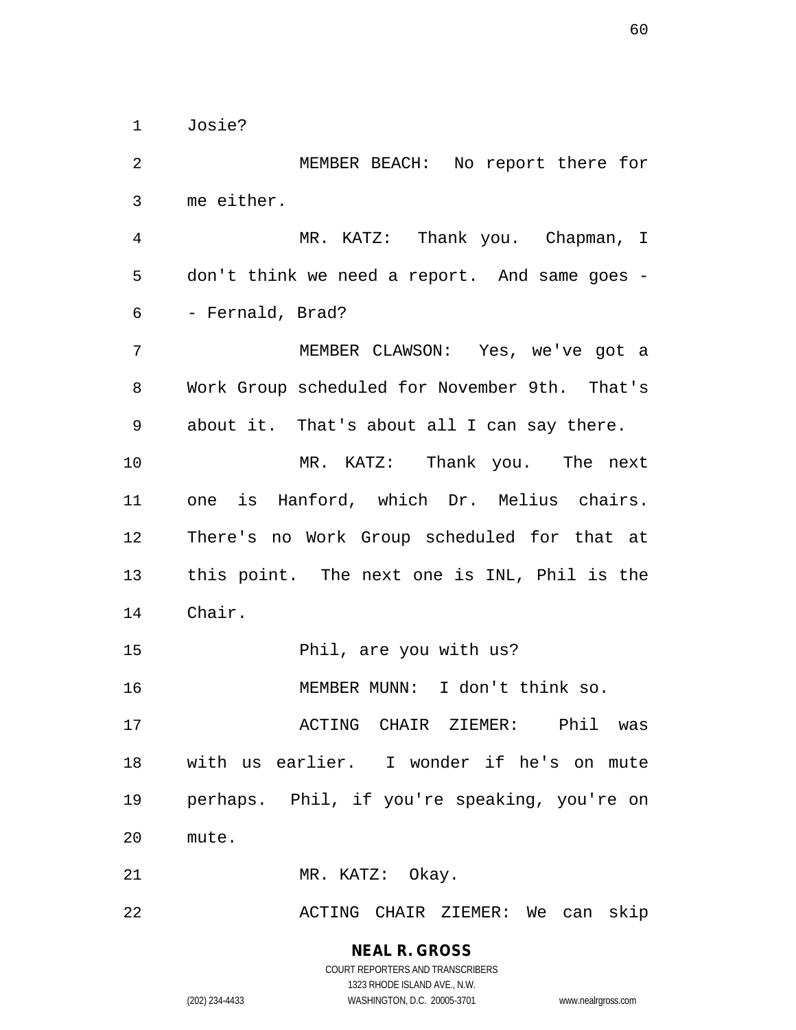Josie?

MEMBER BEACH: No report there for me either.

MR. KATZ: Thank you. Chapman, I don't think we need a report. And same goes -- Fernald, Brad?

MEMBER CLAWSON: Yes, we've got a Work Group scheduled for November 9th. That's about it. That's about all I can say there.

MR. KATZ: Thank you. The next one is Hanford, which Dr. Melius chairs. There's no Work Group scheduled for that at this point. The next one is INL, Phil is the Chair.

Phil, are you with us?

MEMBER MUNN: I don't think so.

ACTING CHAIR ZIEMER: Phil was with us earlier. I wonder if he's on mute perhaps. Phil, if you're speaking, you're on mute.

MR. KATZ: Okay.

ACTING CHAIR ZIEMER: We can skip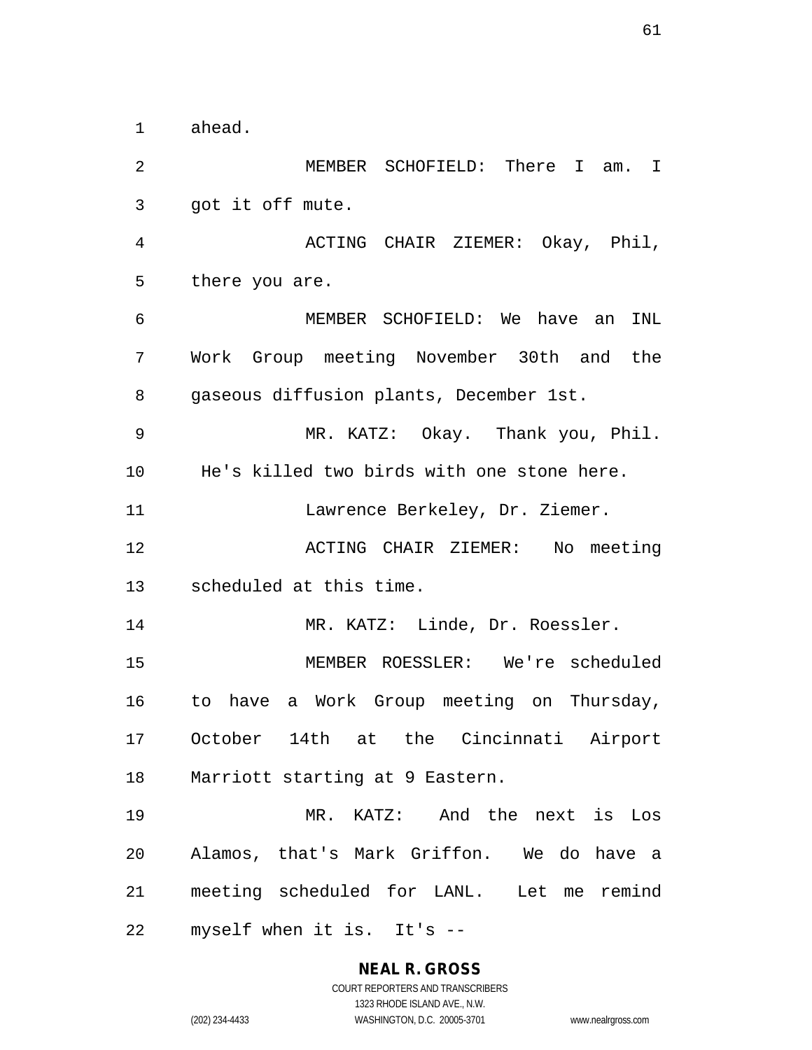ahead.

MEMBER SCHOFIELD: There I am. I got it off mute.

ACTING CHAIR ZIEMER: Okay, Phil, there you are.

MEMBER SCHOFIELD: We have an INL Work Group meeting November 30th and the gaseous diffusion plants, December 1st.

MR. KATZ: Okay. Thank you, Phil. He's killed two birds with one stone here.

Lawrence Berkeley, Dr. Ziemer.

ACTING CHAIR ZIEMER: No meeting scheduled at this time.

MR. KATZ: Linde, Dr. Roessler.

MEMBER ROESSLER: We're scheduled to have a Work Group meeting on Thursday, October 14th at the Cincinnati Airport Marriott starting at 9 Eastern.

MR. KATZ: And the next is Los Alamos, that's Mark Griffon. We do have a meeting scheduled for LANL. Let me remind myself when it is. It's --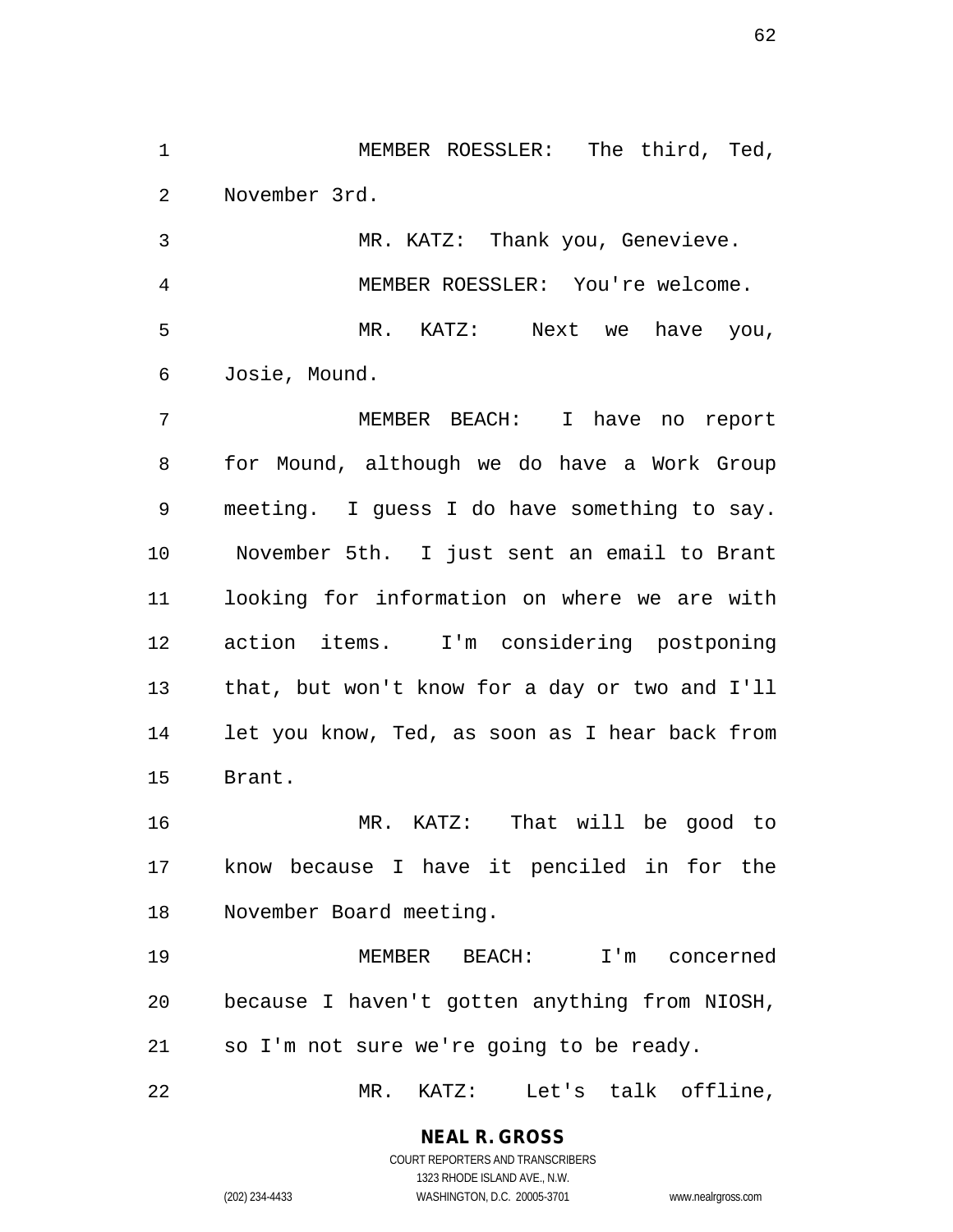MEMBER ROESSLER: The third, Ted, November 3rd.

MR. KATZ: Thank you, Genevieve.

MEMBER ROESSLER: You're welcome.

MR. KATZ: Next we have you, Josie, Mound.

MEMBER BEACH: I have no report for Mound, although we do have a Work Group meeting. I guess I do have something to say. November 5th. I just sent an email to Brant looking for information on where we are with action items. I'm considering postponing that, but won't know for a day or two and I'll let you know, Ted, as soon as I hear back from Brant.

MR. KATZ: That will be good to know because I have it penciled in for the November Board meeting.

MEMBER BEACH: I'm concerned because I haven't gotten anything from NIOSH, so I'm not sure we're going to be ready.

MR. KATZ: Let's talk offline,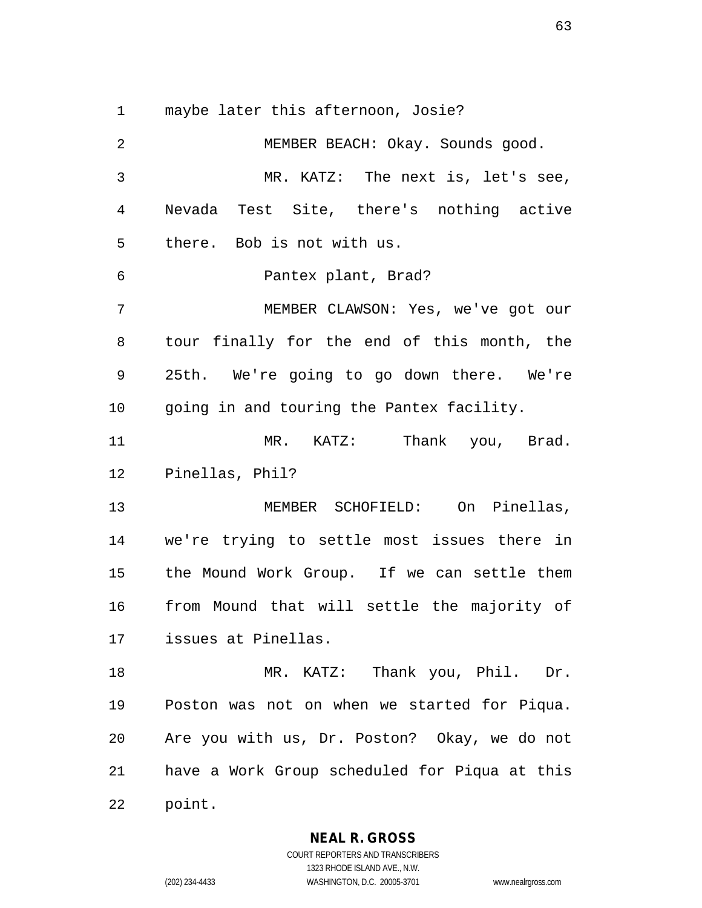maybe later this afternoon, Josie?

MEMBER BEACH: Okay. Sounds good.

MR. KATZ: The next is, let's see, Nevada Test Site, there's nothing active there. Bob is not with us.

Pantex plant, Brad?

MEMBER CLAWSON: Yes, we've got our tour finally for the end of this month, the 25th. We're going to go down there. We're going in and touring the Pantex facility.

MR. KATZ: Thank you, Brad. Pinellas, Phil?

MEMBER SCHOFIELD: On Pinellas, we're trying to settle most issues there in the Mound Work Group. If we can settle them from Mound that will settle the majority of issues at Pinellas.

MR. KATZ: Thank you, Phil. Dr. Poston was not on when we started for Piqua. Are you with us, Dr. Poston? Okay, we do not have a Work Group scheduled for Piqua at this point.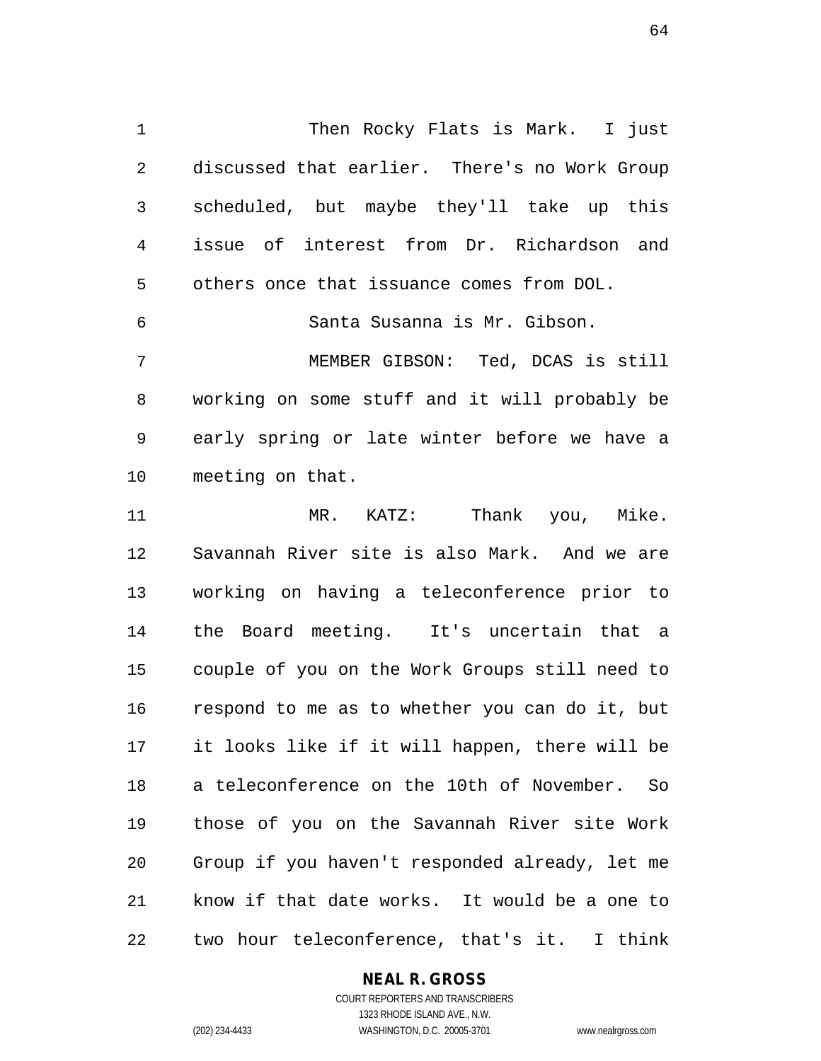Then Rocky Flats is Mark. I just discussed that earlier. There's no Work Group scheduled, but maybe they'll take up this issue of interest from Dr. Richardson and others once that issuance comes from DOL.

Santa Susanna is Mr. Gibson.

MEMBER GIBSON: Ted, DCAS is still working on some stuff and it will probably be early spring or late winter before we have a meeting on that.

MR. KATZ: Thank you, Mike. Savannah River site is also Mark. And we are working on having a teleconference prior to the Board meeting. It's uncertain that a couple of you on the Work Groups still need to respond to me as to whether you can do it, but it looks like if it will happen, there will be a teleconference on the 10th of November. So those of you on the Savannah River site Work Group if you haven't responded already, let me know if that date works. It would be a one to two hour teleconference, that's it. I think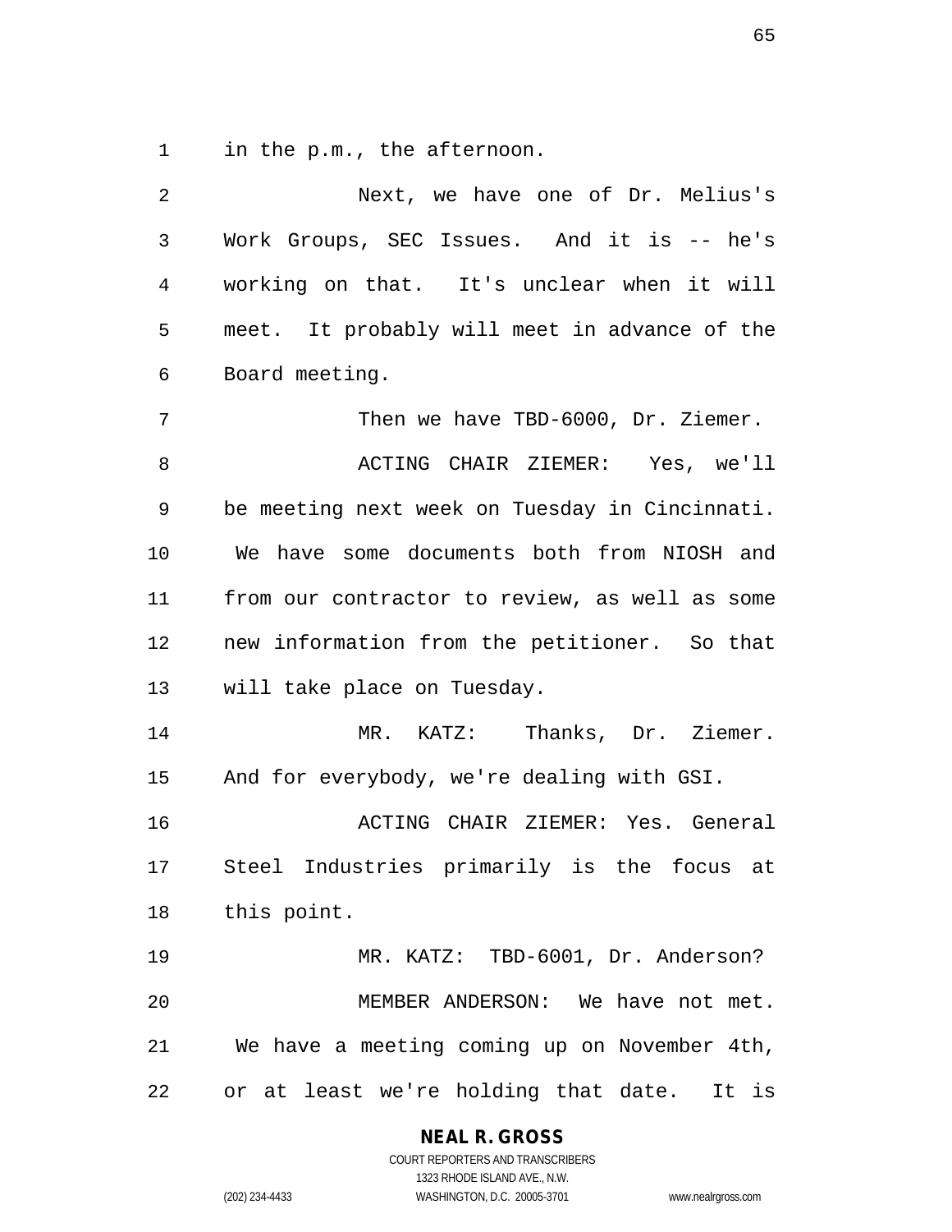in the p.m., the afternoon.

Next, we have one of Dr. Melius's Work Groups, SEC Issues. And it is -- he's working on that. It's unclear when it will meet. It probably will meet in advance of the Board meeting.

Then we have TBD-6000, Dr. Ziemer.

ACTING CHAIR ZIEMER: Yes, we'll be meeting next week on Tuesday in Cincinnati. We have some documents both from NIOSH and from our contractor to review, as well as some new information from the petitioner. So that will take place on Tuesday.

MR. KATZ: Thanks, Dr. Ziemer. And for everybody, we're dealing with GSI.

ACTING CHAIR ZIEMER: Yes. General Steel Industries primarily is the focus at this point.

MR. KATZ: TBD-6001, Dr. Anderson?

MEMBER ANDERSON: We have not met. We have a meeting coming up on November 4th, or at least we're holding that date. It is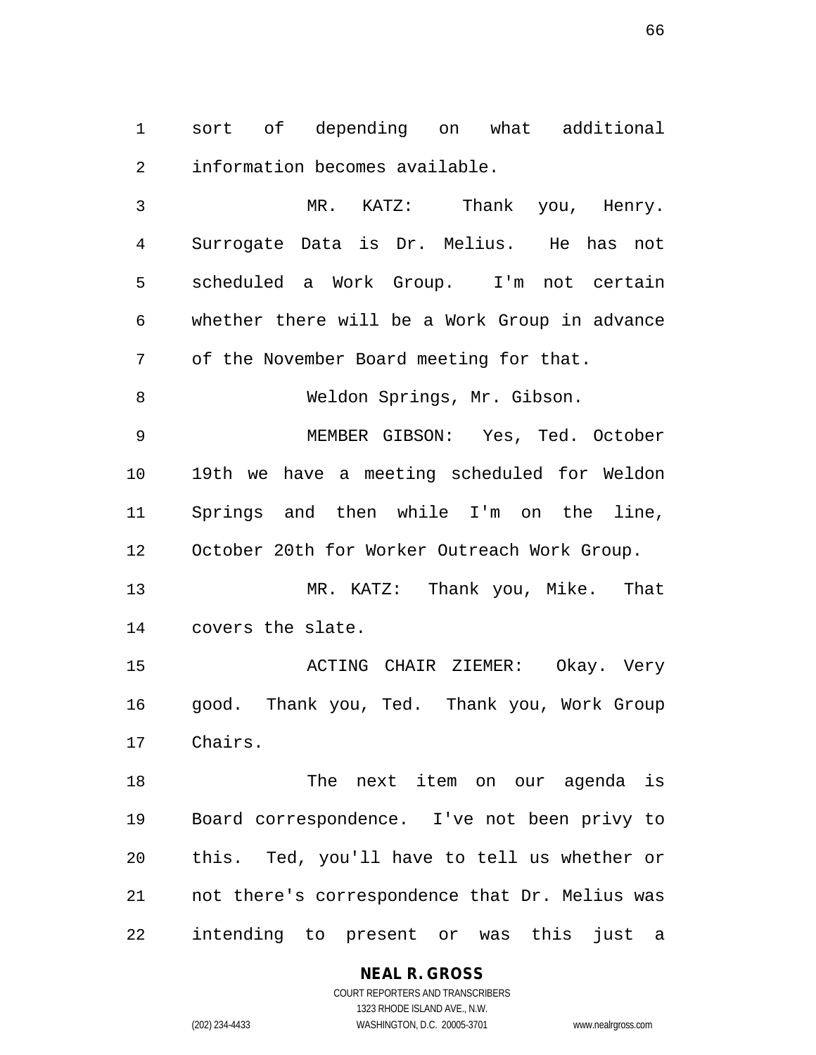sort of depending on what additional information becomes available.

MR. KATZ: Thank you, Henry. Surrogate Data is Dr. Melius. He has not scheduled a Work Group. I'm not certain whether there will be a Work Group in advance of the November Board meeting for that.

Weldon Springs, Mr. Gibson.

MEMBER GIBSON: Yes, Ted. October 19th we have a meeting scheduled for Weldon Springs and then while I'm on the line, October 20th for Worker Outreach Work Group.

MR. KATZ: Thank you, Mike. That covers the slate.

ACTING CHAIR ZIEMER: Okay. Very good. Thank you, Ted. Thank you, Work Group Chairs.

The next item on our agenda is Board correspondence. I've not been privy to this. Ted, you'll have to tell us whether or not there's correspondence that Dr. Melius was intending to present or was this just a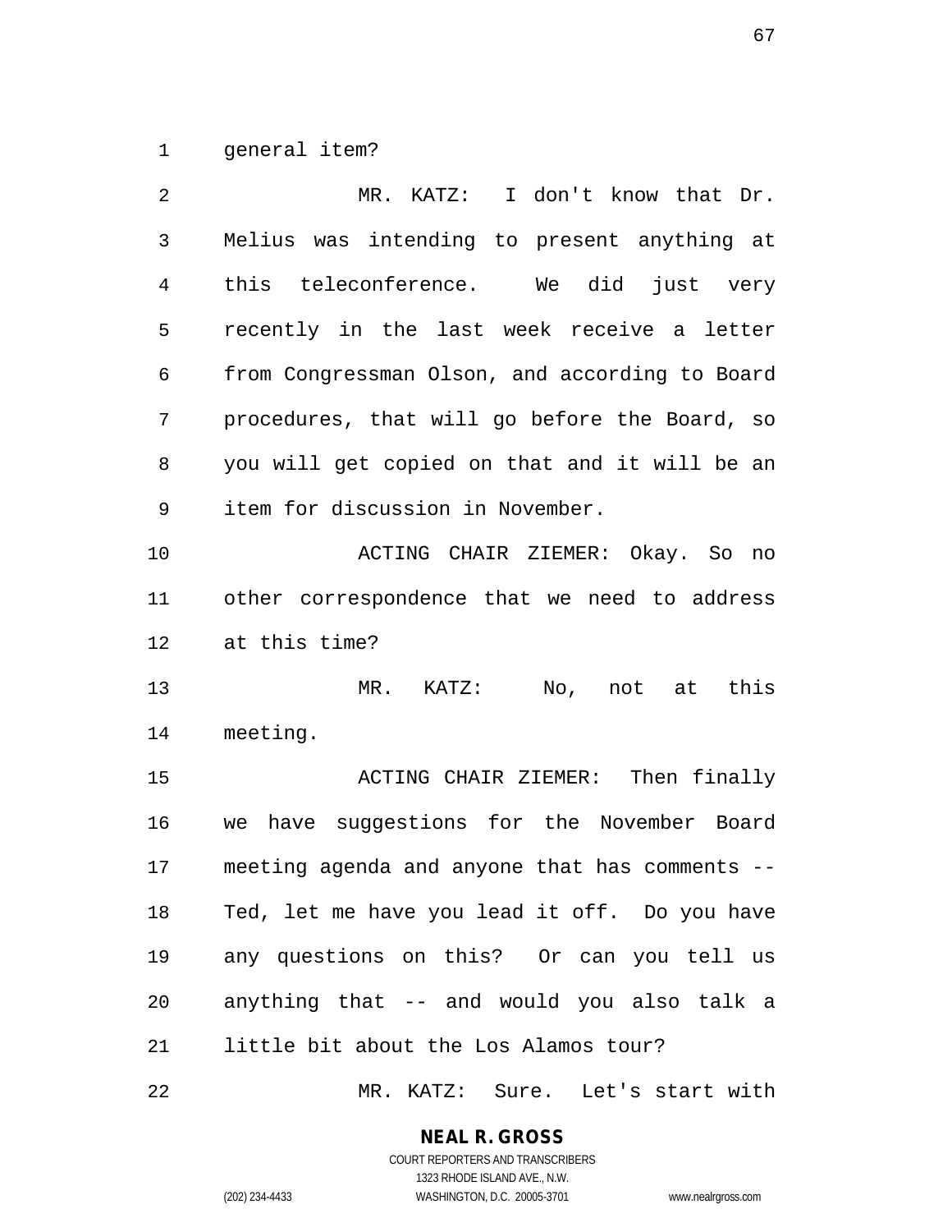general item?

MR. KATZ: I don't know that Dr. Melius was intending to present anything at this teleconference. We did just very recently in the last week receive a letter from Congressman Olson, and according to Board procedures, that will go before the Board, so you will get copied on that and it will be an item for discussion in November.

ACTING CHAIR ZIEMER: Okay. So no other correspondence that we need to address at this time?

MR. KATZ: No, not at this meeting.

ACTING CHAIR ZIEMER: Then finally we have suggestions for the November Board meeting agenda and anyone that has comments -- Ted, let me have you lead it off. Do you have any questions on this? Or can you tell us anything that -- and would you also talk a little bit about the Los Alamos tour?

MR. KATZ: Sure. Let's start with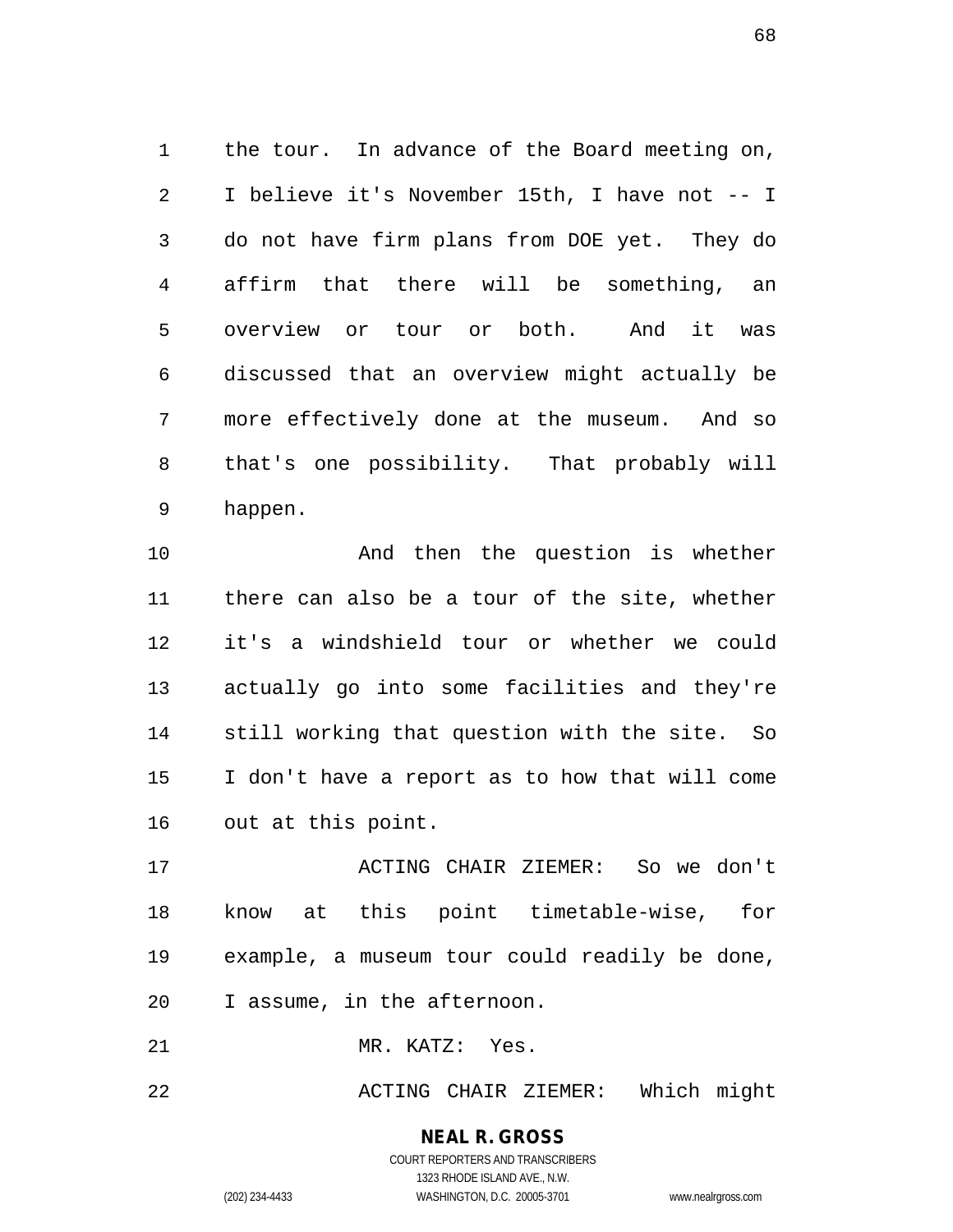the tour. In advance of the Board meeting on, I believe it's November 15th, I have not -- I do not have firm plans from DOE yet. They do affirm that there will be something, an overview or tour or both. And it was discussed that an overview might actually be more effectively done at the museum. And so that's one possibility. That probably will happen.

And then the question is whether there can also be a tour of the site, whether it's a windshield tour or whether we could actually go into some facilities and they're still working that question with the site. So I don't have a report as to how that will come out at this point.

ACTING CHAIR ZIEMER: So we don't know at this point timetable-wise, for example, a museum tour could readily be done, I assume, in the afternoon.

MR. KATZ: Yes.

ACTING CHAIR ZIEMER: Which might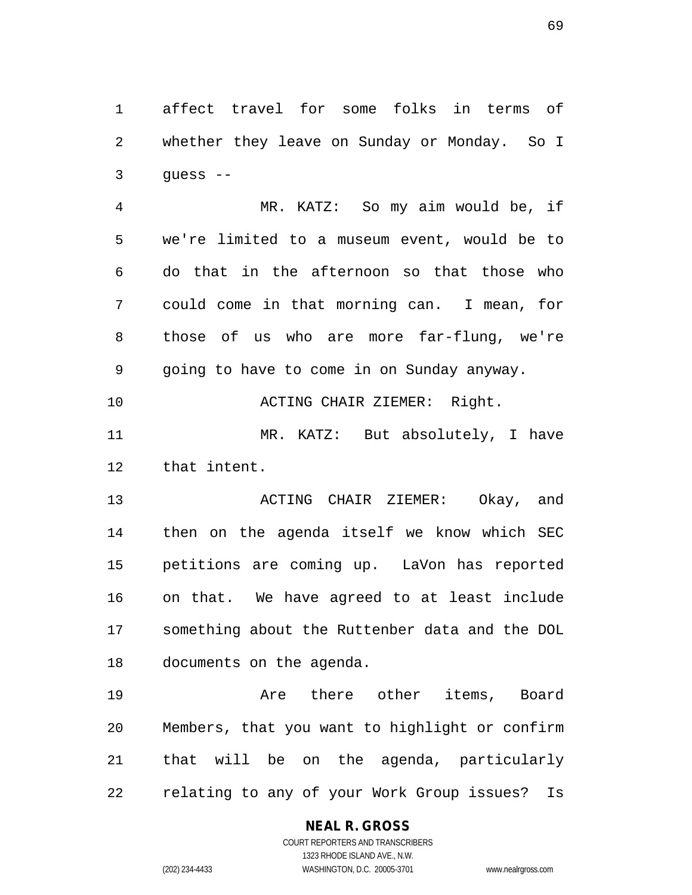affect travel for some folks in terms of whether they leave on Sunday or Monday. So I guess --

MR. KATZ: So my aim would be, if we're limited to a museum event, would be to do that in the afternoon so that those who could come in that morning can. I mean, for those of us who are more far-flung, we're going to have to come in on Sunday anyway.

ACTING CHAIR ZIEMER: Right.

MR. KATZ: But absolutely, I have that intent.

ACTING CHAIR ZIEMER: Okay, and then on the agenda itself we know which SEC petitions are coming up. LaVon has reported on that. We have agreed to at least include something about the Ruttenber data and the DOL documents on the agenda.

Are there other items, Board Members, that you want to highlight or confirm that will be on the agenda, particularly relating to any of your Work Group issues? Is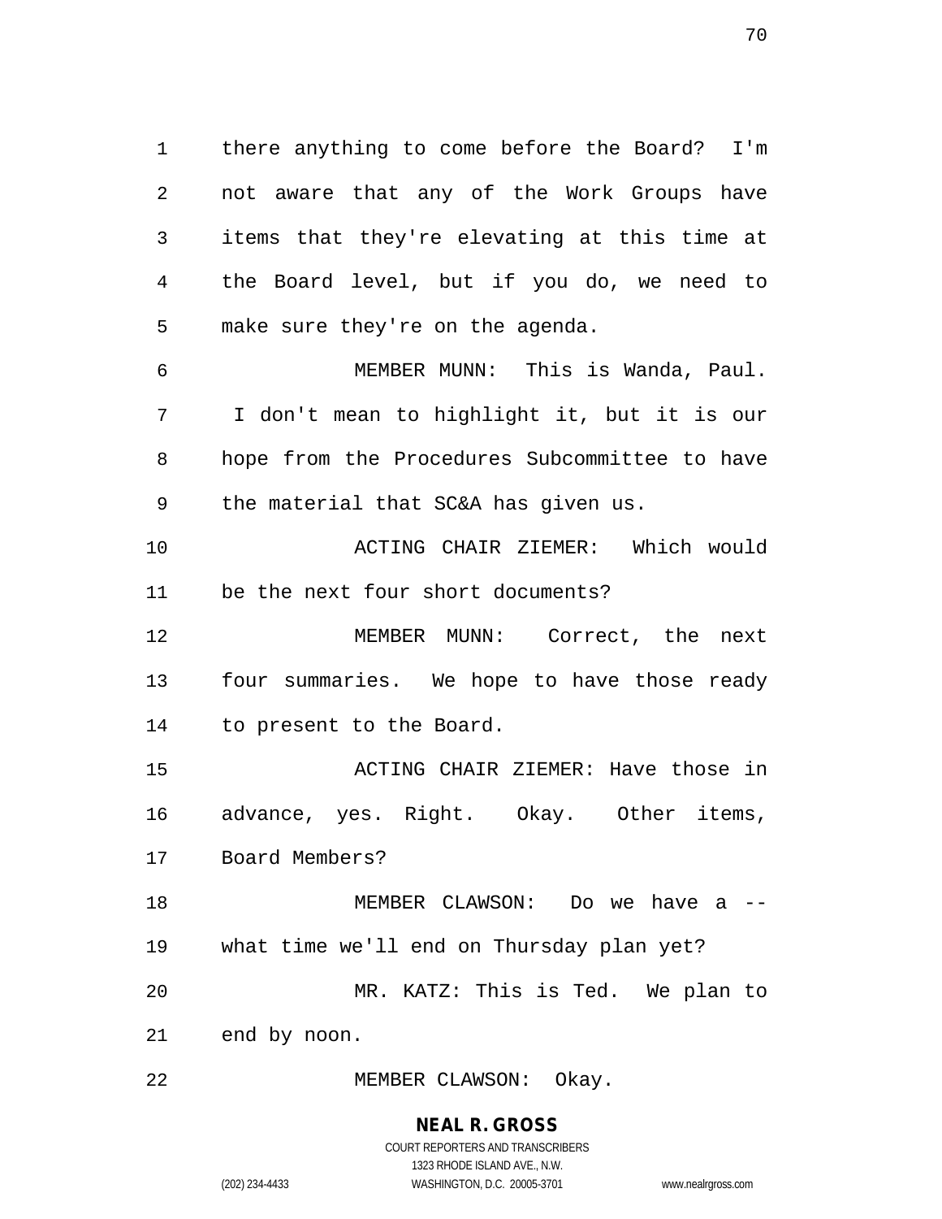there anything to come before the Board? I'm not aware that any of the Work Groups have items that they're elevating at this time at the Board level, but if you do, we need to make sure they're on the agenda.

MEMBER MUNN: This is Wanda, Paul. I don't mean to highlight it, but it is our hope from the Procedures Subcommittee to have the material that SC&A has given us.

ACTING CHAIR ZIEMER: Which would be the next four short documents?

MEMBER MUNN: Correct, the next four summaries. We hope to have those ready to present to the Board.

ACTING CHAIR ZIEMER: Have those in advance, yes. Right. Okay. Other items, Board Members?

MEMBER CLAWSON: Do we have a -- what time we'll end on Thursday plan yet?

MR. KATZ: This is Ted. We plan to end by noon.

MEMBER CLAWSON: Okay.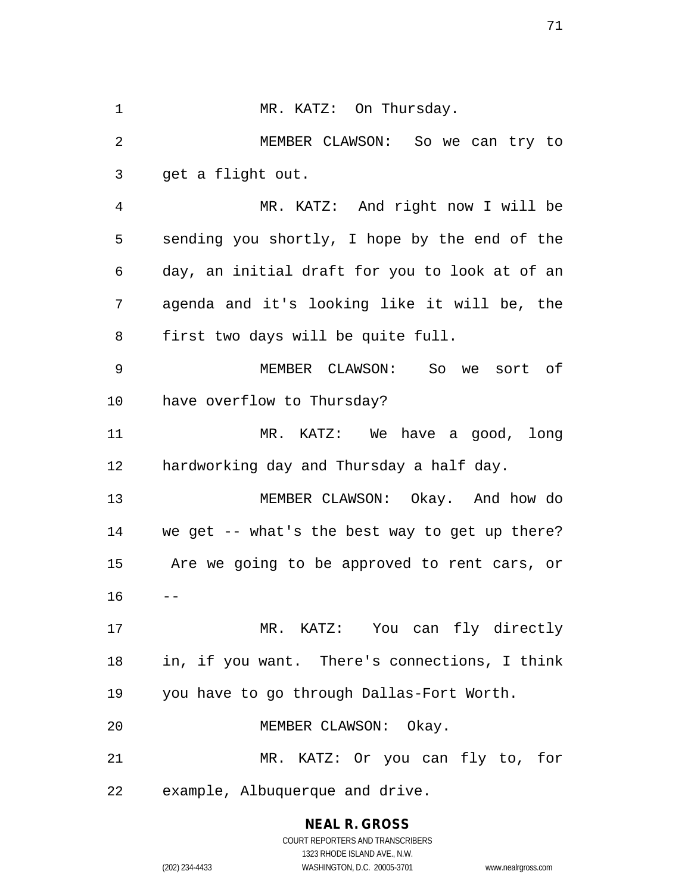MR. KATZ: On Thursday.

MEMBER CLAWSON: So we can try to get a flight out.

MR. KATZ: And right now I will be sending you shortly, I hope by the end of the day, an initial draft for you to look at of an agenda and it's looking like it will be, the first two days will be quite full.

MEMBER CLAWSON: So we sort of have overflow to Thursday?

MR. KATZ: We have a good, long hardworking day and Thursday a half day.

MEMBER CLAWSON: Okay. And how do we get -- what's the best way to get up there? Are we going to be approved to rent cars, or --

MR. KATZ: You can fly directly in, if you want. There's connections, I think you have to go through Dallas-Fort Worth.

MEMBER CLAWSON: Okay.

MR. KATZ: Or you can fly to, for example, Albuquerque and drive.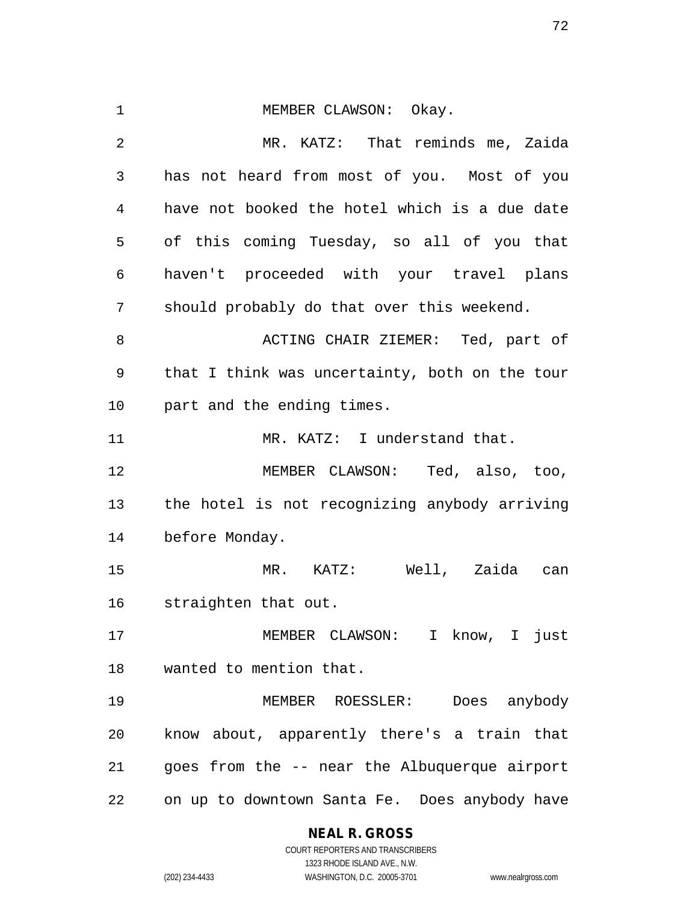MEMBER CLAWSON: Okay.

MR. KATZ: That reminds me, Zaida has not heard from most of you. Most of you have not booked the hotel which is a due date of this coming Tuesday, so all of you that haven't proceeded with your travel plans should probably do that over this weekend.

ACTING CHAIR ZIEMER: Ted, part of that I think was uncertainty, both on the tour part and the ending times.

MR. KATZ: I understand that.

MEMBER CLAWSON: Ted, also, too, the hotel is not recognizing anybody arriving before Monday.

MR. KATZ: Well, Zaida can straighten that out.

MEMBER CLAWSON: I know, I just wanted to mention that.

MEMBER ROESSLER: Does anybody know about, apparently there's a train that goes from the -- near the Albuquerque airport on up to downtown Santa Fe. Does anybody have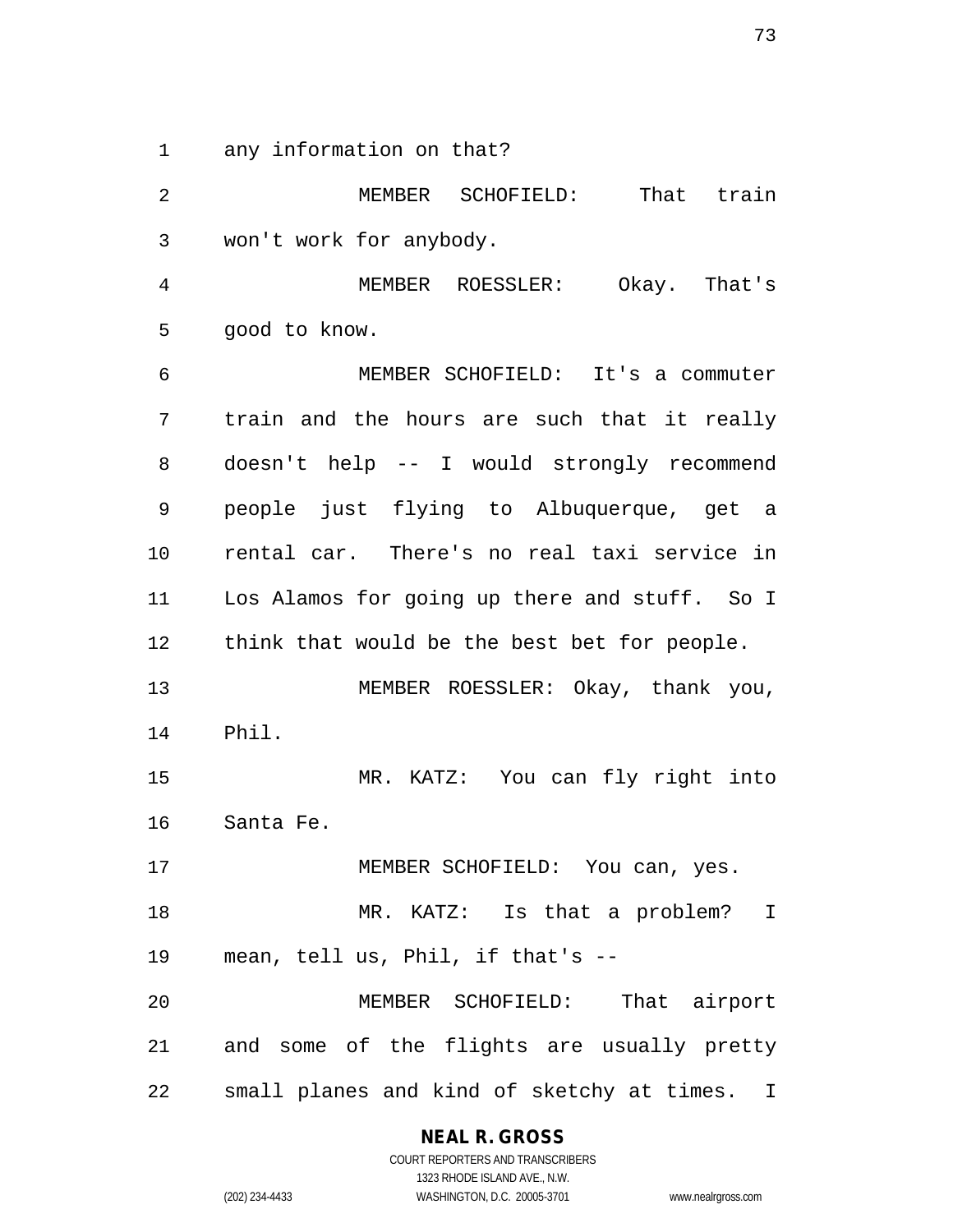any information on that?

MEMBER SCHOFIELD: That train won't work for anybody.

MEMBER ROESSLER: Okay. That's good to know.

MEMBER SCHOFIELD: It's a commuter train and the hours are such that it really doesn't help -- I would strongly recommend people just flying to Albuquerque, get a rental car. There's no real taxi service in Los Alamos for going up there and stuff. So I think that would be the best bet for people.

MEMBER ROESSLER: Okay, thank you, Phil.

MR. KATZ: You can fly right into Santa Fe.

MEMBER SCHOFIELD: You can, yes.

MR. KATZ: Is that a problem? I mean, tell us, Phil, if that's --

MEMBER SCHOFIELD: That airport and some of the flights are usually pretty small planes and kind of sketchy at times. I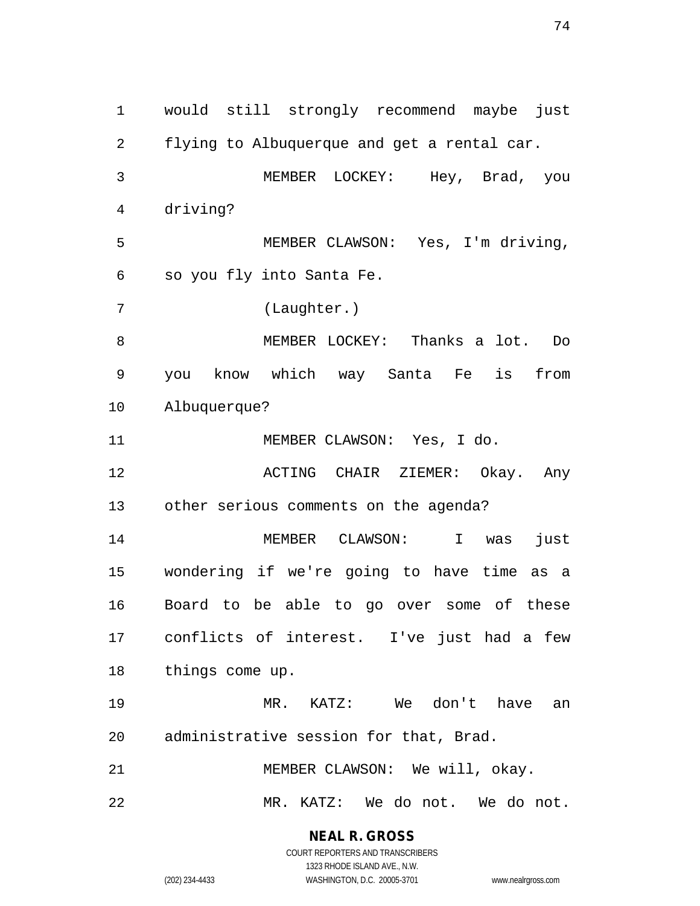would still strongly recommend maybe just flying to Albuquerque and get a rental car.

MEMBER LOCKEY: Hey, Brad, you driving?

MEMBER CLAWSON: Yes, I'm driving, so you fly into Santa Fe.

(Laughter.)

MEMBER LOCKEY: Thanks a lot. Do you know which way Santa Fe is from Albuquerque?

MEMBER CLAWSON: Yes, I do.

ACTING CHAIR ZIEMER: Okay. Any other serious comments on the agenda?

MEMBER CLAWSON: I was just wondering if we're going to have time as a Board to be able to go over some of these conflicts of interest. I've just had a few things come up.

MR. KATZ: We don't have an administrative session for that, Brad.

MEMBER CLAWSON: We will, okay.

MR. KATZ: We do not. We do not.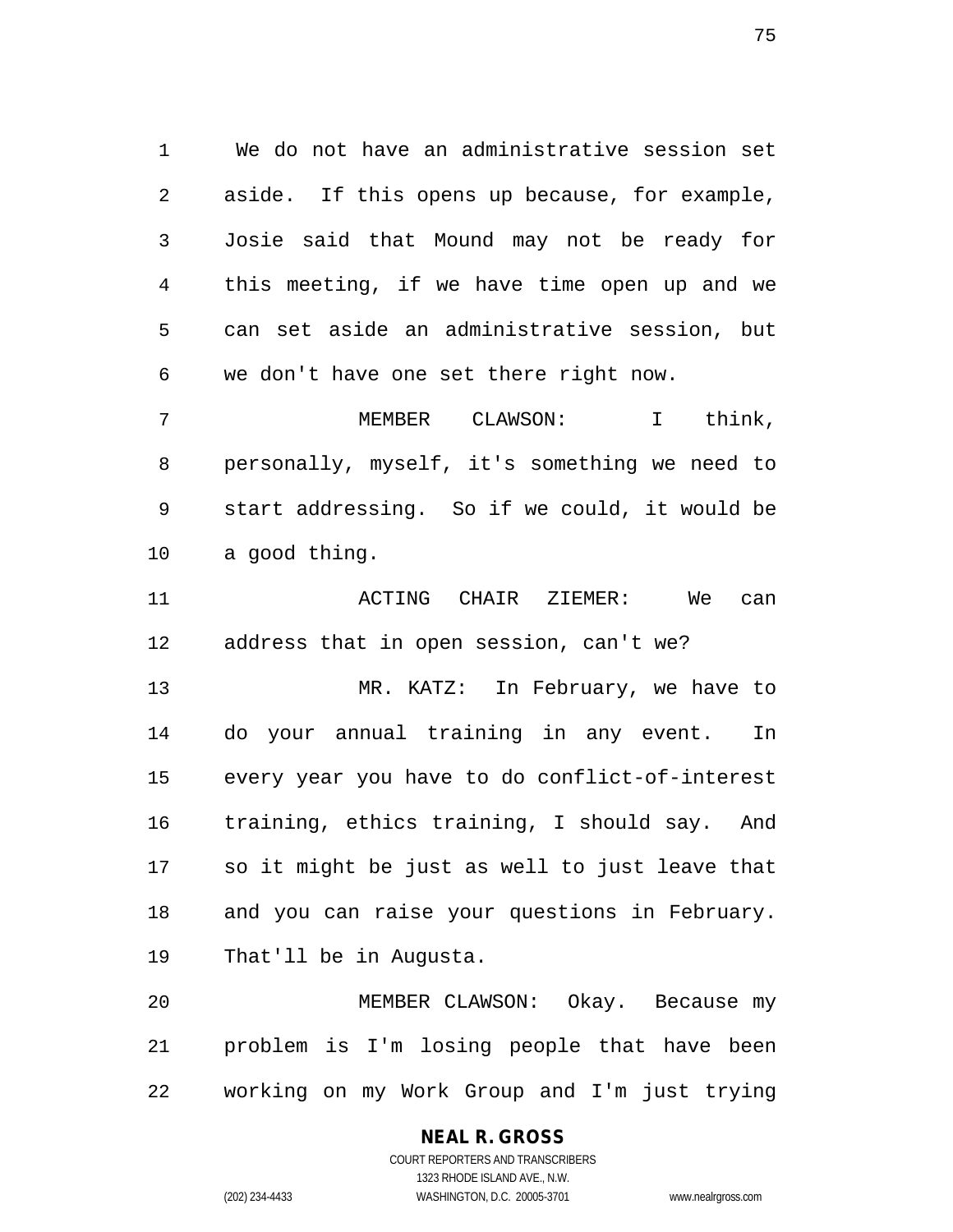We do not have an administrative session set aside. If this opens up because, for example, Josie said that Mound may not be ready for this meeting, if we have time open up and we can set aside an administrative session, but we don't have one set there right now.

MEMBER CLAWSON: I think, personally, myself, it's something we need to start addressing. So if we could, it would be a good thing.

ACTING CHAIR ZIEMER: We can address that in open session, can't we?

MR. KATZ: In February, we have to do your annual training in any event. In every year you have to do conflict-of-interest training, ethics training, I should say. And so it might be just as well to just leave that and you can raise your questions in February. That'll be in Augusta.

MEMBER CLAWSON: Okay. Because my problem is I'm losing people that have been working on my Work Group and I'm just trying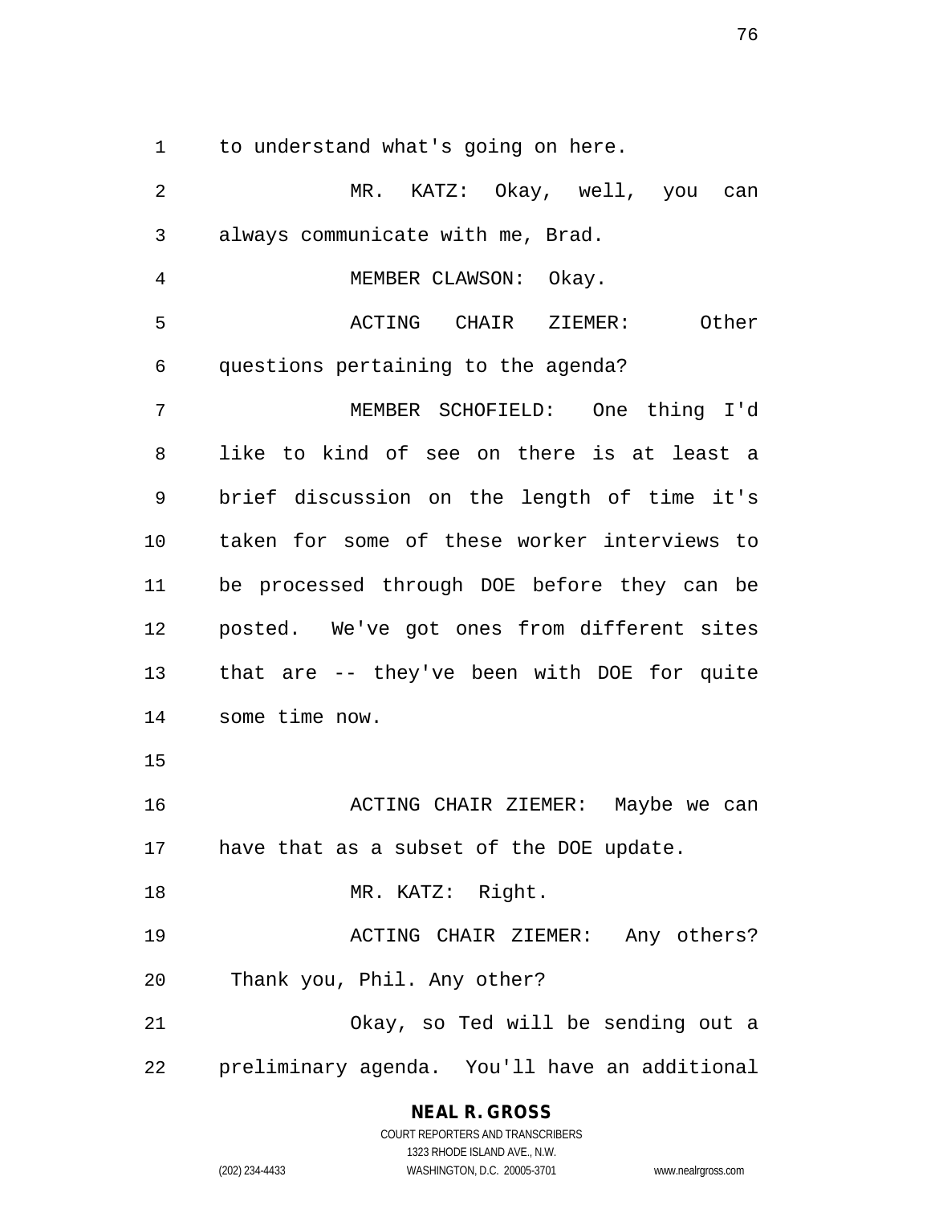to understand what's going on here.

MR. KATZ: Okay, well, you can always communicate with me, Brad.

MEMBER CLAWSON: Okay.

ACTING CHAIR ZIEMER: Other questions pertaining to the agenda?

MEMBER SCHOFIELD: One thing I'd like to kind of see on there is at least a brief discussion on the length of time it's taken for some of these worker interviews to be processed through DOE before they can be posted. We've got ones from different sites that are -- they've been with DOE for quite some time now.

ACTING CHAIR ZIEMER: Maybe we can have that as a subset of the DOE update.

MR. KATZ: Right.

ACTING CHAIR ZIEMER: Any others? Thank you, Phil. Any other?

Okay, so Ted will be sending out a preliminary agenda. You'll have an additional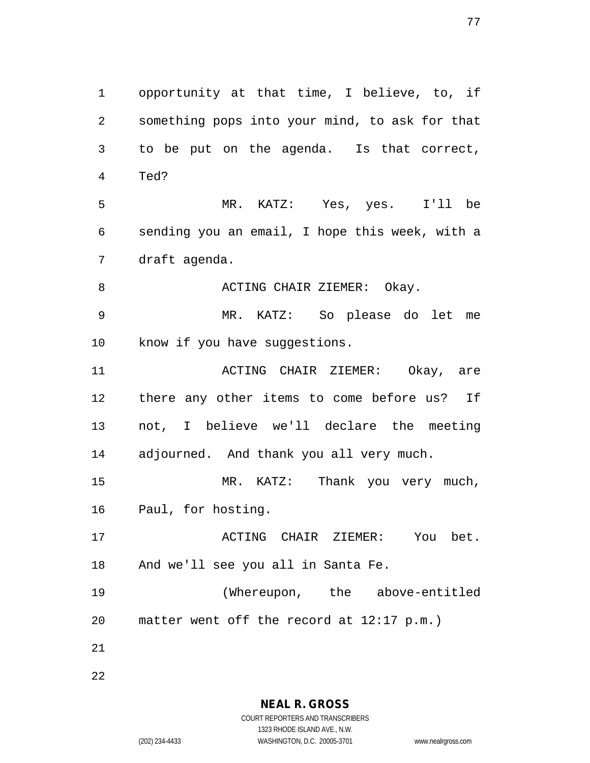opportunity at that time, I believe, to, if something pops into your mind, to ask for that to be put on the agenda. Is that correct, Ted?

MR. KATZ: Yes, yes. I'll be sending you an email, I hope this week, with a draft agenda.

ACTING CHAIR ZIEMER: Okay.

MR. KATZ: So please do let me know if you have suggestions.

ACTING CHAIR ZIEMER: Okay, are there any other items to come before us? If not, I believe we'll declare the meeting adjourned. And thank you all very much.

MR. KATZ: Thank you very much, Paul, for hosting.

ACTING CHAIR ZIEMER: You bet. And we'll see you all in Santa Fe.

(Whereupon, the above-entitled matter went off the record at 12:17 p.m.)